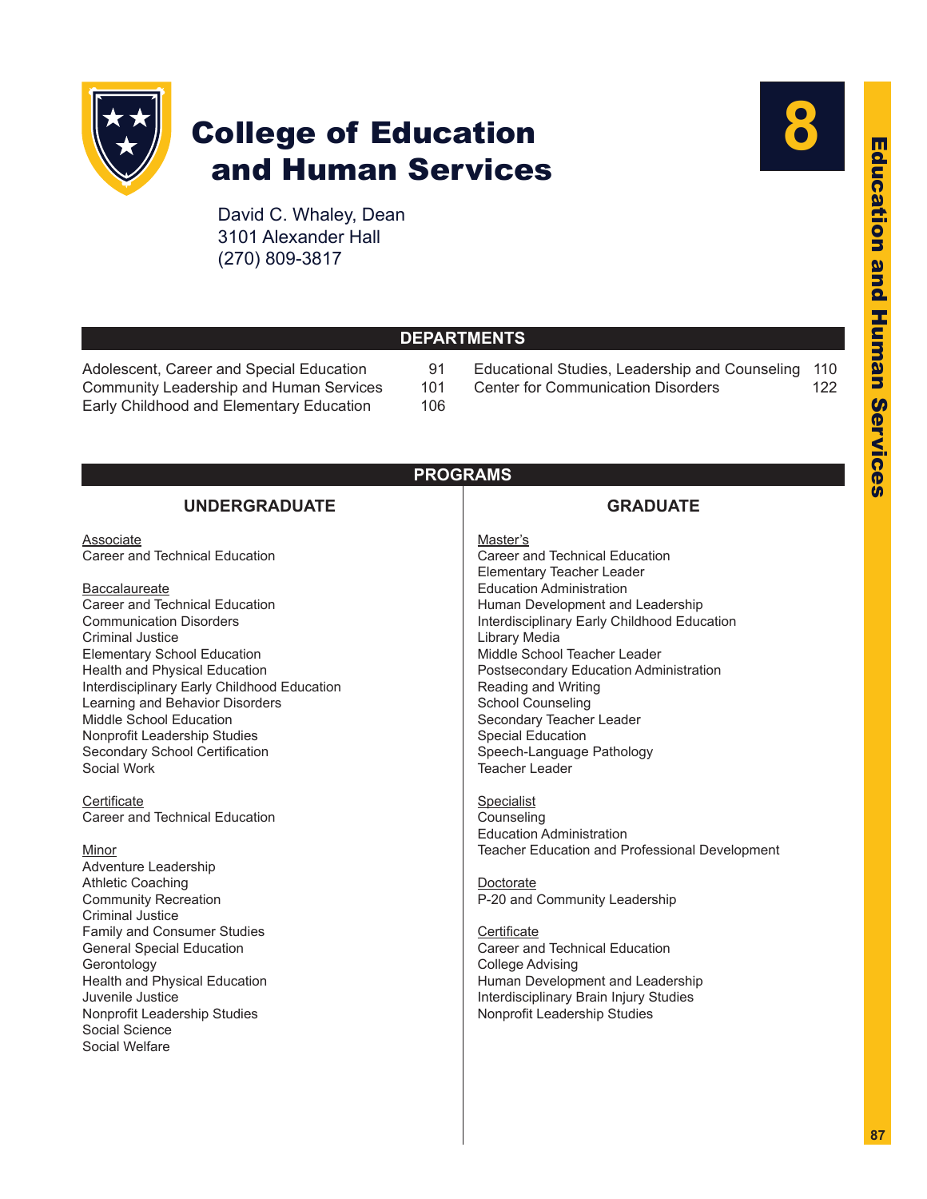# College of Education and Human Services

David C. Whaley, Dean
3101 Alexander Hall
(270) 809-3817

## DEPARTMENTS

| Department | Page |
|---|---|
| Adolescent, Career and Special Education | 91 |
| Community Leadership and Human Services | 101 |
| Early Childhood and Elementary Education | 106 |
| Educational Studies, Leadership and Counseling | 110 |
| Center for Communication Disorders | 122 |

## PROGRAMS

### UNDERGRADUATE

Associate
- Career and Technical Education

Baccalaureate
- Career and Technical Education
- Communication Disorders
- Criminal Justice
- Elementary School Education
- Health and Physical Education
- Interdisciplinary Early Childhood Education
- Learning and Behavior Disorders
- Middle School Education
- Nonprofit Leadership Studies
- Secondary School Certification
- Social Work

Certificate
- Career and Technical Education

Minor
- Adventure Leadership
- Athletic Coaching
- Community Recreation
- Criminal Justice
- Family and Consumer Studies
- General Special Education
- Gerontology
- Health and Physical Education
- Juvenile Justice
- Nonprofit Leadership Studies
- Social Science
- Social Welfare

### GRADUATE

Master's
- Career and Technical Education
- Elementary Teacher Leader
- Education Administration
- Human Development and Leadership
- Interdisciplinary Early Childhood Education
- Library Media
- Middle School Teacher Leader
- Postsecondary Education Administration
- Reading and Writing
- School Counseling
- Secondary Teacher Leader
- Special Education
- Speech-Language Pathology
- Teacher Leader

Specialist
- Counseling
- Education Administration
- Teacher Education and Professional Development

Doctorate
- P-20 and Community Leadership

Certificate
- Career and Technical Education
- College Advising
- Human Development and Leadership
- Interdisciplinary Brain Injury Studies
- Nonprofit Leadership Studies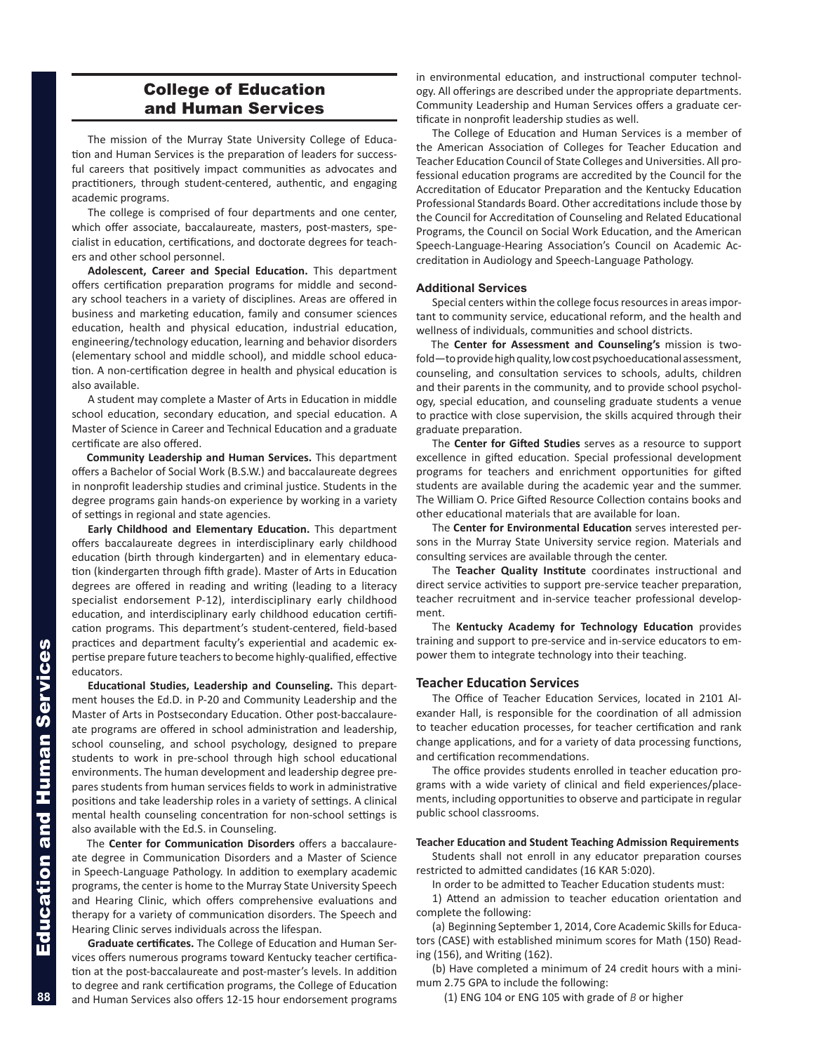## College of Education and Human Services

The mission of the Murray State University College of Education and Human Services is the preparation of leaders for successful careers that positively impact communities as advocates and practitioners, through student-centered, authentic, and engaging academic programs.

The college is comprised of four departments and one center, which offer associate, baccalaureate, masters, post-masters, specialist in education, certifications, and doctorate degrees for teachers and other school personnel.

**Adolescent, Career and Special Education.** This department offers certification preparation programs for middle and secondary school teachers in a variety of disciplines. Areas are offered in business and marketing education, family and consumer sciences education, health and physical education, industrial education, engineering/technology education, learning and behavior disorders (elementary school and middle school), and middle school education. A non-certification degree in health and physical education is also available.

A student may complete a Master of Arts in Education in middle school education, secondary education, and special education. A Master of Science in Career and Technical Education and a graduate certificate are also offered.

**Community Leadership and Human Services.** This department offers a Bachelor of Social Work (B.S.W.) and baccalaureate degrees in nonprofit leadership studies and criminal justice. Students in the degree programs gain hands-on experience by working in a variety of settings in regional and state agencies.

**Early Childhood and Elementary Education.** This department offers baccalaureate degrees in interdisciplinary early childhood education (birth through kindergarten) and in elementary education (kindergarten through fifth grade). Master of Arts in Education degrees are offered in reading and writing (leading to a literacy specialist endorsement P-12), interdisciplinary early childhood education, and interdisciplinary early childhood education certification programs. This department's student-centered, field-based practices and department faculty's experiential and academic expertise prepare future teachers to become highly-qualified, effective educators.

**Educational Studies, Leadership and Counseling.** This department houses the Ed.D. in P-20 and Community Leadership and the Master of Arts in Postsecondary Education. Other post-baccalaureate programs are offered in school administration and leadership, school counseling, and school psychology, designed to prepare students to work in pre-school through high school educational environments. The human development and leadership degree prepares students from human services fields to work in administrative positions and take leadership roles in a variety of settings. A clinical mental health counseling concentration for non-school settings is also available with the Ed.S. in Counseling.

The **Center for Communication Disorders** offers a baccalaureate degree in Communication Disorders and a Master of Science in Speech-Language Pathology. In addition to exemplary academic programs, the center is home to the Murray State University Speech and Hearing Clinic, which offers comprehensive evaluations and therapy for a variety of communication disorders. The Speech and Hearing Clinic serves individuals across the lifespan.

**Graduate certificates.** The College of Education and Human Services offers numerous programs toward Kentucky teacher certification at the post-baccalaureate and post-master's levels. In addition to degree and rank certification programs, the College of Education and Human Services also offers 12-15 hour endorsement programs in environmental education, and instructional computer technology. All offerings are described under the appropriate departments. Community Leadership and Human Services offers a graduate certificate in nonprofit leadership studies as well.

The College of Education and Human Services is a member of the American Association of Colleges for Teacher Education and Teacher Education Council of State Colleges and Universities. All professional education programs are accredited by the Council for the Accreditation of Educator Preparation and the Kentucky Education Professional Standards Board. Other accreditations include those by the Council for Accreditation of Counseling and Related Educational Programs, the Council on Social Work Education, and the American Speech-Language-Hearing Association's Council on Academic Accreditation in Audiology and Speech-Language Pathology.

### Additional Services

Special centers within the college focus resources in areas important to community service, educational reform, and the health and wellness of individuals, communities and school districts.

The **Center for Assessment and Counseling's** mission is twofold—to provide high quality, low cost psychoeducational assessment, counseling, and consultation services to schools, adults, children and their parents in the community, and to provide school psychology, special education, and counseling graduate students a venue to practice with close supervision, the skills acquired through their graduate preparation.

The **Center for Gifted Studies** serves as a resource to support excellence in gifted education. Special professional development programs for teachers and enrichment opportunities for gifted students are available during the academic year and the summer. The William O. Price Gifted Resource Collection contains books and other educational materials that are available for loan.

The **Center for Environmental Education** serves interested persons in the Murray State University service region. Materials and consulting services are available through the center.

The **Teacher Quality Institute** coordinates instructional and direct service activities to support pre-service teacher preparation, teacher recruitment and in-service teacher professional development.

The **Kentucky Academy for Technology Education** provides training and support to pre-service and in-service educators to empower them to integrate technology into their teaching.

### Teacher Education Services

The Office of Teacher Education Services, located in 2101 Alexander Hall, is responsible for the coordination of all admission to teacher education processes, for teacher certification and rank change applications, and for a variety of data processing functions, and certification recommendations.

The office provides students enrolled in teacher education programs with a wide variety of clinical and field experiences/placements, including opportunities to observe and participate in regular public school classrooms.

#### Teacher Education and Student Teaching Admission Requirements

Students shall not enroll in any educator preparation courses restricted to admitted candidates (16 KAR 5:020).

In order to be admitted to Teacher Education students must:

1) Attend an admission to teacher education orientation and complete the following:

(a) Beginning September 1, 2014, Core Academic Skills for Educators (CASE) with established minimum scores for Math (150) Reading (156), and Writing (162).

(b) Have completed a minimum of 24 credit hours with a minimum 2.75 GPA to include the following:

(1) ENG 104 or ENG 105 with grade of *B* or higher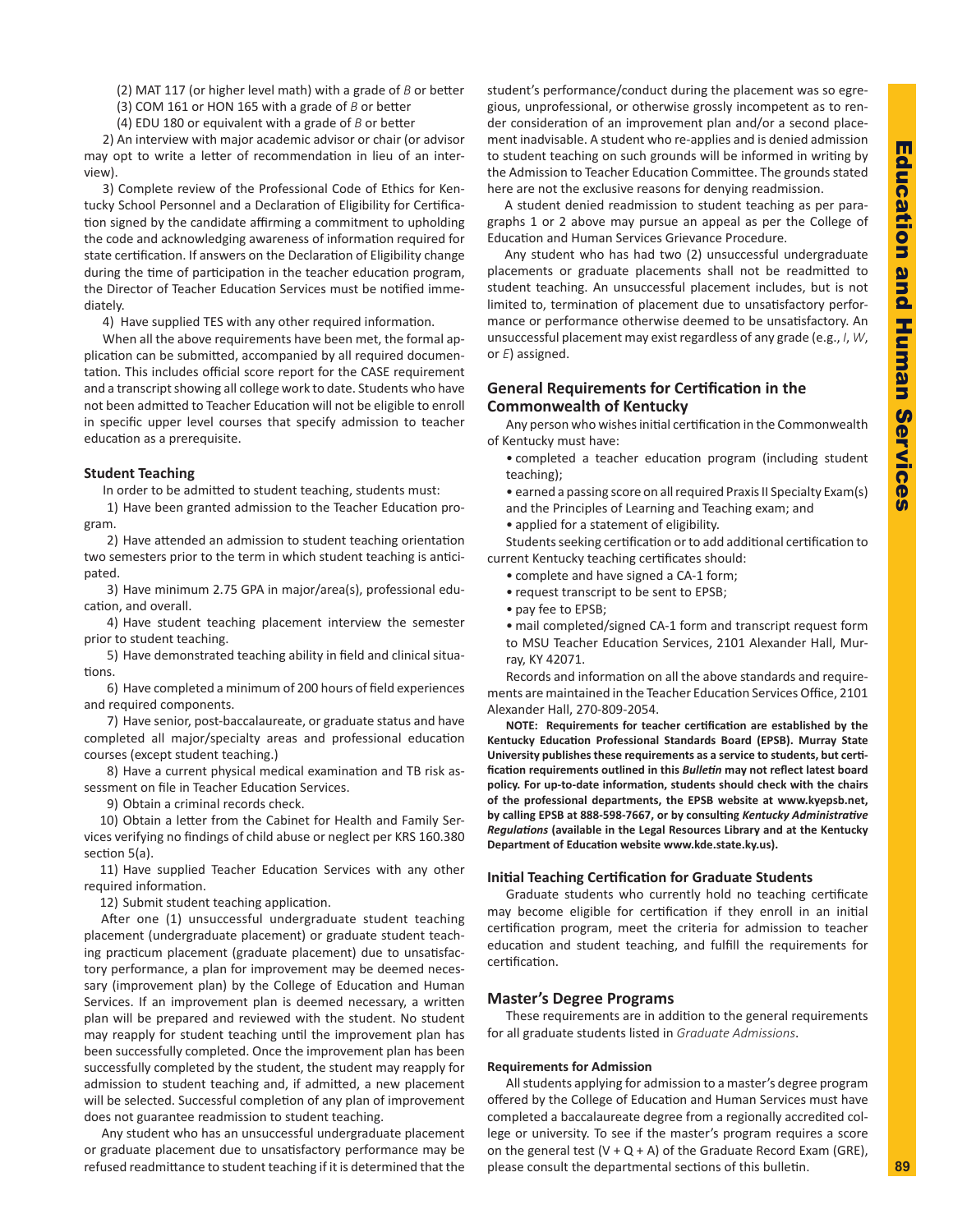(2) MAT 117 (or higher level math) with a grade of *B* or better

(3) COM 161 or HON 165 with a grade of *B* or better

(4) EDU 180 or equivalent with a grade of *B* or better

2) An interview with major academic advisor or chair (or advisor may opt to write a letter of recommendation in lieu of an interview).

3) Complete review of the Professional Code of Ethics for Kentucky School Personnel and a Declaration of Eligibility for Certification signed by the candidate affirming a commitment to upholding the code and acknowledging awareness of information required for state certification. If answers on the Declaration of Eligibility change during the time of participation in the teacher education program, the Director of Teacher Education Services must be notified immediately.

4) Have supplied TES with any other required information.

When all the above requirements have been met, the formal application can be submitted, accompanied by all required documentation. This includes official score report for the CASE requirement and a transcript showing all college work to date. Students who have not been admitted to Teacher Education will not be eligible to enroll in specific upper level courses that specify admission to teacher education as a prerequisite.

### Student Teaching

In order to be admitted to student teaching, students must:

1) Have been granted admission to the Teacher Education program.

2) Have attended an admission to student teaching orientation two semesters prior to the term in which student teaching is anticipated.

3) Have minimum 2.75 GPA in major/area(s), professional education, and overall.

4) Have student teaching placement interview the semester prior to student teaching.

5) Have demonstrated teaching ability in field and clinical situations.

6) Have completed a minimum of 200 hours of field experiences and required components.

7) Have senior, post-baccalaureate, or graduate status and have completed all major/specialty areas and professional education courses (except student teaching.)

8) Have a current physical medical examination and TB risk assessment on file in Teacher Education Services.

9) Obtain a criminal records check.

10) Obtain a letter from the Cabinet for Health and Family Services verifying no findings of child abuse or neglect per KRS 160.380 section 5(a).

11) Have supplied Teacher Education Services with any other required information.

12) Submit student teaching application.

After one (1) unsuccessful undergraduate student teaching placement (undergraduate placement) or graduate student teaching practicum placement (graduate placement) due to unsatisfactory performance, a plan for improvement may be deemed necessary (improvement plan) by the College of Education and Human Services. If an improvement plan is deemed necessary, a written plan will be prepared and reviewed with the student. No student may reapply for student teaching until the improvement plan has been successfully completed. Once the improvement plan has been successfully completed by the student, the student may reapply for admission to student teaching and, if admitted, a new placement will be selected. Successful completion of any plan of improvement does not guarantee readmission to student teaching.

Any student who has an unsuccessful undergraduate placement or graduate placement due to unsatisfactory performance may be refused readmittance to student teaching if it is determined that the student's performance/conduct during the placement was so egregious, unprofessional, or otherwise grossly incompetent as to render consideration of an improvement plan and/or a second placement inadvisable. A student who re-applies and is denied admission to student teaching on such grounds will be informed in writing by the Admission to Teacher Education Committee. The grounds stated here are not the exclusive reasons for denying readmission.

A student denied readmission to student teaching as per paragraphs 1 or 2 above may pursue an appeal as per the College of Education and Human Services Grievance Procedure.

Any student who has had two (2) unsuccessful undergraduate placements or graduate placements shall not be readmitted to student teaching. An unsuccessful placement includes, but is not limited to, termination of placement due to unsatisfactory performance or performance otherwise deemed to be unsatisfactory. An unsuccessful placement may exist regardless of any grade (e.g., *I*, *W*, or *E*) assigned.

## General Requirements for Certification in the Commonwealth of Kentucky

Any person who wishes initial certification in the Commonwealth of Kentucky must have:

- completed a teacher education program (including student teaching);
- earned a passing score on all required Praxis II Specialty Exam(s) and the Principles of Learning and Teaching exam; and
- applied for a statement of eligibility.

Students seeking certification or to add additional certification to current Kentucky teaching certificates should:

- complete and have signed a CA-1 form;
- request transcript to be sent to EPSB;
- pay fee to EPSB;
- mail completed/signed CA-1 form and transcript request form to MSU Teacher Education Services, 2101 Alexander Hall, Murray, KY 42071.

Records and information on all the above standards and requirements are maintained in the Teacher Education Services Office, 2101 Alexander Hall, 270-809-2054.

**NOTE: Requirements for teacher certification are established by the Kentucky Education Professional Standards Board (EPSB). Murray State University publishes these requirements as a service to students, but certification requirements outlined in this *Bulletin* may not reflect latest board policy. For up-to-date information, students should check with the chairs of the professional departments, the EPSB website at www.kyepsb.net, by calling EPSB at 888-598-7667, or by consulting *Kentucky Administrative Regulations* (available in the Legal Resources Library and at the Kentucky Department of Education website www.kde.state.ky.us).**

### Initial Teaching Certification for Graduate Students

Graduate students who currently hold no teaching certificate may become eligible for certification if they enroll in an initial certification program, meet the criteria for admission to teacher education and student teaching, and fulfill the requirements for certification.

## Master's Degree Programs

These requirements are in addition to the general requirements for all graduate students listed in *Graduate Admissions*.

#### Requirements for Admission

All students applying for admission to a master's degree program offered by the College of Education and Human Services must have completed a baccalaureate degree from a regionally accredited college or university. To see if the master's program requires a score on the general test (V + Q + A) of the Graduate Record Exam (GRE), please consult the departmental sections of this bulletin.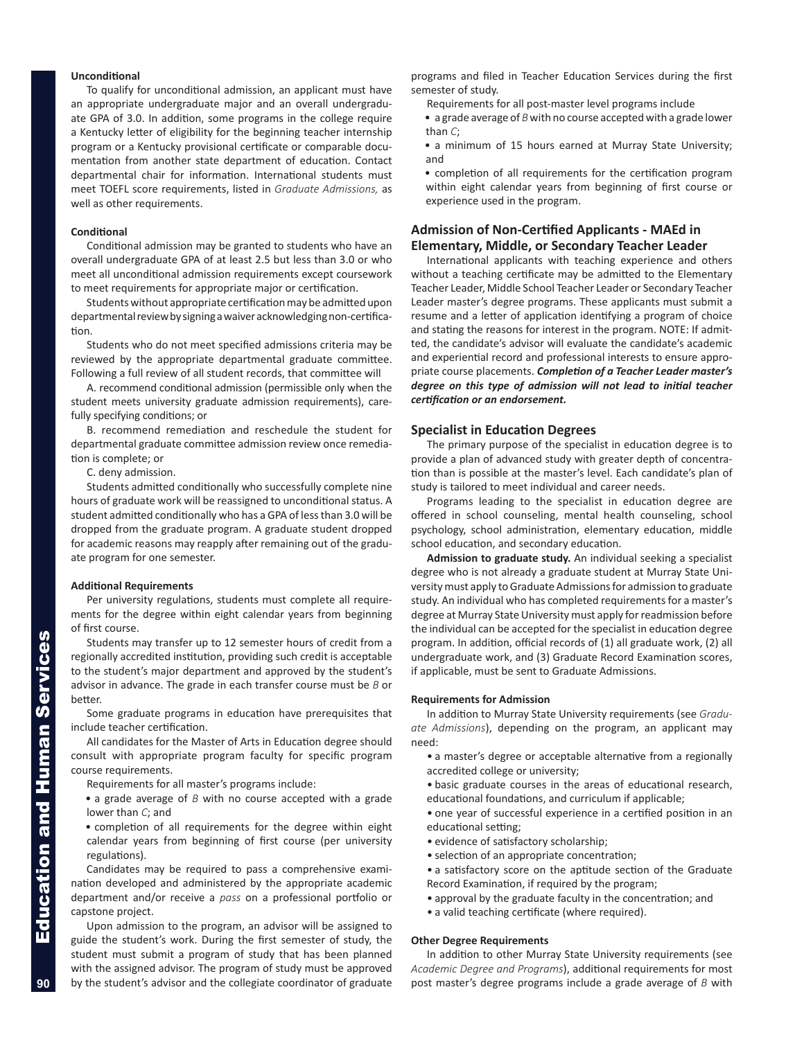**Unconditional**

To qualify for unconditional admission, an applicant must have an appropriate undergraduate major and an overall undergraduate GPA of 3.0. In addition, some programs in the college require a Kentucky letter of eligibility for the beginning teacher internship program or a Kentucky provisional certificate or comparable documentation from another state department of education. Contact departmental chair for information. International students must meet TOEFL score requirements, listed in *Graduate Admissions,* as well as other requirements.

**Conditional**

Conditional admission may be granted to students who have an overall undergraduate GPA of at least 2.5 but less than 3.0 or who meet all unconditional admission requirements except coursework to meet requirements for appropriate major or certification.

Students without appropriate certification may be admitted upon departmental review by signing a waiver acknowledging non-certification.

Students who do not meet specified admissions criteria may be reviewed by the appropriate departmental graduate committee. Following a full review of all student records, that committee will

A. recommend conditional admission (permissible only when the student meets university graduate admission requirements), carefully specifying conditions; or

B. recommend remediation and reschedule the student for departmental graduate committee admission review once remediation is complete; or

C. deny admission.

Students admitted conditionally who successfully complete nine hours of graduate work will be reassigned to unconditional status. A student admitted conditionally who has a GPA of less than 3.0 will be dropped from the graduate program. A graduate student dropped for academic reasons may reapply after remaining out of the graduate program for one semester.

**Additional Requirements**

Per university regulations, students must complete all requirements for the degree within eight calendar years from beginning of first course.

Students may transfer up to 12 semester hours of credit from a regionally accredited institution, providing such credit is acceptable to the student's major department and approved by the student's advisor in advance. The grade in each transfer course must be *B* or better.

Some graduate programs in education have prerequisites that include teacher certification.

All candidates for the Master of Arts in Education degree should consult with appropriate program faculty for specific program course requirements.

Requirements for all master's programs include:

- a grade average of *B* with no course accepted with a grade lower than *C*; and
- completion of all requirements for the degree within eight calendar years from beginning of first course (per university regulations).

Candidates may be required to pass a comprehensive examination developed and administered by the appropriate academic department and/or receive a *pass* on a professional portfolio or capstone project.

Upon admission to the program, an advisor will be assigned to guide the student's work. During the first semester of study, the student must submit a program of study that has been planned with the assigned advisor. The program of study must be approved by the student's advisor and the collegiate coordinator of graduate programs and filed in Teacher Education Services during the first semester of study.

Requirements for all post-master level programs include

- a grade average of *B* with no course accepted with a grade lower than *C*;
- a minimum of 15 hours earned at Murray State University; and
- completion of all requirements for the certification program within eight calendar years from beginning of first course or experience used in the program.

## Admission of Non-Certified Applicants - MAEd in Elementary, Middle, or Secondary Teacher Leader

International applicants with teaching experience and others without a teaching certificate may be admitted to the Elementary Teacher Leader, Middle School Teacher Leader or Secondary Teacher Leader master's degree programs. These applicants must submit a resume and a letter of application identifying a program of choice and stating the reasons for interest in the program. NOTE: If admitted, the candidate's advisor will evaluate the candidate's academic and experiential record and professional interests to ensure appropriate course placements. ***Completion of a Teacher Leader master's degree on this type of admission will not lead to initial teacher certification or an endorsement.***

## Specialist in Education Degrees

The primary purpose of the specialist in education degree is to provide a plan of advanced study with greater depth of concentration than is possible at the master's level. Each candidate's plan of study is tailored to meet individual and career needs.

Programs leading to the specialist in education degree are offered in school counseling, mental health counseling, school psychology, school administration, elementary education, middle school education, and secondary education.

**Admission to graduate study.** An individual seeking a specialist degree who is not already a graduate student at Murray State University must apply to Graduate Admissions for admission to graduate study. An individual who has completed requirements for a master's degree at Murray State University must apply for readmission before the individual can be accepted for the specialist in education degree program. In addition, official records of (1) all graduate work, (2) all undergraduate work, and (3) Graduate Record Examination scores, if applicable, must be sent to Graduate Admissions.

**Requirements for Admission**

In addition to Murray State University requirements (see *Graduate Admissions*), depending on the program, an applicant may need:

- a master's degree or acceptable alternative from a regionally accredited college or university;
- basic graduate courses in the areas of educational research, educational foundations, and curriculum if applicable;
- one year of successful experience in a certified position in an educational setting;
- evidence of satisfactory scholarship;
- selection of an appropriate concentration;
- a satisfactory score on the aptitude section of the Graduate Record Examination, if required by the program;
- approval by the graduate faculty in the concentration; and
- a valid teaching certificate (where required).

**Other Degree Requirements**

In addition to other Murray State University requirements (see *Academic Degree and Programs*), additional requirements for most post master's degree programs include a grade average of *B* with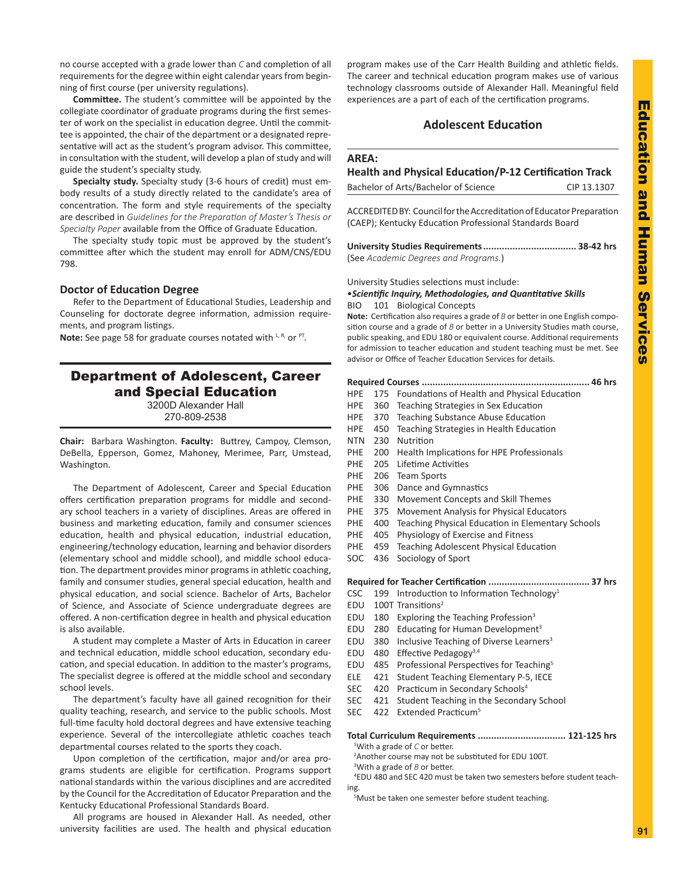no course accepted with a grade lower than *C* and completion of all requirements for the degree within eight calendar years from beginning of first course (per university regulations).

**Committee.** The student's committee will be appointed by the collegiate coordinator of graduate programs during the first semester of work on the specialist in education degree. Until the committee is appointed, the chair of the department or a designated representative will act as the student's program advisor. This committee, in consultation with the student, will develop a plan of study and will guide the student's specialty study.

**Specialty study.** Specialty study (3-6 hours of credit) must embody results of a study directly related to the candidate's area of concentration. The form and style requirements of the specialty are described in *Guidelines for the Preparation of Master's Thesis or Specialty Paper* available from the Office of Graduate Education.

The specialty study topic must be approved by the student's committee after which the student may enroll for ADM/CNS/EDU 798.

### Doctor of Education Degree

Refer to the Department of Educational Studies, Leadership and Counseling for doctorate degree information, admission requirements, and program listings.

**Note:** See page 58 for graduate courses notated with [L, R,] or [PT].

## Department of Adolescent, Career and Special Education

3200D Alexander Hall
270-809-2538

**Chair:** Barbara Washington. **Faculty:** Buttrey, Campoy, Clemson, DeBella, Epperson, Gomez, Mahoney, Merimee, Parr, Umstead, Washington.

The Department of Adolescent, Career and Special Education offers certification preparation programs for middle and secondary school teachers in a variety of disciplines. Areas are offered in business and marketing education, family and consumer sciences education, health and physical education, industrial education, engineering/technology education, learning and behavior disorders (elementary school and middle school), and middle school education. The department provides minor programs in athletic coaching, family and consumer studies, general special education, health and physical education, and social science. Bachelor of Arts, Bachelor of Science, and Associate of Science undergraduate degrees are offered. A non-certification degree in health and physical education is also available.

A student may complete a Master of Arts in Education in career and technical education, middle school education, secondary education, and special education. In addition to the master's programs, The specialist degree is offered at the middle school and secondary school levels.

The department's faculty have all gained recognition for their quality teaching, research, and service to the public schools. Most full-time faculty hold doctoral degrees and have extensive teaching experience. Several of the intercollegiate athletic coaches teach departmental courses related to the sports they coach.

Upon completion of the certification, major and/or area programs students are eligible for certification. Programs support national standards within the various disciplines and are accredited by the Council for the Accreditation of Educator Preparation and the Kentucky Educational Professional Standards Board.

All programs are housed in Alexander Hall. As needed, other university facilities are used. The health and physical education program makes use of the Carr Health Building and athletic fields. The career and technical education program makes use of various technology classrooms outside of Alexander Hall. Meaningful field experiences are a part of each of the certification programs.

### Adolescent Education

**AREA:**
**Health and Physical Education/P-12 Certification Track**

Bachelor of Arts/Bachelor of Science — CIP 13.1307

ACCREDITED BY: Council for the Accreditation of Educator Preparation (CAEP); Kentucky Education Professional Standards Board

**University Studies Requirements .................................. 38-42 hrs**
(See *Academic Degrees and Programs.*)

University Studies selections must include:

•***Scientific Inquiry, Methodologies, and Quantitative Skills***
BIO 101 Biological Concepts

**Note:** Certification also requires a grade of *B* or better in one English composition course and a grade of *B* or better in a University Studies math course, public speaking, and EDU 180 or equivalent course. Additional requirements for admission to teacher education and student teaching must be met. See advisor or Office of Teacher Education Services for details.

**Required Courses .............................................................. 46 hrs**

- HPE 175 Foundations of Health and Physical Education
- HPE 360 Teaching Strategies in Sex Education
- HPE 370 Teaching Substance Abuse Education
- HPE 450 Teaching Strategies in Health Education
- NTN 230 Nutrition
- PHE 200 Health Implications for HPE Professionals
- PHE 205 Lifetime Activities
- PHE 206 Team Sports
- PHE 306 Dance and Gymnastics
- PHE 330 Movement Concepts and Skill Themes
- PHE 375 Movement Analysis for Physical Educators
- PHE 400 Teaching Physical Education in Elementary Schools
- PHE 405 Physiology of Exercise and Fitness
- PHE 459 Teaching Adolescent Physical Education
- SOC 436 Sociology of Sport

**Required for Teacher Certification ..................................... 37 hrs**

- CSC 199 Introduction to Information Technology[1]
- EDU 100T Transitions[2]
- EDU 180 Exploring the Teaching Profession[3]
- EDU 280 Educating for Human Development[3]
- EDU 380 Inclusive Teaching of Diverse Learners[3]
- EDU 480 Effective Pedagogy[3,4]
- EDU 485 Professional Perspectives for Teaching[5]
- ELE 421 Student Teaching Elementary P-5, IECE
- SEC 420 Practicum in Secondary Schools[4]
- SEC 421 Student Teaching in the Secondary School
- SEC 422 Extended Practicum[5]

**Total Curriculum Requirements ................................ 121-125 hrs**

[1]With a grade of *C* or better.
[2]Another course may not be substituted for EDU 100T.
[3]With a grade of *B* or better.
[4]EDU 480 and SEC 420 must be taken two semesters before student teaching.
[5]Must be taken one semester before student teaching.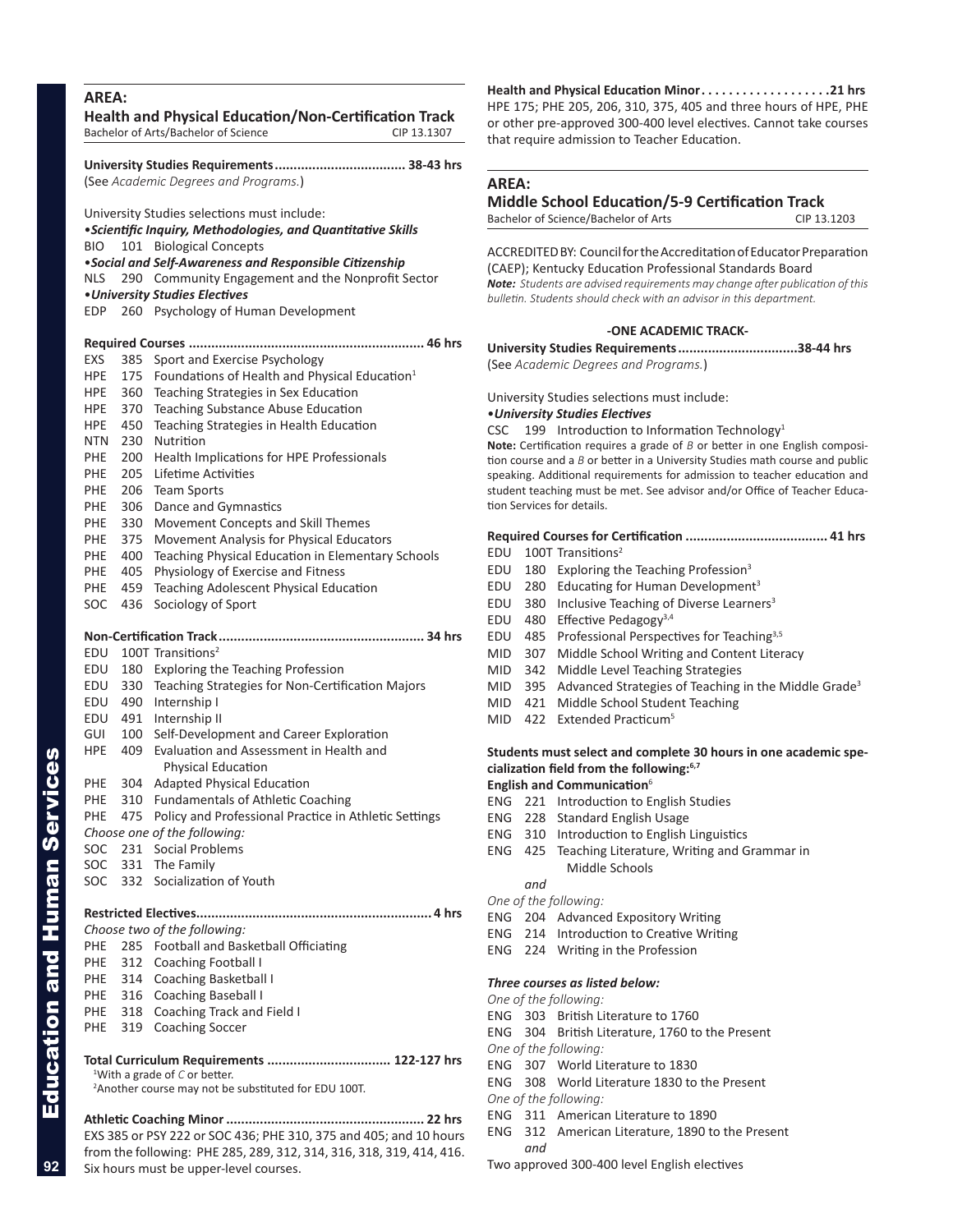## AREA:

### Health and Physical Education/Non-Certification Track

Bachelor of Arts/Bachelor of Science — CIP 13.1307

**University Studies Requirements .................................. 38-43 hrs**
(See *Academic Degrees and Programs.*)

University Studies selections must include:

•***Scientific Inquiry, Methodologies, and Quantitative Skills***
BIO 101 Biological Concepts

•***Social and Self-Awareness and Responsible Citizenship***
NLS 290 Community Engagement and the Nonprofit Sector

•***University Studies Electives***
EDP 260 Psychology of Human Development

**Required Courses ............................................................. 46 hrs**

- EXS 385 Sport and Exercise Psychology
- HPE 175 Foundations of Health and Physical Education[1]
- HPE 360 Teaching Strategies in Sex Education
- HPE 370 Teaching Substance Abuse Education
- HPE 450 Teaching Strategies in Health Education
- NTN 230 Nutrition
- PHE 200 Health Implications for HPE Professionals
- PHE 205 Lifetime Activities
- PHE 206 Team Sports
- PHE 306 Dance and Gymnastics
- PHE 330 Movement Concepts and Skill Themes
- PHE 375 Movement Analysis for Physical Educators
- PHE 400 Teaching Physical Education in Elementary Schools
- PHE 405 Physiology of Exercise and Fitness
- PHE 459 Teaching Adolescent Physical Education
- SOC 436 Sociology of Sport

**Non-Certification Track ...................................................... 34 hrs**

- EDU 100T Transitions[2]
- EDU 180 Exploring the Teaching Profession
- EDU 330 Teaching Strategies for Non-Certification Majors
- EDU 490 Internship I
- EDU 491 Internship II
- GUI 100 Self-Development and Career Exploration
- HPE 409 Evaluation and Assessment in Health and Physical Education
- PHE 304 Adapted Physical Education
- PHE 310 Fundamentals of Athletic Coaching
- PHE 475 Policy and Professional Practice in Athletic Settings

*Choose one of the following:*

- SOC 231 Social Problems
- SOC 331 The Family
- SOC 332 Socialization of Youth

**Restricted Electives............................................................. 4 hrs**

*Choose two of the following:*

- PHE 285 Football and Basketball Officiating
- PHE 312 Coaching Football I
- PHE 314 Coaching Basketball I
- PHE 316 Coaching Baseball I
- PHE 318 Coaching Track and Field I
- PHE 319 Coaching Soccer

**Total Curriculum Requirements ................................ 122-127 hrs**

[1]With a grade of *C* or better.
[2]Another course may not be substituted for EDU 100T.

**Athletic Coaching Minor ................................................... 22 hrs**
EXS 385 or PSY 222 or SOC 436; PHE 310, 375 and 405; and 10 hours from the following: PHE 285, 289, 312, 314, 316, 318, 319, 414, 416. Six hours must be upper-level courses.

**Health and Physical Education Minor . . . . . . . . . . . . . . . . . . .21 hrs**
HPE 175; PHE 205, 206, 310, 375, 405 and three hours of HPE, PHE or other pre-approved 300-400 level electives. Cannot take courses that require admission to Teacher Education.

## AREA:

### Middle School Education/5-9 Certification Track

Bachelor of Science/Bachelor of Arts — CIP 13.1203

ACCREDITED BY: Council for the Accreditation of Educator Preparation (CAEP); Kentucky Education Professional Standards Board
***Note:*** *Students are advised requirements may change after publication of this bulletin. Students should check with an advisor in this department.*

**-ONE ACADEMIC TRACK-**

**University Studies Requirements ...............................38-44 hrs**
(See *Academic Degrees and Programs.*)

University Studies selections must include:

•***University Studies Electives***
CSC 199 Introduction to Information Technology[1]

**Note:** Certification requires a grade of *B* or better in one English composition course and a *B* or better in a University Studies math course and public speaking. Additional requirements for admission to teacher education and student teaching must be met. See advisor and/or Office of Teacher Education Services for details.

**Required Courses for Certification ..................................... 41 hrs**

- EDU 100T Transitions[2]
- EDU 180 Exploring the Teaching Profession[3]
- EDU 280 Educating for Human Development[3]
- EDU 380 Inclusive Teaching of Diverse Learners[3]
- EDU 480 Effective Pedagogy[3,4]
- EDU 485 Professional Perspectives for Teaching[3,5]
- MID 307 Middle School Writing and Content Literacy
- MID 342 Middle Level Teaching Strategies
- MID 395 Advanced Strategies of Teaching in the Middle Grade[3]
- MID 421 Middle School Student Teaching
- MID 422 Extended Practicum[5]

**Students must select and complete 30 hours in one academic specialization field from the following:[6,7]**

**English and Communication**[6]

- ENG 221 Introduction to English Studies
- ENG 228 Standard English Usage
- ENG 310 Introduction to English Linguistics
- ENG 425 Teaching Literature, Writing and Grammar in Middle Schools

*and*

*One of the following:*

- ENG 204 Advanced Expository Writing
- ENG 214 Introduction to Creative Writing
- ENG 224 Writing in the Profession

***Three courses as listed below:***

*One of the following:*

- ENG 303 British Literature to 1760
- ENG 304 British Literature, 1760 to the Present

*One of the following:*

- ENG 307 World Literature to 1830
- ENG 308 World Literature 1830 to the Present

*One of the following:*

- ENG 311 American Literature to 1890
- ENG 312 American Literature, 1890 to the Present

*and*

Two approved 300-400 level English electives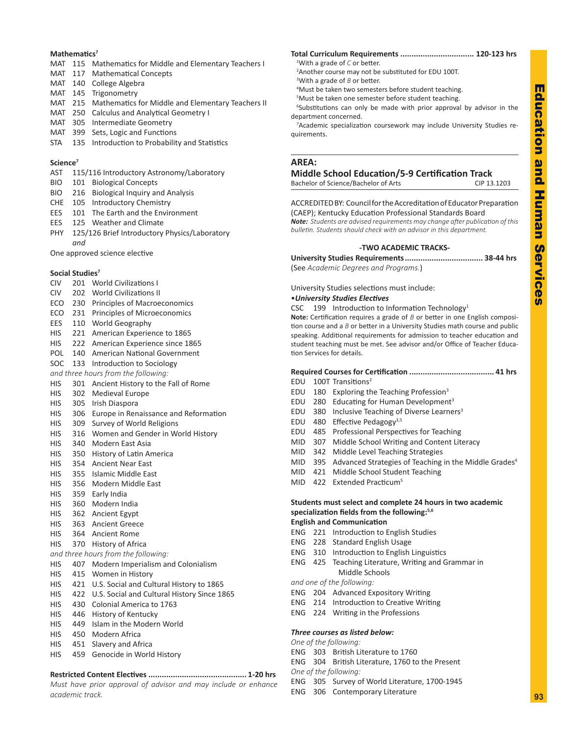**Mathematics**[7]

- MAT 115 Mathematics for Middle and Elementary Teachers I
- MAT 117 Mathematical Concepts
- MAT 140 College Algebra
- MAT 145 Trigonometry
- MAT 215 Mathematics for Middle and Elementary Teachers II
- MAT 250 Calculus and Analytical Geometry I
- MAT 305 Intermediate Geometry
- MAT 399 Sets, Logic and Functions
- STA 135 Introduction to Probability and Statistics

**Science**[7]

- AST 115/116 Introductory Astronomy/Laboratory
- BIO 101 Biological Concepts
- BIO 216 Biological Inquiry and Analysis
- CHE 105 Introductory Chemistry
- EES 101 The Earth and the Environment
- EES 125 Weather and Climate
- PHY 125/126 Brief Introductory Physics/Laboratory

*and*

One approved science elective

**Social Studies**[7]

- CIV 201 World Civilizations I
- CIV 202 World Civilizations II
- ECO 230 Principles of Macroeconomics
- ECO 231 Principles of Microeconomics
- EES 110 World Geography
- HIS 221 American Experience to 1865
- HIS 222 American Experience since 1865
- POL 140 American National Government
- SOC 133 Introduction to Sociology

*and three hours from the following:*

- HIS 301 Ancient History to the Fall of Rome
- HIS 302 Medieval Europe
- HIS 305 Irish Diaspora
- HIS 306 Europe in Renaissance and Reformation
- HIS 309 Survey of World Religions
- HIS 316 Women and Gender in World History
- HIS 340 Modern East Asia
- HIS 350 History of Latin America
- HIS 354 Ancient Near East
- HIS 355 Islamic Middle East
- HIS 356 Modern Middle East
- HIS 359 Early India
- HIS 360 Modern India
- HIS 362 Ancient Egypt
- HIS 363 Ancient Greece
- HIS 364 Ancient Rome
- HIS 370 History of Africa

*and three hours from the following:*

- HIS 407 Modern Imperialism and Colonialism
- HIS 415 Women in History
- HIS 421 U.S. Social and Cultural History to 1865
- HIS 422 U.S. Social and Cultural History Since 1865
- HIS 430 Colonial America to 1763
- HIS 446 History of Kentucky
- HIS 449 Islam in the Modern World
- HIS 450 Modern Africa
- HIS 451 Slavery and Africa
- HIS 459 Genocide in World History

**Restricted Content Electives ........................................... 1-20 hrs**

*Must have prior approval of advisor and may include or enhance academic track.*

**Total Curriculum Requirements ................................ 120-123 hrs**

[1]With a grade of *C* or better.
[2]Another course may not be substituted for EDU 100T.
[3]With a grade of *B* or better.
[4]Must be taken two semesters before student teaching.
[5]Must be taken one semester before student teaching.
[6]Substitutions can only be made with prior approval by advisor in the department concerned.
[7]Academic specialization coursework may include University Studies requirements.

---

## AREA:
## Middle School Education/5-9 Certification Track

Bachelor of Science/Bachelor of Arts — CIP 13.1203

ACCREDITED BY: Council for the Accreditation of Educator Preparation (CAEP); Kentucky Education Professional Standards Board

***Note:*** *Students are advised requirements may change after publication of this bulletin. Students should check with an advisor in this department.*

**-TWO ACADEMIC TRACKS-**

**University Studies Requirements.................................. 38-44 hrs**

(See *Academic Degrees and Programs.*)

University Studies selections must include:

•***University Studies Electives***

CSC 199 Introduction to Information Technology[1]

**Note:** Certification requires a grade of *B* or better in one English composition course and a *B* or better in a University Studies math course and public speaking. Additional requirements for admission to teacher education and student teaching must be met. See advisor and/or Office of Teacher Education Services for details.

**Required Courses for Certification ..................................... 41 hrs**

- EDU 100T Transitions[2]
- EDU 180 Exploring the Teaching Profession[3]
- EDU 280 Educating for Human Development[3]
- EDU 380 Inclusive Teaching of Diverse Learners[3]
- EDU 480 Effective Pedagogy[3,5]
- EDU 485 Professional Perspectives for Teaching
- MID 307 Middle School Writing and Content Literacy
- MID 342 Middle Level Teaching Strategies
- MID 395 Advanced Strategies of Teaching in the Middle Grades[4]
- MID 421 Middle School Student Teaching
- MID 422 Extended Practicum[5]

**Students must select and complete 24 hours in two academic specialization fields from the following:**[5,6]

**English and Communication**

- ENG 221 Introduction to English Studies
- ENG 228 Standard English Usage
- ENG 310 Introduction to English Linguistics
- ENG 425 Teaching Literature, Writing and Grammar in Middle Schools

*and one of the following:*

- ENG 204 Advanced Expository Writing
- ENG 214 Introduction to Creative Writing
- ENG 224 Writing in the Professions

***Three courses as listed below:***

*One of the following:*

- ENG 303 British Literature to 1760
- ENG 304 British Literature, 1760 to the Present

*One of the following:*

- ENG 305 Survey of World Literature, 1700-1945
- ENG 306 Contemporary Literature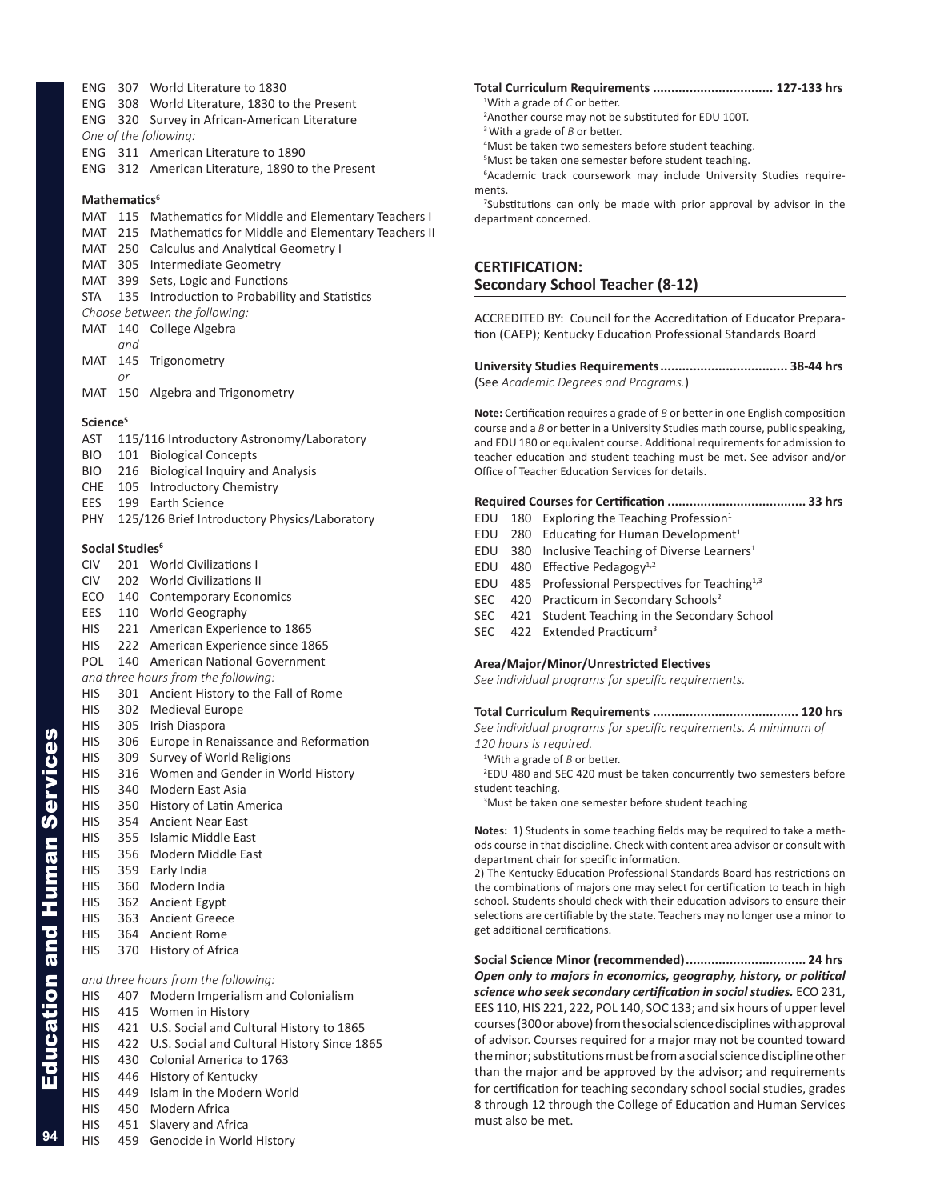ENG 307 World Literature to 1830
ENG 308 World Literature, 1830 to the Present
ENG 320 Survey in African-American Literature

*One of the following:*

ENG 311 American Literature to 1890
ENG 312 American Literature, 1890 to the Present

**Mathematics**[6]

MAT 115 Mathematics for Middle and Elementary Teachers I
MAT 215 Mathematics for Middle and Elementary Teachers II
MAT 250 Calculus and Analytical Geometry I
MAT 305 Intermediate Geometry
MAT 399 Sets, Logic and Functions
STA 135 Introduction to Probability and Statistics

*Choose between the following:*

MAT 140 College Algebra
*and*
MAT 145 Trigonometry
*or*
MAT 150 Algebra and Trigonometry

**Science**[5]

AST 115/116 Introductory Astronomy/Laboratory
BIO 101 Biological Concepts
BIO 216 Biological Inquiry and Analysis
CHE 105 Introductory Chemistry
EES 199 Earth Science
PHY 125/126 Brief Introductory Physics/Laboratory

**Social Studies**[6]

CIV 201 World Civilizations I
CIV 202 World Civilizations II
ECO 140 Contemporary Economics
EES 110 World Geography
HIS 221 American Experience to 1865
HIS 222 American Experience since 1865
POL 140 American National Government

*and three hours from the following:*

HIS 301 Ancient History to the Fall of Rome
HIS 302 Medieval Europe
HIS 305 Irish Diaspora
HIS 306 Europe in Renaissance and Reformation
HIS 309 Survey of World Religions
HIS 316 Women and Gender in World History
HIS 340 Modern East Asia
HIS 350 History of Latin America
HIS 354 Ancient Near East
HIS 355 Islamic Middle East
HIS 356 Modern Middle East
HIS 359 Early India
HIS 360 Modern India
HIS 362 Ancient Egypt
HIS 363 Ancient Greece
HIS 364 Ancient Rome
HIS 370 History of Africa

*and three hours from the following:*

HIS 407 Modern Imperialism and Colonialism
HIS 415 Women in History
HIS 421 U.S. Social and Cultural History to 1865
HIS 422 U.S. Social and Cultural History Since 1865
HIS 430 Colonial America to 1763
HIS 446 History of Kentucky
HIS 449 Islam in the Modern World
HIS 450 Modern Africa
HIS 451 Slavery and Africa
HIS 459 Genocide in World History

**Total Curriculum Requirements ................................ 127-133 hrs**

[1]With a grade of *C* or better.
[2]Another course may not be substituted for EDU 100T.
[3]With a grade of *B* or better.
[4]Must be taken two semesters before student teaching.
[5]Must be taken one semester before student teaching.
[6]Academic track coursework may include University Studies requirements.
[7]Substitutions can only be made with prior approval by advisor in the department concerned.

## CERTIFICATION: Secondary School Teacher (8-12)

ACCREDITED BY: Council for the Accreditation of Educator Preparation (CAEP); Kentucky Education Professional Standards Board

**University Studies Requirements .................................. 38-44 hrs**
(See *Academic Degrees and Programs.*)

**Note:** Certification requires a grade of *B* or better in one English composition course and a *B* or better in a University Studies math course, public speaking, and EDU 180 or equivalent course. Additional requirements for admission to teacher education and student teaching must be met. See advisor and/or Office of Teacher Education Services for details.

**Required Courses for Certification ..................................... 33 hrs**

EDU 180 Exploring the Teaching Profession[1]
EDU 280 Educating for Human Development[1]
EDU 380 Inclusive Teaching of Diverse Learners[1]
EDU 480 Effective Pedagogy[1,2]
EDU 485 Professional Perspectives for Teaching[1,3]
SEC 420 Practicum in Secondary Schools[2]
SEC 421 Student Teaching in the Secondary School
SEC 422 Extended Practicum[3]

**Area/Major/Minor/Unrestricted Electives**
*See individual programs for specific requirements.*

**Total Curriculum Requirements ....................................... 120 hrs**
*See individual programs for specific requirements. A minimum of 120 hours is required.*

[1]With a grade of *B* or better.
[2]EDU 480 and SEC 420 must be taken concurrently two semesters before student teaching.
[3]Must be taken one semester before student teaching

**Notes:** 1) Students in some teaching fields may be required to take a methods course in that discipline. Check with content area advisor or consult with department chair for specific information.
2) The Kentucky Education Professional Standards Board has restrictions on the combinations of majors one may select for certification to teach in high school. Students should check with their education advisors to ensure their selections are certifiable by the state. Teachers may no longer use a minor to get additional certifications.

**Social Science Minor (recommended)................................ 24 hrs**
***Open only to majors in economics, geography, history, or political science who seek secondary certification in social studies.*** ECO 231, EES 110, HIS 221, 222, POL 140, SOC 133; and six hours of upper level courses (300 or above) from the social science disciplines with approval of advisor. Courses required for a major may not be counted toward the minor; substitutions must be from a social science discipline other than the major and be approved by the advisor; and requirements for certification for teaching secondary school social studies, grades 8 through 12 through the College of Education and Human Services must also be met.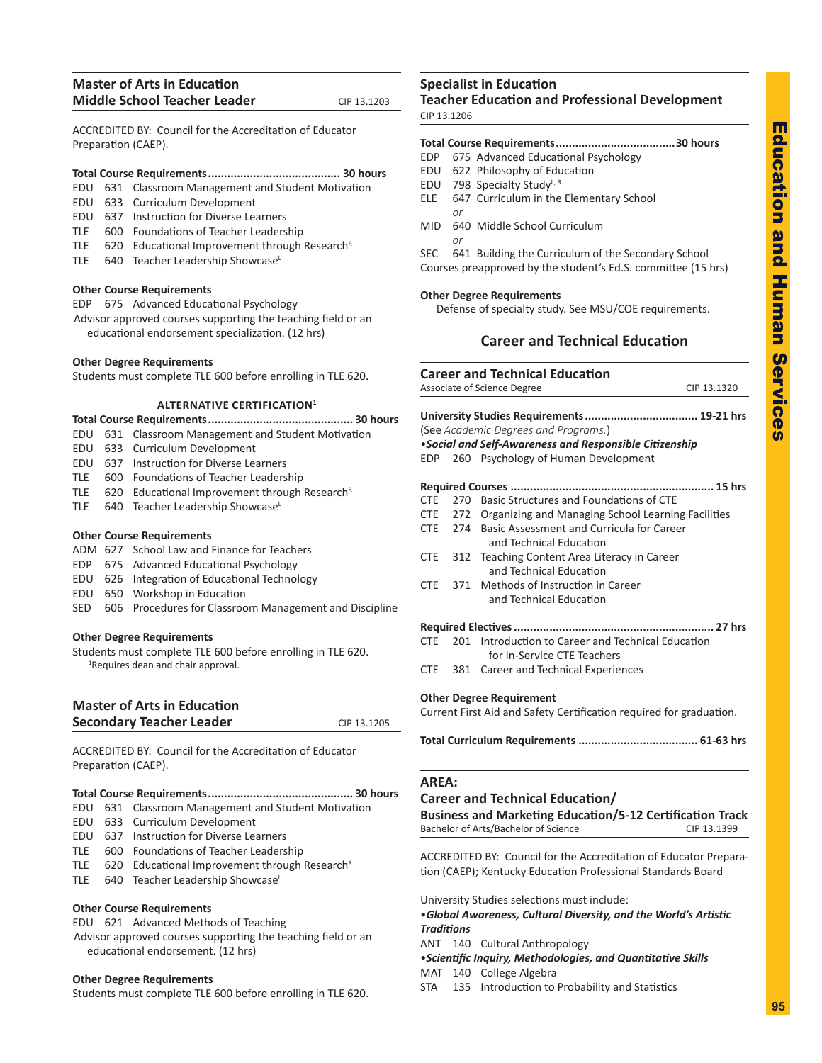## Master of Arts in Education
## Middle School Teacher Leader

CIP 13.1203

ACCREDITED BY: Council for the Accreditation of Educator Preparation (CAEP).

**Total Course Requirements........................................ 30 hours**

EDU 631 Classroom Management and Student Motivation
EDU 633 Curriculum Development
EDU 637 Instruction for Diverse Learners
TLE 600 Foundations of Teacher Leadership
TLE 620 Educational Improvement through Research[R]
TLE 640 Teacher Leadership Showcase[L]

**Other Course Requirements**

EDP 675 Advanced Educational Psychology
Advisor approved courses supporting the teaching field or an educational endorsement specialization. (12 hrs)

**Other Degree Requirements**

Students must complete TLE 600 before enrolling in TLE 620.

**ALTERNATIVE CERTIFICATION[1]**

**Total Course Requirements............................................ 30 hours**

EDU 631 Classroom Management and Student Motivation
EDU 633 Curriculum Development
EDU 637 Instruction for Diverse Learners
TLE 600 Foundations of Teacher Leadership
TLE 620 Educational Improvement through Research[R]
TLE 640 Teacher Leadership Showcase[L]

**Other Course Requirements**

ADM 627 School Law and Finance for Teachers
EDP 675 Advanced Educational Psychology
EDU 626 Integration of Educational Technology
EDU 650 Workshop in Education
SED 606 Procedures for Classroom Management and Discipline

**Other Degree Requirements**

Students must complete TLE 600 before enrolling in TLE 620.

[1]Requires dean and chair approval.

## Master of Arts in Education
## Secondary Teacher Leader

CIP 13.1205

ACCREDITED BY: Council for the Accreditation of Educator Preparation (CAEP).

**Total Course Requirements............................................ 30 hours**

EDU 631 Classroom Management and Student Motivation
EDU 633 Curriculum Development
EDU 637 Instruction for Diverse Learners
TLE 600 Foundations of Teacher Leadership
TLE 620 Educational Improvement through Research[R]
TLE 640 Teacher Leadership Showcase[L]

**Other Course Requirements**

EDU 621 Advanced Methods of Teaching
Advisor approved courses supporting the teaching field or an educational endorsement. (12 hrs)

**Other Degree Requirements**

Students must complete TLE 600 before enrolling in TLE 620.

## Specialist in Education
## Teacher Education and Professional Development

CIP 13.1206

**Total Course Requirements....................................30 hours**

EDP 675 Advanced Educational Psychology
EDU 622 Philosophy of Education
EDU 798 Specialty Study[L, R]
ELE 647 Curriculum in the Elementary School
*or*
MID 640 Middle School Curriculum
*or*
SEC 641 Building the Curriculum of the Secondary School
Courses preapproved by the student's Ed.S. committee (15 hrs)

**Other Degree Requirements**

Defense of specialty study. See MSU/COE requirements.

# Career and Technical Education

## Career and Technical Education

Associate of Science Degree — CIP 13.1320

**University Studies Requirements.................................. 19-21 hrs**

(See *Academic Degrees and Programs.*)

***•Social and Self-Awareness and Responsible Citizenship***

EDP 260 Psychology of Human Development

**Required Courses .............................................................. 15 hrs**

CTE 270 Basic Structures and Foundations of CTE
CTE 272 Organizing and Managing School Learning Facilities
CTE 274 Basic Assessment and Curricula for Career and Technical Education
CTE 312 Teaching Content Area Literacy in Career and Technical Education
CTE 371 Methods of Instruction in Career and Technical Education

**Required Electives ............................................................ 27 hrs**

CTE 201 Introduction to Career and Technical Education for In-Service CTE Teachers
CTE 381 Career and Technical Experiences

**Other Degree Requirement**

Current First Aid and Safety Certification required for graduation.

**Total Curriculum Requirements .................................... 61-63 hrs**

## AREA:
## Career and Technical Education/
## Business and Marketing Education/5-12 Certification Track

Bachelor of Arts/Bachelor of Science — CIP 13.1399

ACCREDITED BY: Council for the Accreditation of Educator Preparation (CAEP); Kentucky Education Professional Standards Board

University Studies selections must include:

***•Global Awareness, Cultural Diversity, and the World's Artistic Traditions***

ANT 140 Cultural Anthropology

***•Scientific Inquiry, Methodologies, and Quantitative Skills***

MAT 140 College Algebra
STA 135 Introduction to Probability and Statistics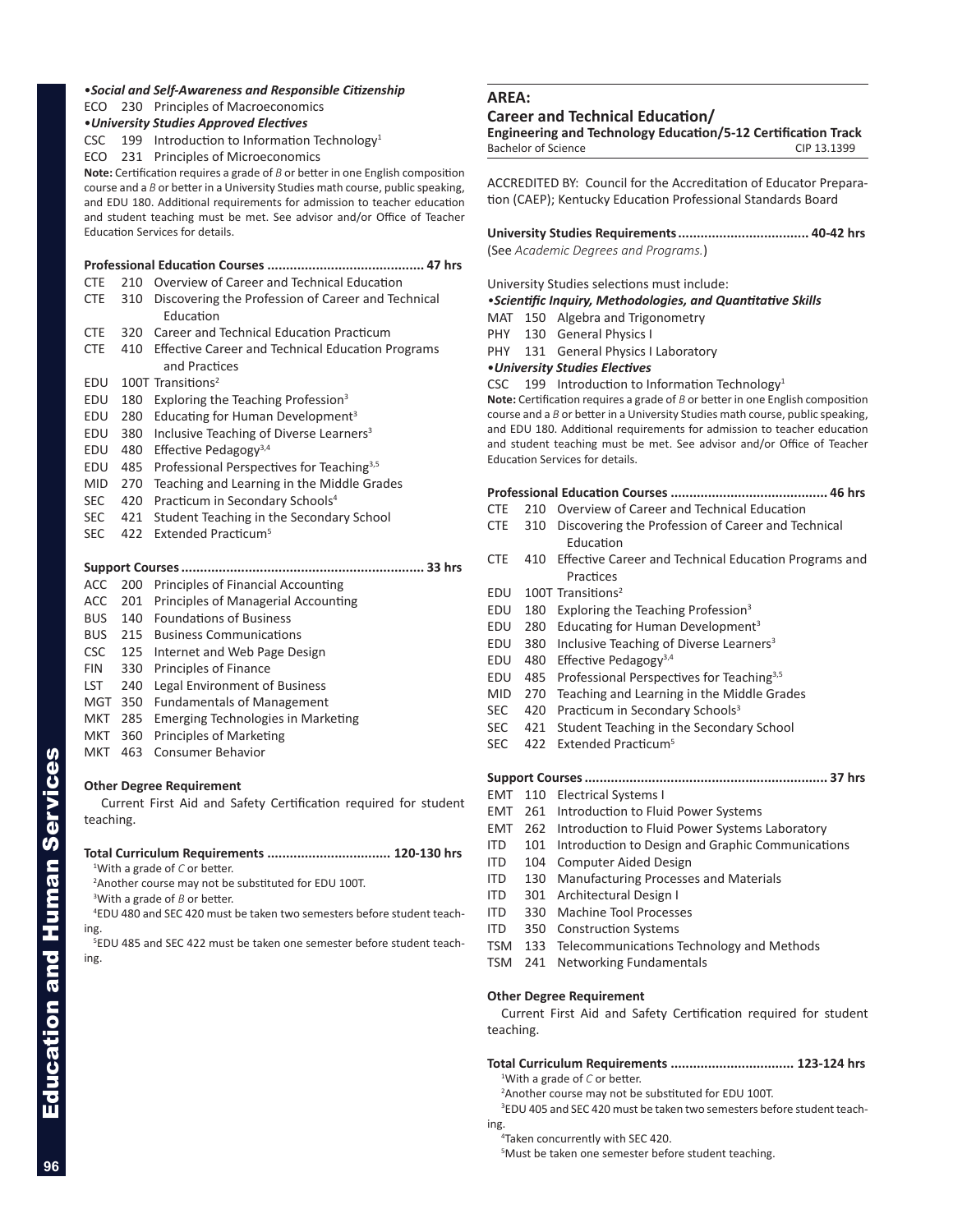•*Social and Self-Awareness and Responsible Citizenship*

ECO 230 Principles of Macroeconomics

•*University Studies Approved Electives*

CSC 199 Introduction to Information Technology[1]

ECO 231 Principles of Microeconomics

**Note:** Certification requires a grade of *B* or better in one English composition course and a *B* or better in a University Studies math course, public speaking, and EDU 180. Additional requirements for admission to teacher education and student teaching must be met. See advisor and/or Office of Teacher Education Services for details.

**Professional Education Courses .......................................... 47 hrs**

CTE 210 Overview of Career and Technical Education
CTE 310 Discovering the Profession of Career and Technical Education
CTE 320 Career and Technical Education Practicum
CTE 410 Effective Career and Technical Education Programs and Practices
EDU 100T Transitions[2]
EDU 180 Exploring the Teaching Profession[3]
EDU 280 Educating for Human Development[3]
EDU 380 Inclusive Teaching of Diverse Learners[3]
EDU 480 Effective Pedagogy[3,4]
EDU 485 Professional Perspectives for Teaching[3,5]
MID 270 Teaching and Learning in the Middle Grades
SEC 420 Practicum in Secondary Schools[4]
SEC 421 Student Teaching in the Secondary School
SEC 422 Extended Practicum[5]

**Support Courses ................................................................. 33 hrs**

ACC 200 Principles of Financial Accounting
ACC 201 Principles of Managerial Accounting
BUS 140 Foundations of Business
BUS 215 Business Communications
CSC 125 Internet and Web Page Design
FIN 330 Principles of Finance
LST 240 Legal Environment of Business
MGT 350 Fundamentals of Management
MKT 285 Emerging Technologies in Marketing
MKT 360 Principles of Marketing
MKT 463 Consumer Behavior

**Other Degree Requirement**

Current First Aid and Safety Certification required for student teaching.

**Total Curriculum Requirements ................................. 120-130 hrs**

[1]With a grade of *C* or better.
[2]Another course may not be substituted for EDU 100T.
[3]With a grade of *B* or better.
[4]EDU 480 and SEC 420 must be taken two semesters before student teaching.
[5]EDU 485 and SEC 422 must be taken one semester before student teaching.

## AREA:
## Career and Technical Education/
### Engineering and Technology Education/5-12 Certification Track

Bachelor of Science — CIP 13.1399

ACCREDITED BY: Council for the Accreditation of Educator Preparation (CAEP); Kentucky Education Professional Standards Board

**University Studies Requirements.................................. 40-42 hrs**

(See *Academic Degrees and Programs.*)

University Studies selections must include:

•*Scientific Inquiry, Methodologies, and Quantitative Skills*

MAT 150 Algebra and Trigonometry
PHY 130 General Physics I
PHY 131 General Physics I Laboratory

•*University Studies Electives*

CSC 199 Introduction to Information Technology[1]

**Note:** Certification requires a grade of *B* or better in one English composition course and a *B* or better in a University Studies math course, public speaking, and EDU 180. Additional requirements for admission to teacher education and student teaching must be met. See advisor and/or Office of Teacher Education Services for details.

**Professional Education Courses .......................................... 46 hrs**

CTE 210 Overview of Career and Technical Education
CTE 310 Discovering the Profession of Career and Technical Education
CTE 410 Effective Career and Technical Education Programs and Practices
EDU 100T Transitions[2]
EDU 180 Exploring the Teaching Profession[3]
EDU 280 Educating for Human Development[3]
EDU 380 Inclusive Teaching of Diverse Learners[3]
EDU 480 Effective Pedagogy[3,4]
EDU 485 Professional Perspectives for Teaching[3,5]
MID 270 Teaching and Learning in the Middle Grades
SEC 420 Practicum in Secondary Schools[3]
SEC 421 Student Teaching in the Secondary School
SEC 422 Extended Practicum[5]

**Support Courses ................................................................. 37 hrs**

EMT 110 Electrical Systems I
EMT 261 Introduction to Fluid Power Systems
EMT 262 Introduction to Fluid Power Systems Laboratory
ITD 101 Introduction to Design and Graphic Communications
ITD 104 Computer Aided Design
ITD 130 Manufacturing Processes and Materials
ITD 301 Architectural Design I
ITD 330 Machine Tool Processes
ITD 350 Construction Systems
TSM 133 Telecommunications Technology and Methods
TSM 241 Networking Fundamentals

**Other Degree Requirement**

Current First Aid and Safety Certification required for student teaching.

**Total Curriculum Requirements ................................. 123-124 hrs**

[1]With a grade of *C* or better.
[2]Another course may not be substituted for EDU 100T.
[3]EDU 405 and SEC 420 must be taken two semesters before student teaching.
[4]Taken concurrently with SEC 420.
[5]Must be taken one semester before student teaching.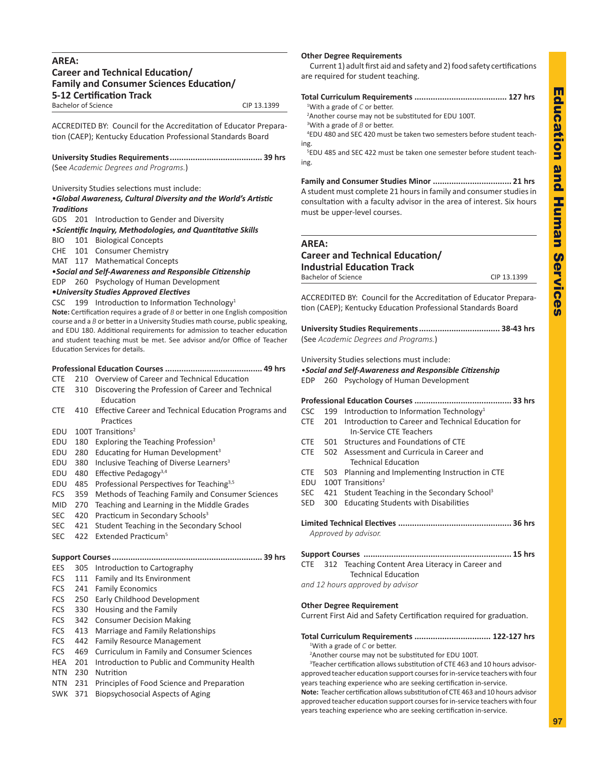## AREA:
## Career and Technical Education/ Family and Consumer Sciences Education/ 5-12 Certification Track

Bachelor of Science — CIP 13.1399

ACCREDITED BY: Council for the Accreditation of Educator Preparation (CAEP); Kentucky Education Professional Standards Board

**University Studies Requirements........................................ 39 hrs**
(See *Academic Degrees and Programs.*)

University Studies selections must include:

***•Global Awareness, Cultural Diversity and the World's Artistic Traditions***

GDS 201 Introduction to Gender and Diversity

***•Scientific Inquiry, Methodologies, and Quantitative Skills***

BIO 101 Biological Concepts
CHE 101 Consumer Chemistry
MAT 117 Mathematical Concepts

***•Social and Self-Awareness and Responsible Citizenship***

EDP 260 Psychology of Human Development

***•University Studies Approved Electives***

CSC 199 Introduction to Information Technology[1]

**Note:** Certification requires a grade of *B* or better in one English composition course and a *B* or better in a University Studies math course, public speaking, and EDU 180. Additional requirements for admission to teacher education and student teaching must be met. See advisor and/or Office of Teacher Education Services for details.

**Professional Education Courses .......................................... 49 hrs**

CTE 210 Overview of Career and Technical Education
CTE 310 Discovering the Profession of Career and Technical Education
CTE 410 Effective Career and Technical Education Programs and Practices
EDU 100T Transitions[2]
EDU 180 Exploring the Teaching Profession[3]
EDU 280 Educating for Human Development[3]
EDU 380 Inclusive Teaching of Diverse Learners[3]
EDU 480 Effective Pedagogy[3,4]
EDU 485 Professional Perspectives for Teaching[3,5]
FCS 359 Methods of Teaching Family and Consumer Sciences
MID 270 Teaching and Learning in the Middle Grades
SEC 420 Practicum in Secondary Schools[3]
SEC 421 Student Teaching in the Secondary School
SEC 422 Extended Practicum[5]

**Support Courses................................................................. 39 hrs**

EES 305 Introduction to Cartography
FCS 111 Family and Its Environment
FCS 241 Family Economics
FCS 250 Early Childhood Development
FCS 330 Housing and the Family
FCS 342 Consumer Decision Making
FCS 413 Marriage and Family Relationships
FCS 442 Family Resource Management
FCS 469 Curriculum in Family and Consumer Sciences
HEA 201 Introduction to Public and Community Health
NTN 230 Nutrition
NTN 231 Principles of Food Science and Preparation
SWK 371 Biopsychosocial Aspects of Aging

**Other Degree Requirements**

Current 1) adult first aid and safety and 2) food safety certifications are required for student teaching.

**Total Curriculum Requirements ........................................ 127 hrs**

[1]With a grade of *C* or better.
[2]Another course may not be substituted for EDU 100T.
[3]With a grade of *B* or better.
[4]EDU 480 and SEC 420 must be taken two semesters before student teaching.
[5]EDU 485 and SEC 422 must be taken one semester before student teaching.

**Family and Consumer Studies Minor .................................. 21 hrs**

A student must complete 21 hours in family and consumer studies in consultation with a faculty advisor in the area of interest. Six hours must be upper-level courses.

## AREA:
## Career and Technical Education/ Industrial Education Track

Bachelor of Science — CIP 13.1399

ACCREDITED BY: Council for the Accreditation of Educator Preparation (CAEP); Kentucky Education Professional Standards Board

**University Studies Requirements.................................. 38-43 hrs**
(See *Academic Degrees and Programs.*)

University Studies selections must include:

***•Social and Self-Awareness and Responsible Citizenship***

EDP 260 Psychology of Human Development

**Professional Education Courses .......................................... 33 hrs**

CSC 199 Introduction to Information Technology[1]
CTE 201 Introduction to Career and Technical Education for In-Service CTE Teachers
CTE 501 Structures and Foundations of CTE
CTE 502 Assessment and Curricula in Career and Technical Education
CTE 503 Planning and Implementing Instruction in CTE
EDU 100T Transitions[2]
SEC 421 Student Teaching in the Secondary School[3]
SED 300 Educating Students with Disabilities

**Limited Technical Electives ................................................ 36 hrs**
*Approved by advisor.*

**Support Courses ............................................................... 15 hrs**

CTE 312 Teaching Content Area Literacy in Career and Technical Education
*and 12 hours approved by advisor*

**Other Degree Requirement**

Current First Aid and Safety Certification required for graduation.

**Total Curriculum Requirements ................................ 122-127 hrs**

[1]With a grade of *C* or better.
[2]Another course may not be substituted for EDU 100T.
[3]Teacher certification allows substitution of CTE 463 and 10 hours advisor-approved teacher education support courses for in-service teachers with four years teaching experience who are seeking certification in-service.

**Note:** Teacher certification allows substitution of CTE 463 and 10 hours advisor approved teacher education support courses for in-service teachers with four years teaching experience who are seeking certification in-service.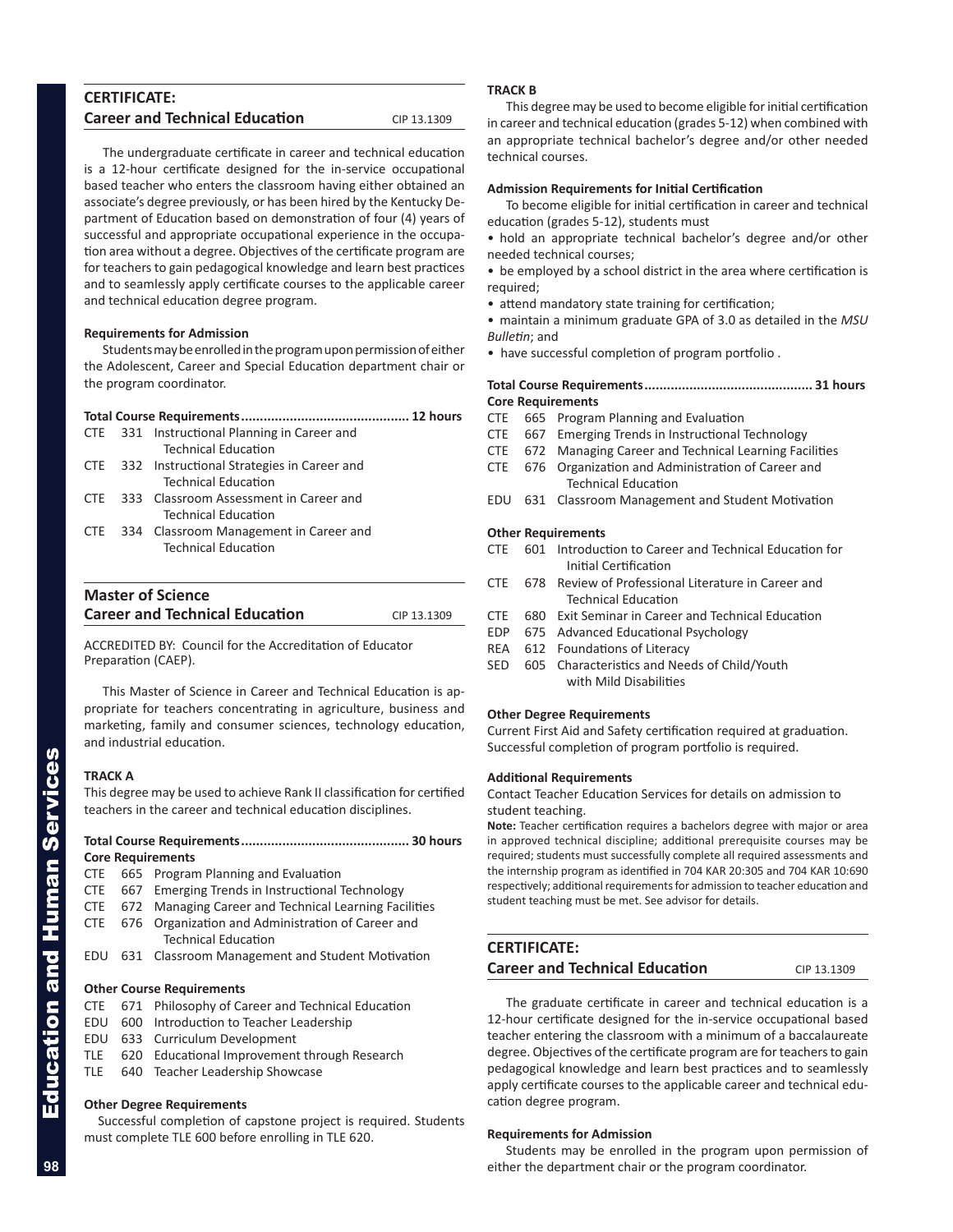## CERTIFICATE: Career and Technical Education

CIP 13.1309

The undergraduate certificate in career and technical education is a 12-hour certificate designed for the in-service occupational based teacher who enters the classroom having either obtained an associate's degree previously, or has been hired by the Kentucky Department of Education based on demonstration of four (4) years of successful and appropriate occupational experience in the occupation area without a degree. Objectives of the certificate program are for teachers to gain pedagogical knowledge and learn best practices and to seamlessly apply certificate courses to the applicable career and technical education degree program.

**Requirements for Admission**

Students may be enrolled in the program upon permission of either the Adolescent, Career and Special Education department chair or the program coordinator.

**Total Course Requirements............................................ 12 hours**

- CTE 331 Instructional Planning in Career and Technical Education
- CTE 332 Instructional Strategies in Career and Technical Education
- CTE 333 Classroom Assessment in Career and Technical Education
- CTE 334 Classroom Management in Career and Technical Education

## Master of Science Career and Technical Education

CIP 13.1309

ACCREDITED BY: Council for the Accreditation of Educator Preparation (CAEP).

This Master of Science in Career and Technical Education is appropriate for teachers concentrating in agriculture, business and marketing, family and consumer sciences, technology education, and industrial education.

**TRACK A**

This degree may be used to achieve Rank II classification for certified teachers in the career and technical education disciplines.

**Total Course Requirements............................................ 30 hours**

**Core Requirements**

- CTE 665 Program Planning and Evaluation
- CTE 667 Emerging Trends in Instructional Technology
- CTE 672 Managing Career and Technical Learning Facilities
- CTE 676 Organization and Administration of Career and Technical Education
- EDU 631 Classroom Management and Student Motivation

**Other Course Requirements**

- CTE 671 Philosophy of Career and Technical Education
- EDU 600 Introduction to Teacher Leadership
- EDU 633 Curriculum Development
- TLE 620 Educational Improvement through Research
- TLE 640 Teacher Leadership Showcase

**Other Degree Requirements**

Successful completion of capstone project is required. Students must complete TLE 600 before enrolling in TLE 620.

**TRACK B**

This degree may be used to become eligible for initial certification in career and technical education (grades 5-12) when combined with an appropriate technical bachelor's degree and/or other needed technical courses.

**Admission Requirements for Initial Certification**

To become eligible for initial certification in career and technical education (grades 5-12), students must

- hold an appropriate technical bachelor's degree and/or other needed technical courses;
- be employed by a school district in the area where certification is required;
- attend mandatory state training for certification;
- maintain a minimum graduate GPA of 3.0 as detailed in the *MSU Bulletin*; and
- have successful completion of program portfolio .

**Total Course Requirements............................................ 31 hours**

**Core Requirements**

- CTE 665 Program Planning and Evaluation
- CTE 667 Emerging Trends in Instructional Technology
- CTE 672 Managing Career and Technical Learning Facilities
- CTE 676 Organization and Administration of Career and Technical Education
- EDU 631 Classroom Management and Student Motivation

**Other Requirements**

- CTE 601 Introduction to Career and Technical Education for Initial Certification
- CTE 678 Review of Professional Literature in Career and Technical Education
- CTE 680 Exit Seminar in Career and Technical Education
- EDP 675 Advanced Educational Psychology
- REA 612 Foundations of Literacy
- SED 605 Characteristics and Needs of Child/Youth with Mild Disabilities

**Other Degree Requirements**

Current First Aid and Safety certification required at graduation. Successful completion of program portfolio is required.

**Additional Requirements**

Contact Teacher Education Services for details on admission to student teaching.

**Note:** Teacher certification requires a bachelors degree with major or area in approved technical discipline; additional prerequisite courses may be required; students must successfully complete all required assessments and the internship program as identified in 704 KAR 20:305 and 704 KAR 10:690 respectively; additional requirements for admission to teacher education and student teaching must be met. See advisor for details.

## CERTIFICATE: Career and Technical Education

CIP 13.1309

The graduate certificate in career and technical education is a 12-hour certificate designed for the in-service occupational based teacher entering the classroom with a minimum of a baccalaureate degree. Objectives of the certificate program are for teachers to gain pedagogical knowledge and learn best practices and to seamlessly apply certificate courses to the applicable career and technical education degree program.

**Requirements for Admission**

Students may be enrolled in the program upon permission of either the department chair or the program coordinator.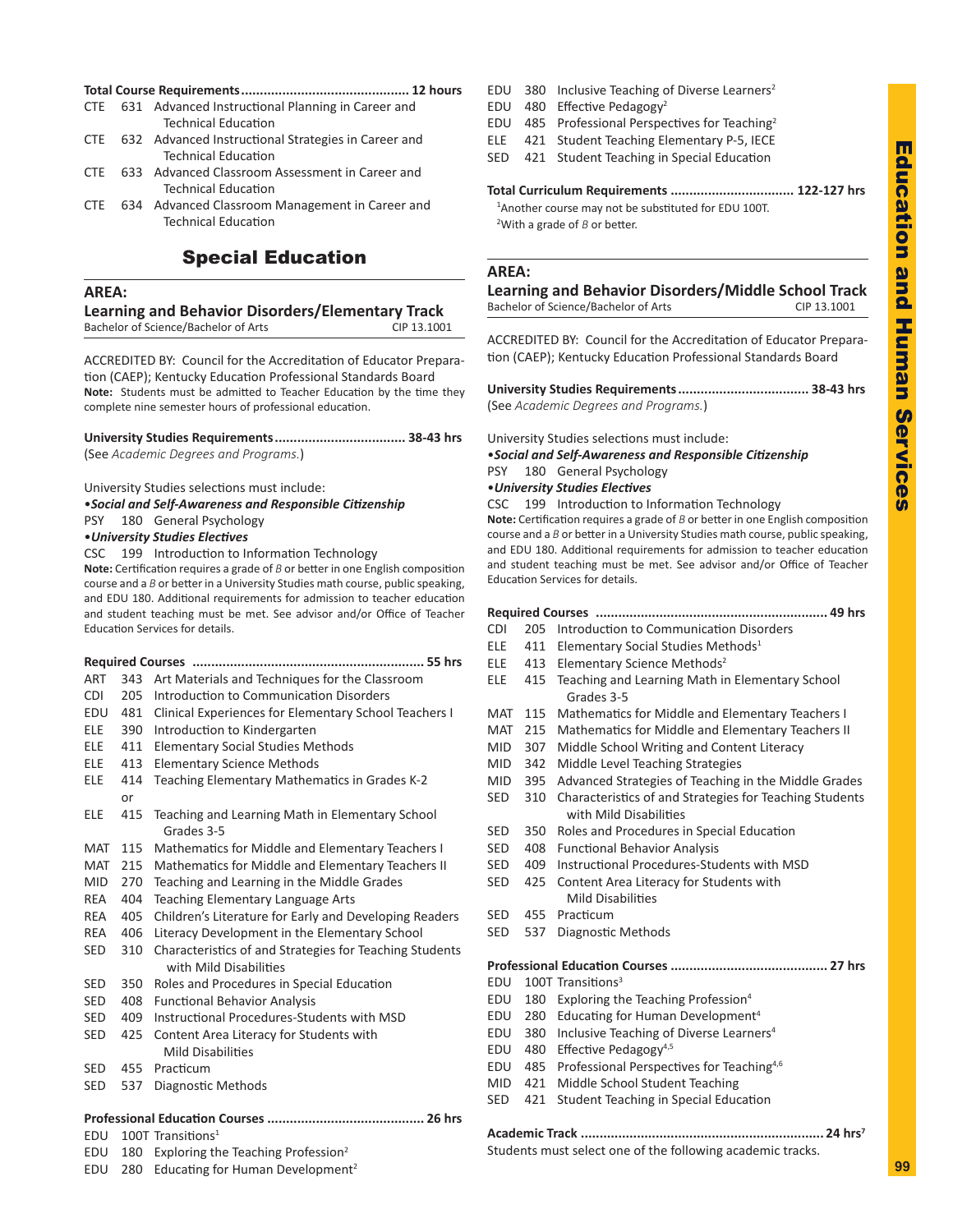**Total Course Requirements............................................ 12 hours**

CTE 631 Advanced Instructional Planning in Career and Technical Education
CTE 632 Advanced Instructional Strategies in Career and Technical Education
CTE 633 Advanced Classroom Assessment in Career and Technical Education
CTE 634 Advanced Classroom Management in Career and Technical Education

## Special Education

### AREA:
### Learning and Behavior Disorders/Elementary Track

Bachelor of Science/Bachelor of Arts — CIP 13.1001

ACCREDITED BY: Council for the Accreditation of Educator Preparation (CAEP); Kentucky Education Professional Standards Board
**Note:** Students must be admitted to Teacher Education by the time they complete nine semester hours of professional education.

**University Studies Requirements.................................. 38-43 hrs**
(See *Academic Degrees and Programs.*)

University Studies selections must include:

•***Social and Self-Awareness and Responsible Citizenship***
PSY 180 General Psychology

•***University Studies Electives***
CSC 199 Introduction to Information Technology

**Note:** Certification requires a grade of *B* or better in one English composition course and a *B* or better in a University Studies math course, public speaking, and EDU 180. Additional requirements for admission to teacher education and student teaching must be met. See advisor and/or Office of Teacher Education Services for details.

**Required Courses ............................................................. 55 hrs**

ART 343 Art Materials and Techniques for the Classroom
CDI 205 Introduction to Communication Disorders
EDU 481 Clinical Experiences for Elementary School Teachers I
ELE 390 Introduction to Kindergarten
ELE 411 Elementary Social Studies Methods
ELE 413 Elementary Science Methods
ELE 414 Teaching Elementary Mathematics in Grades K-2
or
ELE 415 Teaching and Learning Math in Elementary School Grades 3-5
MAT 115 Mathematics for Middle and Elementary Teachers I
MAT 215 Mathematics for Middle and Elementary Teachers II
MID 270 Teaching and Learning in the Middle Grades
REA 404 Teaching Elementary Language Arts
REA 405 Children's Literature for Early and Developing Readers
REA 406 Literacy Development in the Elementary School
SED 310 Characteristics of and Strategies for Teaching Students with Mild Disabilities
SED 350 Roles and Procedures in Special Education
SED 408 Functional Behavior Analysis
SED 409 Instructional Procedures-Students with MSD
SED 425 Content Area Literacy for Students with Mild Disabilities
SED 455 Practicum
SED 537 Diagnostic Methods

**Professional Education Courses ......................................... 26 hrs**

EDU 100T Transitions[1]
EDU 180 Exploring the Teaching Profession[2]
EDU 280 Educating for Human Development[2]
EDU 380 Inclusive Teaching of Diverse Learners[2]
EDU 480 Effective Pedagogy[2]
EDU 485 Professional Perspectives for Teaching[2]
ELE 421 Student Teaching Elementary P-5, IECE
SED 421 Student Teaching in Special Education

**Total Curriculum Requirements ................................. 122-127 hrs**

[1]Another course may not be substituted for EDU 100T.
[2]With a grade of *B* or better.

### AREA:
### Learning and Behavior Disorders/Middle School Track

Bachelor of Science/Bachelor of Arts — CIP 13.1001

ACCREDITED BY: Council for the Accreditation of Educator Preparation (CAEP); Kentucky Education Professional Standards Board

**University Studies Requirements.................................. 38-43 hrs**
(See *Academic Degrees and Programs.*)

University Studies selections must include:

•***Social and Self-Awareness and Responsible Citizenship***
PSY 180 General Psychology

•***University Studies Electives***
CSC 199 Introduction to Information Technology

**Note:** Certification requires a grade of *B* or better in one English composition course and a *B* or better in a University Studies math course, public speaking, and EDU 180. Additional requirements for admission to teacher education and student teaching must be met. See advisor and/or Office of Teacher Education Services for details.

**Required Courses ............................................................. 49 hrs**

CDI 205 Introduction to Communication Disorders
ELE 411 Elementary Social Studies Methods[1]
ELE 413 Elementary Science Methods[2]
ELE 415 Teaching and Learning Math in Elementary School Grades 3-5
MAT 115 Mathematics for Middle and Elementary Teachers I
MAT 215 Mathematics for Middle and Elementary Teachers II
MID 307 Middle School Writing and Content Literacy
MID 342 Middle Level Teaching Strategies
MID 395 Advanced Strategies of Teaching in the Middle Grades
SED 310 Characteristics of and Strategies for Teaching Students with Mild Disabilities
SED 350 Roles and Procedures in Special Education
SED 408 Functional Behavior Analysis
SED 409 Instructional Procedures-Students with MSD
SED 425 Content Area Literacy for Students with Mild Disabilities
SED 455 Practicum
SED 537 Diagnostic Methods

**Professional Education Courses ......................................... 27 hrs**

EDU 100T Transitions[3]
EDU 180 Exploring the Teaching Profession[4]
EDU 280 Educating for Human Development[4]
EDU 380 Inclusive Teaching of Diverse Learners[4]
EDU 480 Effective Pedagogy[4,5]
EDU 485 Professional Perspectives for Teaching[4,6]
MID 421 Middle School Student Teaching
SED 421 Student Teaching in Special Education

**Academic Track ................................................................ 24 hrs[7]**

Students must select one of the following academic tracks.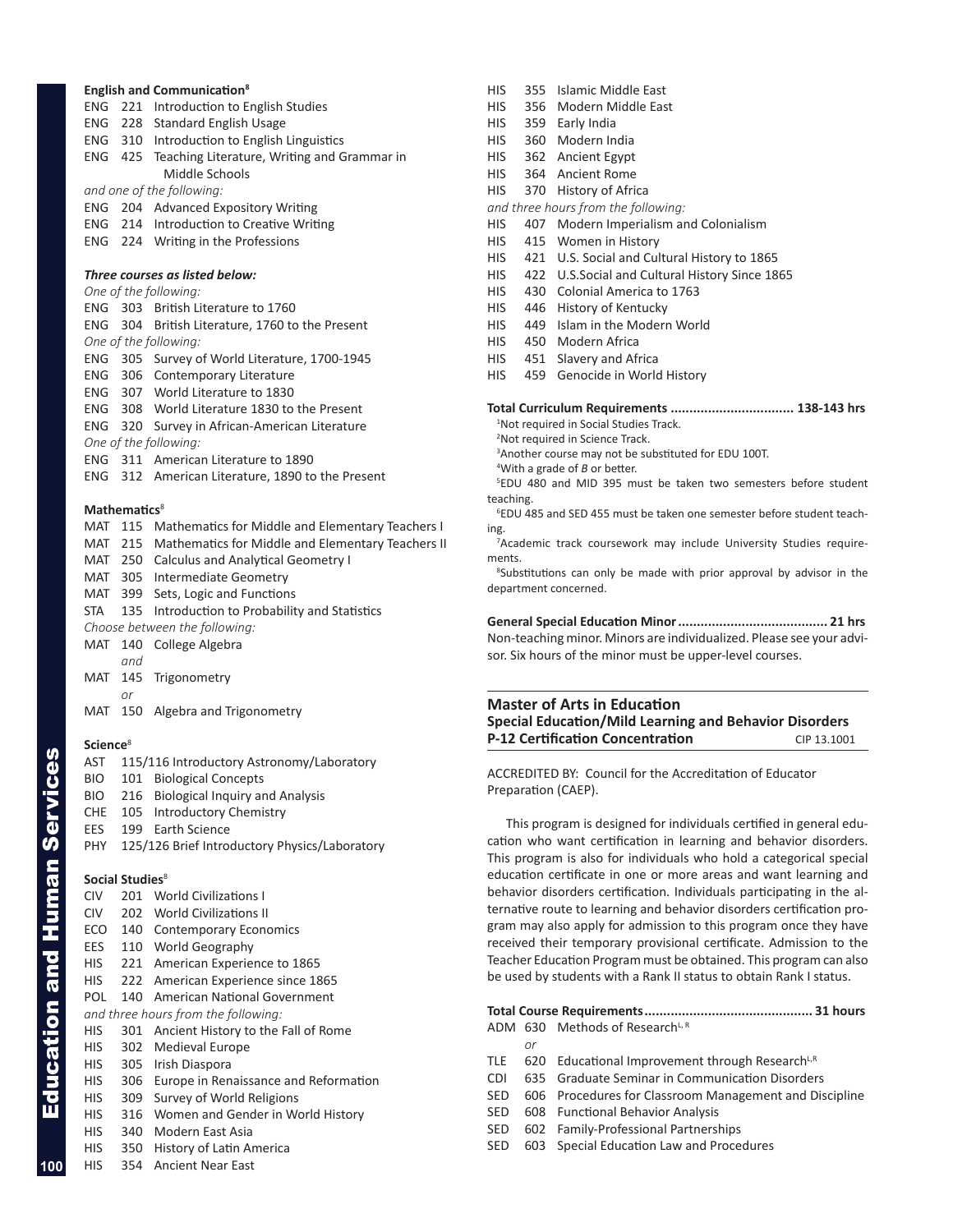**English and Communication**[8]

ENG 221 Introduction to English Studies
ENG 228 Standard English Usage
ENG 310 Introduction to English Linguistics
ENG 425 Teaching Literature, Writing and Grammar in Middle Schools

*and one of the following:*

ENG 204 Advanced Expository Writing
ENG 214 Introduction to Creative Writing
ENG 224 Writing in the Professions

***Three courses as listed below:***

*One of the following:*

ENG 303 British Literature to 1760
ENG 304 British Literature, 1760 to the Present

*One of the following:*

ENG 305 Survey of World Literature, 1700-1945
ENG 306 Contemporary Literature
ENG 307 World Literature to 1830
ENG 308 World Literature 1830 to the Present
ENG 320 Survey in African-American Literature

*One of the following:*

ENG 311 American Literature to 1890
ENG 312 American Literature, 1890 to the Present

**Mathematics**[8]

MAT 115 Mathematics for Middle and Elementary Teachers I
MAT 215 Mathematics for Middle and Elementary Teachers II
MAT 250 Calculus and Analytical Geometry I
MAT 305 Intermediate Geometry
MAT 399 Sets, Logic and Functions
STA 135 Introduction to Probability and Statistics

*Choose between the following:*

MAT 140 College Algebra
*and*
MAT 145 Trigonometry
*or*
MAT 150 Algebra and Trigonometry

**Science**[8]

AST 115/116 Introductory Astronomy/Laboratory
BIO 101 Biological Concepts
BIO 216 Biological Inquiry and Analysis
CHE 105 Introductory Chemistry
EES 199 Earth Science
PHY 125/126 Brief Introductory Physics/Laboratory

**Social Studies**[8]

CIV 201 World Civilizations I
CIV 202 World Civilizations II
ECO 140 Contemporary Economics
EES 110 World Geography
HIS 221 American Experience to 1865
HIS 222 American Experience since 1865
POL 140 American National Government

*and three hours from the following:*

HIS 301 Ancient History to the Fall of Rome
HIS 302 Medieval Europe
HIS 305 Irish Diaspora
HIS 306 Europe in Renaissance and Reformation
HIS 309 Survey of World Religions
HIS 316 Women and Gender in World History
HIS 340 Modern East Asia
HIS 350 History of Latin America
HIS 354 Ancient Near East
HIS 355 Islamic Middle East
HIS 356 Modern Middle East
HIS 359 Early India
HIS 360 Modern India
HIS 362 Ancient Egypt
HIS 364 Ancient Rome
HIS 370 History of Africa

*and three hours from the following:*

HIS 407 Modern Imperialism and Colonialism
HIS 415 Women in History
HIS 421 U.S. Social and Cultural History to 1865
HIS 422 U.S.Social and Cultural History Since 1865
HIS 430 Colonial America to 1763
HIS 446 History of Kentucky
HIS 449 Islam in the Modern World
HIS 450 Modern Africa
HIS 451 Slavery and Africa
HIS 459 Genocide in World History

**Total Curriculum Requirements ................................ 138-143 hrs**

[1]Not required in Social Studies Track.
[2]Not required in Science Track.
[3]Another course may not be substituted for EDU 100T.
[4]With a grade of *B* or better.
[5]EDU 480 and MID 395 must be taken two semesters before student teaching.
[6]EDU 485 and SED 455 must be taken one semester before student teaching.
[7]Academic track coursework may include University Studies requirements.
[8]Substitutions can only be made with prior approval by advisor in the department concerned.

**General Special Education Minor ....................................... 21 hrs**

Non-teaching minor. Minors are individualized. Please see your advisor. Six hours of the minor must be upper-level courses.

## Master of Arts in Education
### Special Education/Mild Learning and Behavior Disorders P-12 Certification Concentration

CIP 13.1001

ACCREDITED BY: Council for the Accreditation of Educator Preparation (CAEP).

This program is designed for individuals certified in general education who want certification in learning and behavior disorders. This program is also for individuals who hold a categorical special education certificate in one or more areas and want learning and behavior disorders certification. Individuals participating in the alternative route to learning and behavior disorders certification program may also apply for admission to this program once they have received their temporary provisional certificate. Admission to the Teacher Education Program must be obtained. This program can also be used by students with a Rank II status to obtain Rank I status.

**Total Course Requirements............................................ 31 hours**

ADM 630 Methods of Research[L, R]
*or*
TLE 620 Educational Improvement through Research[L,R]
CDI 635 Graduate Seminar in Communication Disorders
SED 606 Procedures for Classroom Management and Discipline
SED 608 Functional Behavior Analysis
SED 602 Family-Professional Partnerships
SED 603 Special Education Law and Procedures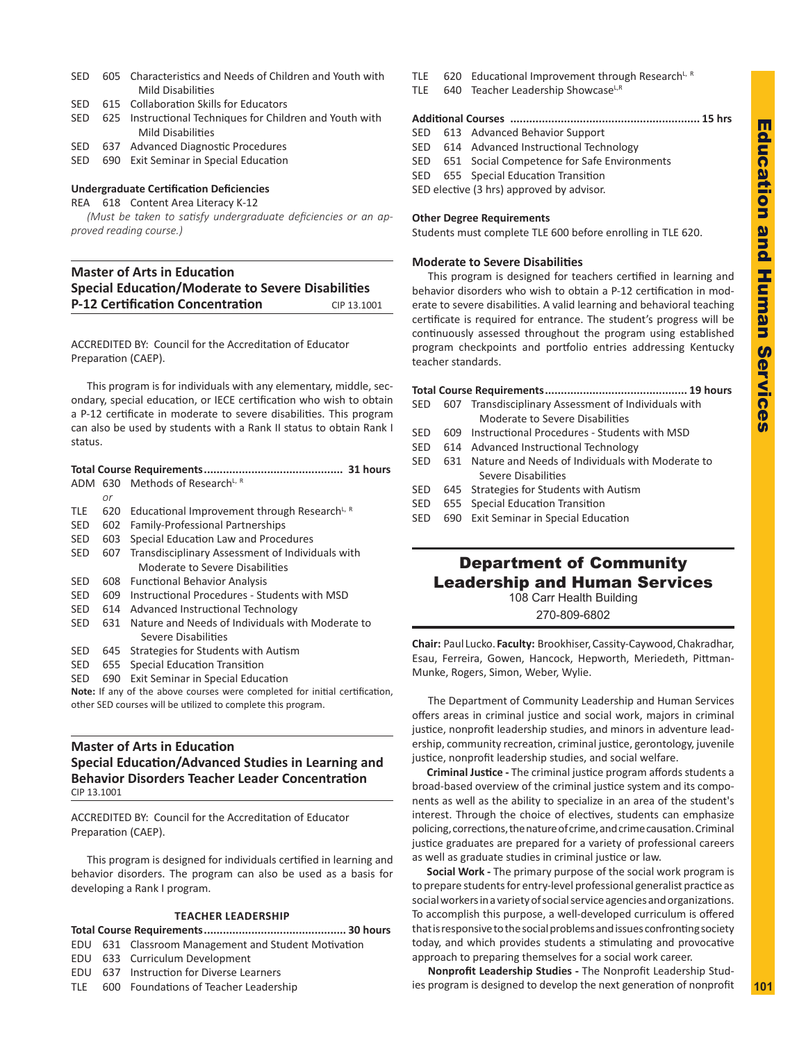SED 605 Characteristics and Needs of Children and Youth with Mild Disabilities
SED 615 Collaboration Skills for Educators
SED 625 Instructional Techniques for Children and Youth with Mild Disabilities
SED 637 Advanced Diagnostic Procedures
SED 690 Exit Seminar in Special Education

**Undergraduate Certification Deficiencies**

REA 618 Content Area Literacy K-12

*(Must be taken to satisfy undergraduate deficiencies or an approved reading course.)*

## Master of Arts in Education Special Education/Moderate to Severe Disabilities P-12 Certification Concentration

CIP 13.1001

ACCREDITED BY: Council for the Accreditation of Educator Preparation (CAEP).

This program is for individuals with any elementary, middle, secondary, special education, or IECE certification who wish to obtain a P-12 certificate in moderate to severe disabilities. This program can also be used by students with a Rank II status to obtain Rank I status.

**Total Course Requirements........................................... 31 hours**

ADM 630 Methods of Research[L, R]
*or*
TLE 620 Educational Improvement through Research[L, R]
SED 602 Family-Professional Partnerships
SED 603 Special Education Law and Procedures
SED 607 Transdisciplinary Assessment of Individuals with Moderate to Severe Disabilities
SED 608 Functional Behavior Analysis
SED 609 Instructional Procedures - Students with MSD
SED 614 Advanced Instructional Technology
SED 631 Nature and Needs of Individuals with Moderate to Severe Disabilities
SED 645 Strategies for Students with Autism
SED 655 Special Education Transition
SED 690 Exit Seminar in Special Education

**Note:** If any of the above courses were completed for initial certification, other SED courses will be utilized to complete this program.

## Master of Arts in Education Special Education/Advanced Studies in Learning and Behavior Disorders Teacher Leader Concentration

CIP 13.1001

ACCREDITED BY: Council for the Accreditation of Educator Preparation (CAEP).

This program is designed for individuals certified in learning and behavior disorders. The program can also be used as a basis for developing a Rank I program.

### TEACHER LEADERSHIP

**Total Course Requirements............................................ 30 hours**

EDU 631 Classroom Management and Student Motivation
EDU 633 Curriculum Development
EDU 637 Instruction for Diverse Learners
TLE 600 Foundations of Teacher Leadership
TLE 620 Educational Improvement through Research[L, R]
TLE 640 Teacher Leadership Showcase[L,R]

**Additional Courses ........................................................... 15 hrs**

SED 613 Advanced Behavior Support
SED 614 Advanced Instructional Technology
SED 651 Social Competence for Safe Environments
SED 655 Special Education Transition
SED elective (3 hrs) approved by advisor.

**Other Degree Requirements**

Students must complete TLE 600 before enrolling in TLE 620.

**Moderate to Severe Disabilities**

This program is designed for teachers certified in learning and behavior disorders who wish to obtain a P-12 certification in moderate to severe disabilities. A valid learning and behavioral teaching certificate is required for entrance. The student's progress will be continuously assessed throughout the program using established program checkpoints and portfolio entries addressing Kentucky teacher standards.

**Total Course Requirements............................................ 19 hours**

SED 607 Transdisciplinary Assessment of Individuals with Moderate to Severe Disabilities
SED 609 Instructional Procedures - Students with MSD
SED 614 Advanced Instructional Technology
SED 631 Nature and Needs of Individuals with Moderate to Severe Disabilities
SED 645 Strategies for Students with Autism
SED 655 Special Education Transition
SED 690 Exit Seminar in Special Education

# Department of Community Leadership and Human Services

108 Carr Health Building
270-809-6802

**Chair:** Paul Lucko. **Faculty:** Brookhiser, Cassity-Caywood, Chakradhar, Esau, Ferreira, Gowen, Hancock, Hepworth, Meriedeth, Pittman-Munke, Rogers, Simon, Weber, Wylie.

The Department of Community Leadership and Human Services offers areas in criminal justice and social work, majors in criminal justice, nonprofit leadership studies, and minors in adventure leadership, community recreation, criminal justice, gerontology, juvenile justice, nonprofit leadership studies, and social welfare.

**Criminal Justice -** The criminal justice program affords students a broad-based overview of the criminal justice system and its components as well as the ability to specialize in an area of the student's interest. Through the choice of electives, students can emphasize policing, corrections, the nature of crime, and crime causation. Criminal justice graduates are prepared for a variety of professional careers as well as graduate studies in criminal justice or law.

**Social Work -** The primary purpose of the social work program is to prepare students for entry-level professional generalist practice as social workers in a variety of social service agencies and organizations. To accomplish this purpose, a well-developed curriculum is offered that is responsive to the social problems and issues confronting society today, and which provides students a stimulating and provocative approach to preparing themselves for a social work career.

**Nonprofit Leadership Studies -** The Nonprofit Leadership Studies program is designed to develop the next generation of nonprofit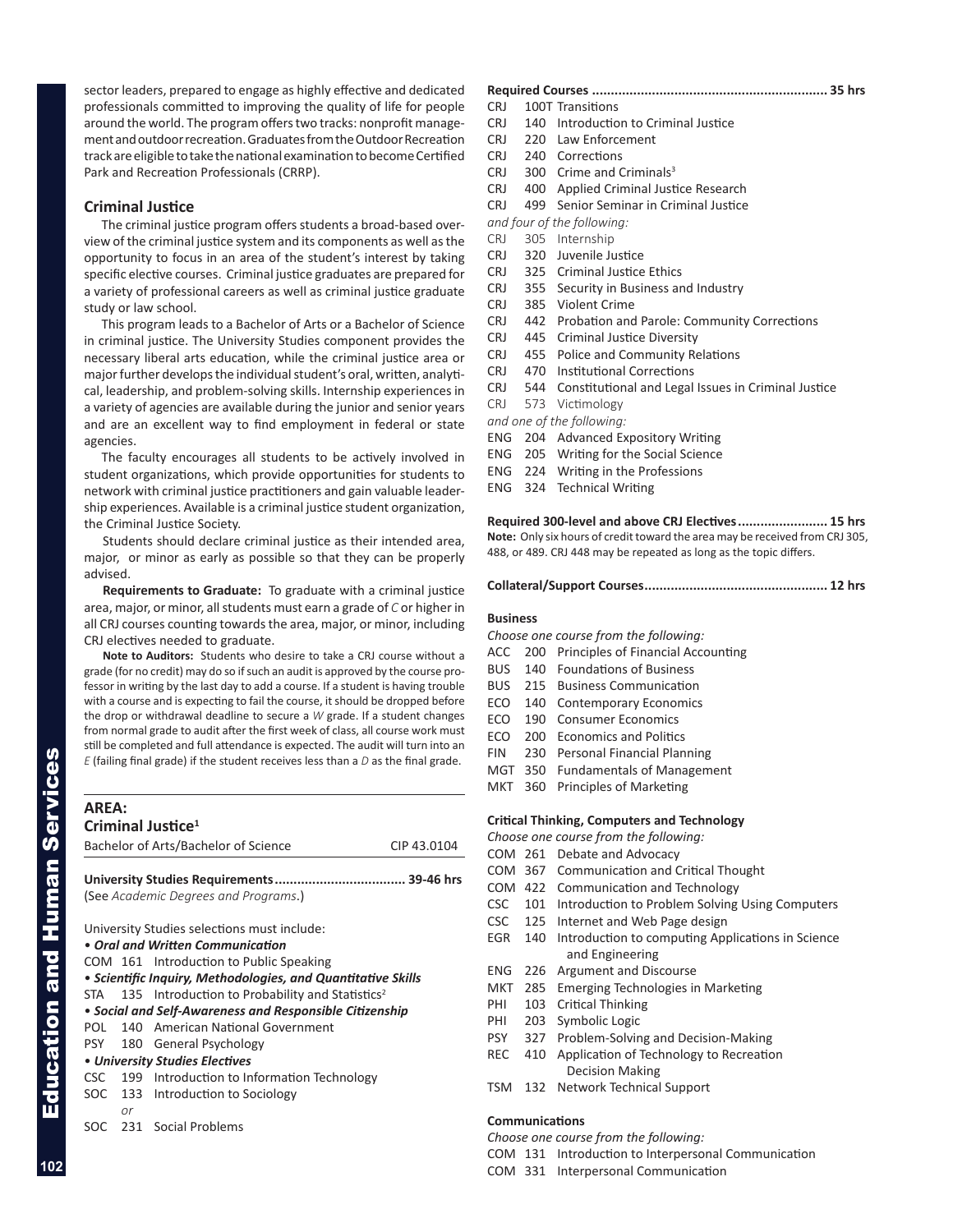sector leaders, prepared to engage as highly effective and dedicated professionals committed to improving the quality of life for people around the world. The program offers two tracks: nonprofit management and outdoor recreation. Graduates from the Outdoor Recreation track are eligible to take the national examination to become Certified Park and Recreation Professionals (CRRP).

### Criminal Justice

The criminal justice program offers students a broad-based overview of the criminal justice system and its components as well as the opportunity to focus in an area of the student's interest by taking specific elective courses. Criminal justice graduates are prepared for a variety of professional careers as well as criminal justice graduate study or law school.

This program leads to a Bachelor of Arts or a Bachelor of Science in criminal justice. The University Studies component provides the necessary liberal arts education, while the criminal justice area or major further develops the individual student's oral, written, analytical, leadership, and problem-solving skills. Internship experiences in a variety of agencies are available during the junior and senior years and are an excellent way to find employment in federal or state agencies.

The faculty encourages all students to be actively involved in student organizations, which provide opportunities for students to network with criminal justice practitioners and gain valuable leadership experiences. Available is a criminal justice student organization, the Criminal Justice Society.

Students should declare criminal justice as their intended area, major, or minor as early as possible so that they can be properly advised.

**Requirements to Graduate:** To graduate with a criminal justice area, major, or minor, all students must earn a grade of *C* or higher in all CRJ courses counting towards the area, major, or minor, including CRJ electives needed to graduate.

**Note to Auditors:** Students who desire to take a CRJ course without a grade (for no credit) may do so if such an audit is approved by the course professor in writing by the last day to add a course. If a student is having trouble with a course and is expecting to fail the course, it should be dropped before the drop or withdrawal deadline to secure a *W* grade. If a student changes from normal grade to audit after the first week of class, all course work must still be completed and full attendance is expected. The audit will turn into an *E* (failing final grade) if the student receives less than a *D* as the final grade.

## AREA:
## Criminal Justice[1]

Bachelor of Arts/Bachelor of Science — CIP 43.0104

**University Studies Requirements .................................. 39-46 hrs**
(See *Academic Degrees and Programs*.)

University Studies selections must include:

• ***Oral and Written Communication***
COM 161 Introduction to Public Speaking

• ***Scientific Inquiry, Methodologies, and Quantitative Skills***
STA 135 Introduction to Probability and Statistics[2]

• ***Social and Self-Awareness and Responsible Citizenship***
POL 140 American National Government
PSY 180 General Psychology

• ***University Studies Electives***
CSC 199 Introduction to Information Technology
SOC 133 Introduction to Sociology
*or*
SOC 231 Social Problems

**Required Courses ............................................................. 35 hrs**
CRJ 100T Transitions
CRJ 140 Introduction to Criminal Justice
CRJ 220 Law Enforcement
CRJ 240 Corrections
CRJ 300 Crime and Criminals[3]
CRJ 400 Applied Criminal Justice Research
CRJ 499 Senior Seminar in Criminal Justice

*and four of the following:*
CRJ 305 Internship
CRJ 320 Juvenile Justice
CRJ 325 Criminal Justice Ethics
CRJ 355 Security in Business and Industry
CRJ 385 Violent Crime
CRJ 442 Probation and Parole: Community Corrections
CRJ 445 Criminal Justice Diversity
CRJ 455 Police and Community Relations
CRJ 470 Institutional Corrections
CRJ 544 Constitutional and Legal Issues in Criminal Justice
CRJ 573 Victimology

*and one of the following:*
ENG 204 Advanced Expository Writing
ENG 205 Writing for the Social Science
ENG 224 Writing in the Professions
ENG 324 Technical Writing

**Required 300-level and above CRJ Electives ........................ 15 hrs**
**Note:** Only six hours of credit toward the area may be received from CRJ 305, 488, or 489. CRJ 448 may be repeated as long as the topic differs.

**Collateral/Support Courses ................................................ 12 hrs**

#### Business
*Choose one course from the following:*
ACC 200 Principles of Financial Accounting
BUS 140 Foundations of Business
BUS 215 Business Communication
ECO 140 Contemporary Economics
ECO 190 Consumer Economics
ECO 200 Economics and Politics
FIN 230 Personal Financial Planning
MGT 350 Fundamentals of Management
MKT 360 Principles of Marketing

#### Critical Thinking, Computers and Technology
*Choose one course from the following:*
COM 261 Debate and Advocacy
COM 367 Communication and Critical Thought
COM 422 Communication and Technology
CSC 101 Introduction to Problem Solving Using Computers
CSC 125 Internet and Web Page design
EGR 140 Introduction to computing Applications in Science and Engineering
ENG 226 Argument and Discourse
MKT 285 Emerging Technologies in Marketing
PHI 103 Critical Thinking
PHI 203 Symbolic Logic
PSY 327 Problem-Solving and Decision-Making
REC 410 Application of Technology to Recreation Decision Making
TSM 132 Network Technical Support

#### Communications
*Choose one course from the following:*
COM 131 Introduction to Interpersonal Communication
COM 331 Interpersonal Communication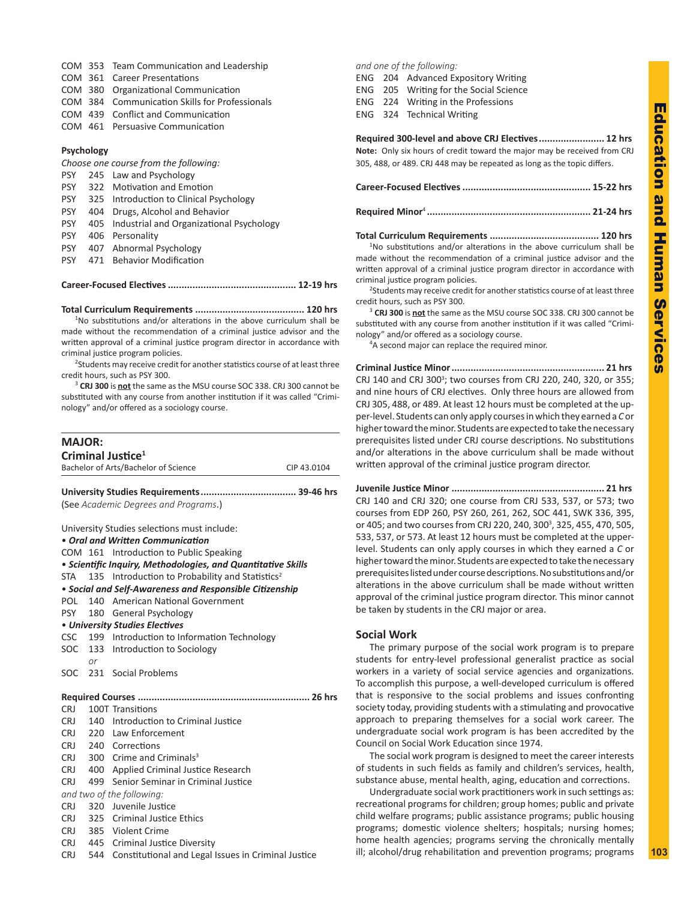COM 353 Team Communication and Leadership
COM 361 Career Presentations
COM 380 Organizational Communication
COM 384 Communication Skills for Professionals
COM 439 Conflict and Communication
COM 461 Persuasive Communication

**Psychology**

*Choose one course from the following:*

PSY 245 Law and Psychology
PSY 322 Motivation and Emotion
PSY 325 Introduction to Clinical Psychology
PSY 404 Drugs, Alcohol and Behavior
PSY 405 Industrial and Organizational Psychology
PSY 406 Personality
PSY 407 Abnormal Psychology
PSY 471 Behavior Modification

**Career-Focused Electives .............................................. 12-19 hrs**

**Total Curriculum Requirements ....................................... 120 hrs**

[1]No substitutions and/or alterations in the above curriculum shall be made without the recommendation of a criminal justice advisor and the written approval of a criminal justice program director in accordance with criminal justice program policies.

[2]Students may receive credit for another statistics course of at least three credit hours, such as PSY 300.

[3] **CRJ 300** is **not** the same as the MSU course SOC 338. CRJ 300 cannot be substituted with any course from another institution if it was called "Criminology" and/or offered as a sociology course.

## MAJOR:
## Criminal Justice[1]

Bachelor of Arts/Bachelor of Science — CIP 43.0104

**University Studies Requirements.................................. 39-46 hrs**

(See *Academic Degrees and Programs*.)

University Studies selections must include:

• ***Oral and Written Communication***

COM 161 Introduction to Public Speaking

• ***Scientific Inquiry, Methodologies, and Quantitative Skills***

STA 135 Introduction to Probability and Statistics[2]

• ***Social and Self-Awareness and Responsible Citizenship***

POL 140 American National Government
PSY 180 General Psychology

• ***University Studies Electives***

CSC 199 Introduction to Information Technology
SOC 133 Introduction to Sociology
*or*
SOC 231 Social Problems

**Required Courses ............................................................. 26 hrs**

CRJ 100T Transitions
CRJ 140 Introduction to Criminal Justice
CRJ 220 Law Enforcement
CRJ 240 Corrections
CRJ 300 Crime and Criminals[3]
CRJ 400 Applied Criminal Justice Research
CRJ 499 Senior Seminar in Criminal Justice

*and two of the following:*

CRJ 320 Juvenile Justice
CRJ 325 Criminal Justice Ethics
CRJ 385 Violent Crime
CRJ 445 Criminal Justice Diversity
CRJ 544 Constitutional and Legal Issues in Criminal Justice

*and one of the following:*

ENG 204 Advanced Expository Writing
ENG 205 Writing for the Social Science
ENG 224 Writing in the Professions
ENG 324 Technical Writing

**Required 300-level and above CRJ Electives........................ 12 hrs**

**Note:** Only six hours of credit toward the major may be received from CRJ 305, 488, or 489. CRJ 448 may be repeated as long as the topic differs.

**Career-Focused Electives .............................................. 15-22 hrs**

**Required Minor[4] ........................................................... 21-24 hrs**

**Total Curriculum Requirements ....................................... 120 hrs**

[1]No substitutions and/or alterations in the above curriculum shall be made without the recommendation of a criminal justice advisor and the written approval of a criminal justice program director in accordance with criminal justice program policies.

[2]Students may receive credit for another statistics course of at least three credit hours, such as PSY 300.

[3] **CRJ 300** is **not** the same as the MSU course SOC 338. CRJ 300 cannot be substituted with any course from another institution if it was called "Criminology" and/or offered as a sociology course.

[4]A second major can replace the required minor.

**Criminal Justice Minor ...................................................... 21 hrs**

CRJ 140 and CRJ 300[3]; two courses from CRJ 220, 240, 320, or 355; and nine hours of CRJ electives. Only three hours are allowed from CRJ 305, 488, or 489. At least 12 hours must be completed at the upper-level. Students can only apply courses in which they earned a *C* or higher toward the minor. Students are expected to take the necessary prerequisites listed under CRJ course descriptions. No substitutions and/or alterations in the above curriculum shall be made without written approval of the criminal justice program director.

**Juvenile Justice Minor ....................................................... 21 hrs**

CRJ 140 and CRJ 320; one course from CRJ 533, 537, or 573; two courses from EDP 260, PSY 260, 261, 262, SOC 441, SWK 336, 395, or 405; and two courses from CRJ 220, 240, 300[3], 325, 455, 470, 505, 533, 537, or 573. At least 12 hours must be completed at the upper-level. Students can only apply courses in which they earned a *C* or higher toward the minor. Students are expected to take the necessary prerequisites listed under course descriptions. No substitutions and/or alterations in the above curriculum shall be made without written approval of the criminal justice program director. This minor cannot be taken by students in the CRJ major or area.

## Social Work

The primary purpose of the social work program is to prepare students for entry-level professional generalist practice as social workers in a variety of social service agencies and organizations. To accomplish this purpose, a well-developed curriculum is offered that is responsive to the social problems and issues confronting society today, providing students with a stimulating and provocative approach to preparing themselves for a social work career. The undergraduate social work program is has been accredited by the Council on Social Work Education since 1974.

The social work program is designed to meet the career interests of students in such fields as family and children's services, health, substance abuse, mental health, aging, education and corrections.

Undergraduate social work practitioners work in such settings as: recreational programs for children; group homes; public and private child welfare programs; public assistance programs; public housing programs; domestic violence shelters; hospitals; nursing homes; home health agencies; programs serving the chronically mentally ill; alcohol/drug rehabilitation and prevention programs; programs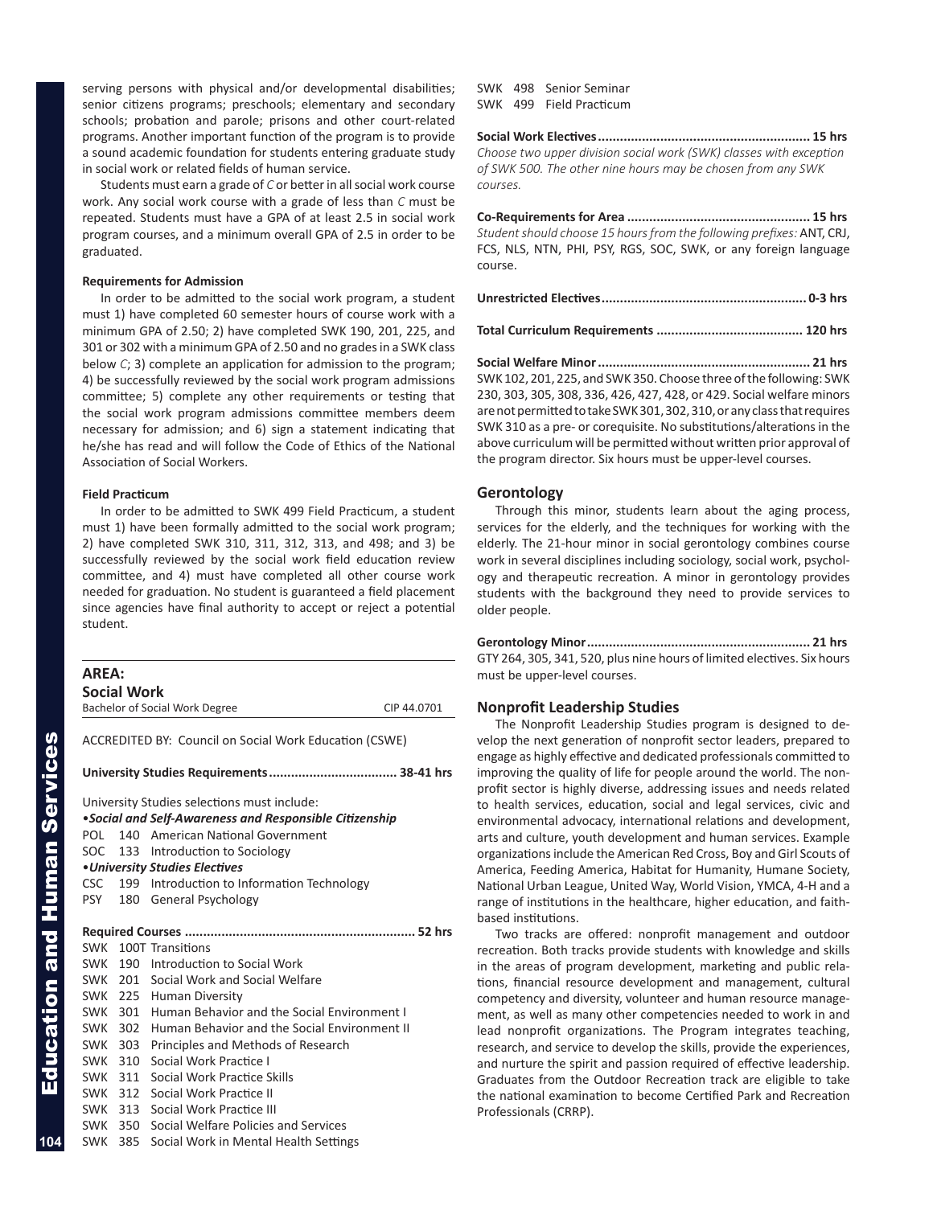serving persons with physical and/or developmental disabilities; senior citizens programs; preschools; elementary and secondary schools; probation and parole; prisons and other court-related programs. Another important function of the program is to provide a sound academic foundation for students entering graduate study in social work or related fields of human service.

Students must earn a grade of *C* or better in all social work course work. Any social work course with a grade of less than *C* must be repeated. Students must have a GPA of at least 2.5 in social work program courses, and a minimum overall GPA of 2.5 in order to be graduated.

#### Requirements for Admission

In order to be admitted to the social work program, a student must 1) have completed 60 semester hours of course work with a minimum GPA of 2.50; 2) have completed SWK 190, 201, 225, and 301 or 302 with a minimum GPA of 2.50 and no grades in a SWK class below *C*; 3) complete an application for admission to the program; 4) be successfully reviewed by the social work program admissions committee; 5) complete any other requirements or testing that the social work program admissions committee members deem necessary for admission; and 6) sign a statement indicating that he/she has read and will follow the Code of Ethics of the National Association of Social Workers.

#### Field Practicum

In order to be admitted to SWK 499 Field Practicum, a student must 1) have been formally admitted to the social work program; 2) have completed SWK 310, 311, 312, 313, and 498; and 3) be successfully reviewed by the social work field education review committee, and 4) must have completed all other course work needed for graduation. No student is guaranteed a field placement since agencies have final authority to accept or reject a potential student.

### AREA:
### Social Work

Bachelor of Social Work Degree — CIP 44.0701

ACCREDITED BY: Council on Social Work Education (CSWE)

**University Studies Requirements .................................. 38-41 hrs**

University Studies selections must include:

- ***Social and Self-Awareness and Responsible Citizenship***

POL 140 American National Government
SOC 133 Introduction to Sociology

- ***University Studies Electives***

CSC 199 Introduction to Information Technology
PSY 180 General Psychology

**Required Courses .............................................................. 52 hrs**

SWK 100T Transitions
SWK 190 Introduction to Social Work
SWK 201 Social Work and Social Welfare
SWK 225 Human Diversity
SWK 301 Human Behavior and the Social Environment I
SWK 302 Human Behavior and the Social Environment II
SWK 303 Principles and Methods of Research
SWK 310 Social Work Practice I
SWK 311 Social Work Practice Skills
SWK 312 Social Work Practice II
SWK 313 Social Work Practice III
SWK 350 Social Welfare Policies and Services
SWK 385 Social Work in Mental Health Settings
SWK 498 Senior Seminar
SWK 499 Field Practicum

**Social Work Electives......................................................... 15 hrs**

*Choose two upper division social work (SWK) classes with exception of SWK 500. The other nine hours may be chosen from any SWK courses.*

**Co-Requirements for Area ................................................. 15 hrs**

*Student should choose 15 hours from the following prefixes:* ANT, CRJ, FCS, NLS, NTN, PHI, PSY, RGS, SOC, SWK, or any foreign language course.

**Unrestricted Electives....................................................... 0-3 hrs**

**Total Curriculum Requirements ....................................... 120 hrs**

**Social Welfare Minor......................................................... 21 hrs**

SWK 102, 201, 225, and SWK 350. Choose three of the following: SWK 230, 303, 305, 308, 336, 426, 427, 428, or 429. Social welfare minors are not permitted to take SWK 301, 302, 310, or any class that requires SWK 310 as a pre- or corequisite. No substitutions/alterations in the above curriculum will be permitted without written prior approval of the program director. Six hours must be upper-level courses.

### Gerontology

Through this minor, students learn about the aging process, services for the elderly, and the techniques for working with the elderly. The 21-hour minor in social gerontology combines course work in several disciplines including sociology, social work, psychology and therapeutic recreation. A minor in gerontology provides students with the background they need to provide services to older people.

**Gerontology Minor............................................................ 21 hrs**

GTY 264, 305, 341, 520, plus nine hours of limited electives. Six hours must be upper-level courses.

### Nonprofit Leadership Studies

The Nonprofit Leadership Studies program is designed to develop the next generation of nonprofit sector leaders, prepared to engage as highly effective and dedicated professionals committed to improving the quality of life for people around the world. The nonprofit sector is highly diverse, addressing issues and needs related to health services, education, social and legal services, civic and environmental advocacy, international relations and development, arts and culture, youth development and human services. Example organizations include the American Red Cross, Boy and Girl Scouts of America, Feeding America, Habitat for Humanity, Humane Society, National Urban League, United Way, World Vision, YMCA, 4-H and a range of institutions in the healthcare, higher education, and faith-based institutions.

Two tracks are offered: nonprofit management and outdoor recreation. Both tracks provide students with knowledge and skills in the areas of program development, marketing and public relations, financial resource development and management, cultural competency and diversity, volunteer and human resource management, as well as many other competencies needed to work in and lead nonprofit organizations. The Program integrates teaching, research, and service to develop the skills, provide the experiences, and nurture the spirit and passion required of effective leadership. Graduates from the Outdoor Recreation track are eligible to take the national examination to become Certified Park and Recreation Professionals (CRRP).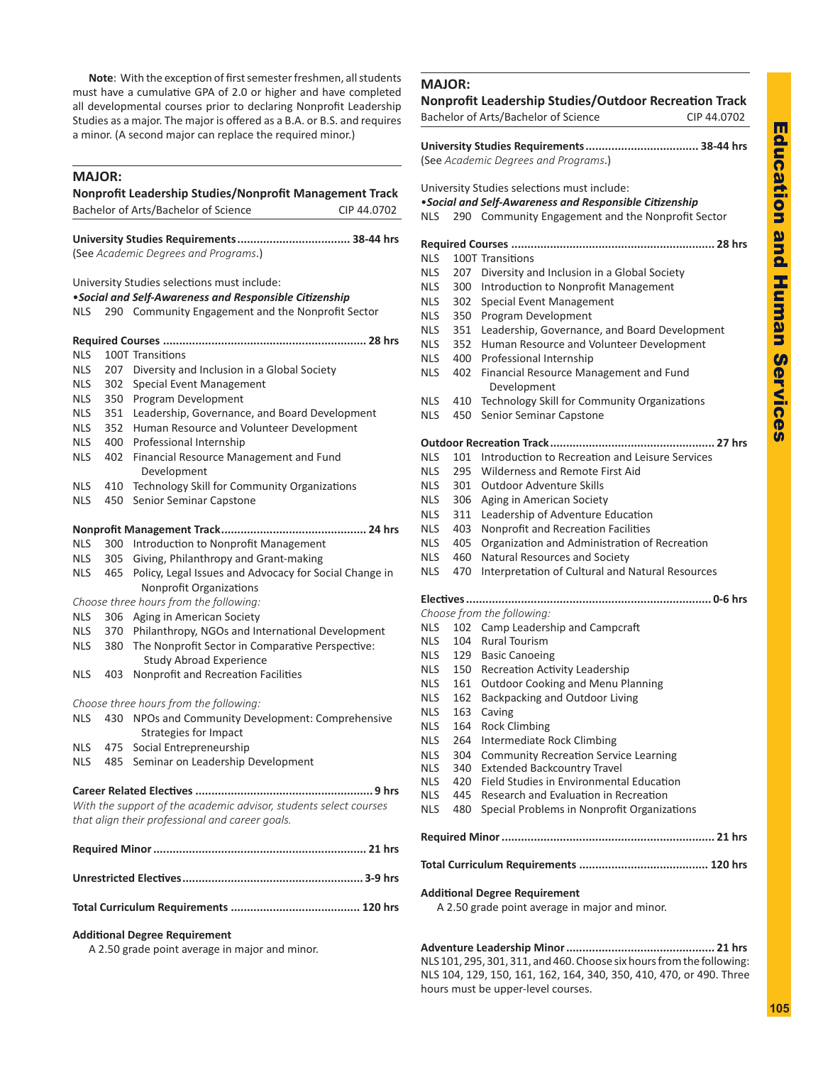**Note**: With the exception of first semester freshmen, all students must have a cumulative GPA of 2.0 or higher and have completed all developmental courses prior to declaring Nonprofit Leadership Studies as a major. The major is offered as a B.A. or B.S. and requires a minor. (A second major can replace the required minor.)

## MAJOR:

### Nonprofit Leadership Studies/Nonprofit Management Track

Bachelor of Arts/Bachelor of Science — CIP 44.0702

**University Studies Requirements .................................. 38-44 hrs**
(See *Academic Degrees and Programs*.)

University Studies selections must include:
•***Social and Self-Awareness and Responsible Citizenship***
NLS 290 Community Engagement and the Nonprofit Sector

**Required Courses ............................................................. 28 hrs**
NLS 100T Transitions
NLS 207 Diversity and Inclusion in a Global Society
NLS 302 Special Event Management
NLS 350 Program Development
NLS 351 Leadership, Governance, and Board Development
NLS 352 Human Resource and Volunteer Development
NLS 400 Professional Internship
NLS 402 Financial Resource Management and Fund Development
NLS 410 Technology Skill for Community Organizations
NLS 450 Senior Seminar Capstone

**Nonprofit Management Track............................................ 24 hrs**
NLS 300 Introduction to Nonprofit Management
NLS 305 Giving, Philanthropy and Grant-making
NLS 465 Policy, Legal Issues and Advocacy for Social Change in Nonprofit Organizations

*Choose three hours from the following:*
NLS 306 Aging in American Society
NLS 370 Philanthropy, NGOs and International Development
NLS 380 The Nonprofit Sector in Comparative Perspective: Study Abroad Experience
NLS 403 Nonprofit and Recreation Facilities

*Choose three hours from the following:*
NLS 430 NPOs and Community Development: Comprehensive Strategies for Impact
NLS 475 Social Entrepreneurship
NLS 485 Seminar on Leadership Development

**Career Related Electives ..................................................... 9 hrs**
*With the support of the academic advisor, students select courses that align their professional and career goals.*

**Required Minor ................................................................ 21 hrs**

**Unrestricted Electives....................................................... 3-9 hrs**

**Total Curriculum Requirements ....................................... 120 hrs**

**Additional Degree Requirement**
A 2.50 grade point average in major and minor.

## MAJOR:

### Nonprofit Leadership Studies/Outdoor Recreation Track

Bachelor of Arts/Bachelor of Science — CIP 44.0702

**University Studies Requirements .................................. 38-44 hrs**
(See *Academic Degrees and Programs*.)

University Studies selections must include:
•***Social and Self-Awareness and Responsible Citizenship***
NLS 290 Community Engagement and the Nonprofit Sector

**Required Courses ............................................................. 28 hrs**
NLS 100T Transitions
NLS 207 Diversity and Inclusion in a Global Society
NLS 300 Introduction to Nonprofit Management
NLS 302 Special Event Management
NLS 350 Program Development
NLS 351 Leadership, Governance, and Board Development
NLS 352 Human Resource and Volunteer Development
NLS 400 Professional Internship
NLS 402 Financial Resource Management and Fund Development
NLS 410 Technology Skill for Community Organizations
NLS 450 Senior Seminar Capstone

**Outdoor Recreation Track.................................................. 27 hrs**
NLS 101 Introduction to Recreation and Leisure Services
NLS 295 Wilderness and Remote First Aid
NLS 301 Outdoor Adventure Skills
NLS 306 Aging in American Society
NLS 311 Leadership of Adventure Education
NLS 403 Nonprofit and Recreation Facilities
NLS 405 Organization and Administration of Recreation
NLS 460 Natural Resources and Society
NLS 470 Interpretation of Cultural and Natural Resources

**Electives .......................................................................... 0-6 hrs**
*Choose from the following:*
NLS 102 Camp Leadership and Campcraft
NLS 104 Rural Tourism
NLS 129 Basic Canoeing
NLS 150 Recreation Activity Leadership
NLS 161 Outdoor Cooking and Menu Planning
NLS 162 Backpacking and Outdoor Living
NLS 163 Caving
NLS 164 Rock Climbing
NLS 264 Intermediate Rock Climbing
NLS 304 Community Recreation Service Learning
NLS 340 Extended Backcountry Travel
NLS 420 Field Studies in Environmental Education
NLS 445 Research and Evaluation in Recreation
NLS 480 Special Problems in Nonprofit Organizations

**Required Minor ................................................................ 21 hrs**

**Total Curriculum Requirements ....................................... 120 hrs**

**Additional Degree Requirement**
A 2.50 grade point average in major and minor.

**Adventure Leadership Minor ............................................. 21 hrs**
NLS 101, 295, 301, 311, and 460. Choose six hours from the following: NLS 104, 129, 150, 161, 162, 164, 340, 350, 410, 470, or 490. Three hours must be upper-level courses.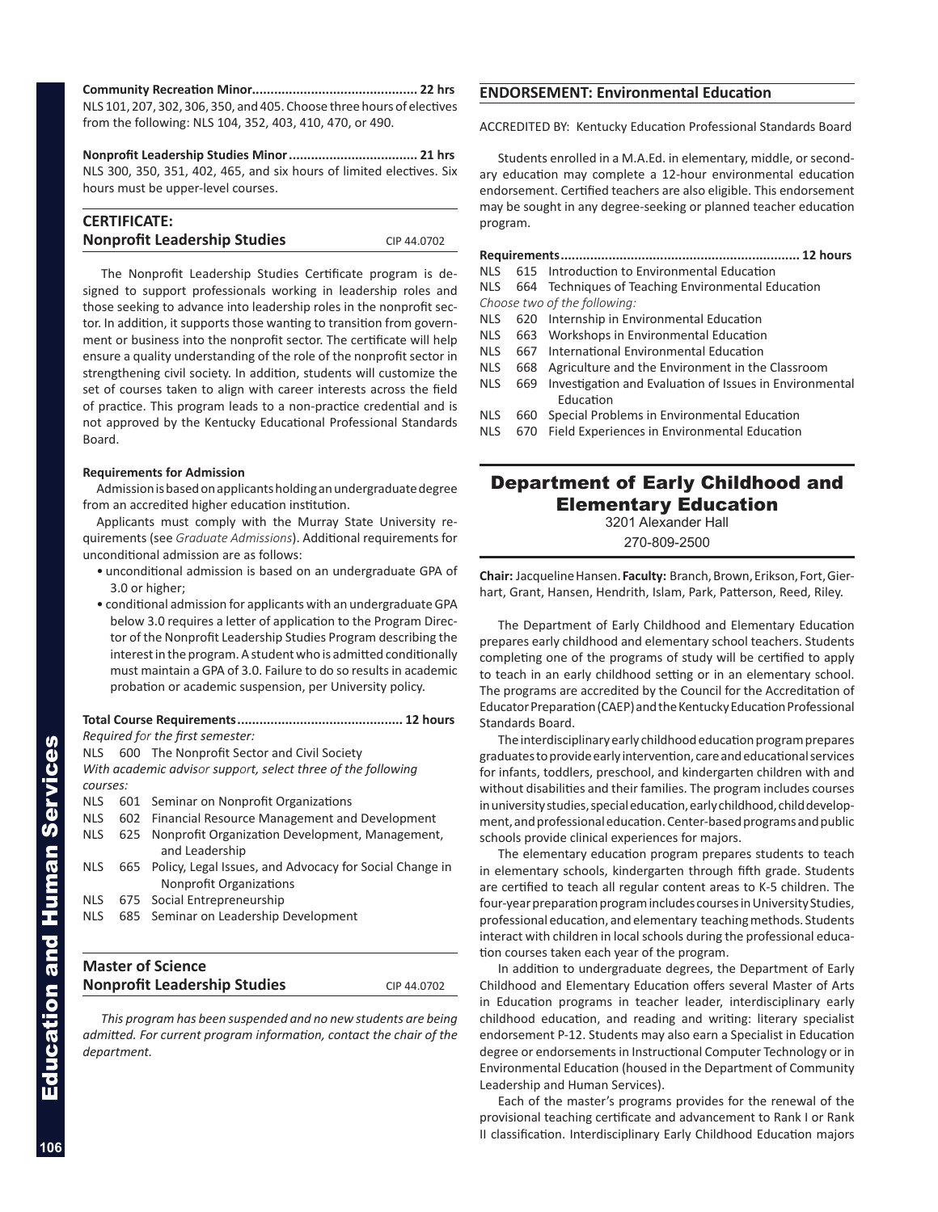**Community Recreation Minor............................................ 22 hrs**
NLS 101, 207, 302, 306, 350, and 405. Choose three hours of electives from the following: NLS 104, 352, 403, 410, 470, or 490.

**Nonprofit Leadership Studies Minor.................................. 21 hrs**
NLS 300, 350, 351, 402, 465, and six hours of limited electives. Six hours must be upper-level courses.

## CERTIFICATE: Nonprofit Leadership Studies

CIP 44.0702

The Nonprofit Leadership Studies Certificate program is designed to support professionals working in leadership roles and those seeking to advance into leadership roles in the nonprofit sector. In addition, it supports those wanting to transition from government or business into the nonprofit sector. The certificate will help ensure a quality understanding of the role of the nonprofit sector in strengthening civil society. In addition, students will customize the set of courses taken to align with career interests across the field of practice. This program leads to a non-practice credential and is not approved by the Kentucky Educational Professional Standards Board.

**Requirements for Admission**

Admission is based on applicants holding an undergraduate degree from an accredited higher education institution.

Applicants must comply with the Murray State University requirements (see *Graduate Admissions*). Additional requirements for unconditional admission are as follows:

- unconditional admission is based on an undergraduate GPA of 3.0 or higher;
- conditional admission for applicants with an undergraduate GPA below 3.0 requires a letter of application to the Program Director of the Nonprofit Leadership Studies Program describing the interest in the program. A student who is admitted conditionally must maintain a GPA of 3.0. Failure to do so results in academic probation or academic suspension, per University policy.

**Total Course Requirements............................................ 12 hours**

*Required for the first semester:*

NLS 600 The Nonprofit Sector and Civil Society

*With academic advisor support, select three of the following courses:*

NLS 601 Seminar on Nonprofit Organizations
NLS 602 Financial Resource Management and Development
NLS 625 Nonprofit Organization Development, Management, and Leadership
NLS 665 Policy, Legal Issues, and Advocacy for Social Change in Nonprofit Organizations
NLS 675 Social Entrepreneurship
NLS 685 Seminar on Leadership Development

## Master of Science Nonprofit Leadership Studies

CIP 44.0702

*This program has been suspended and no new students are being admitted. For current program information, contact the chair of the department.*

## ENDORSEMENT: Environmental Education

ACCREDITED BY: Kentucky Education Professional Standards Board

Students enrolled in a M.A.Ed. in elementary, middle, or secondary education may complete a 12-hour environmental education endorsement. Certified teachers are also eligible. This endorsement may be sought in any degree-seeking or planned teacher education program.

**Requirements................................................................ 12 hours**

NLS 615 Introduction to Environmental Education
NLS 664 Techniques of Teaching Environmental Education

*Choose two of the following:*

NLS 620 Internship in Environmental Education
NLS 663 Workshops in Environmental Education
NLS 667 International Environmental Education
NLS 668 Agriculture and the Environment in the Classroom
NLS 669 Investigation and Evaluation of Issues in Environmental Education
NLS 660 Special Problems in Environmental Education
NLS 670 Field Experiences in Environmental Education

# Department of Early Childhood and Elementary Education

3201 Alexander Hall
270-809-2500

**Chair:** Jacqueline Hansen. **Faculty:** Branch, Brown, Erikson, Fort, Gierhart, Grant, Hansen, Hendrith, Islam, Park, Patterson, Reed, Riley.

The Department of Early Childhood and Elementary Education prepares early childhood and elementary school teachers. Students completing one of the programs of study will be certified to apply to teach in an early childhood setting or in an elementary school. The programs are accredited by the Council for the Accreditation of Educator Preparation (CAEP) and the Kentucky Education Professional Standards Board.

The interdisciplinary early childhood education program prepares graduates to provide early intervention, care and educational services for infants, toddlers, preschool, and kindergarten children with and without disabilities and their families. The program includes courses in university studies, special education, early childhood, child development, and professional education. Center-based programs and public schools provide clinical experiences for majors.

The elementary education program prepares students to teach in elementary schools, kindergarten through fifth grade. Students are certified to teach all regular content areas to K-5 children. The four-year preparation program includes courses in University Studies, professional education, and elementary teaching methods. Students interact with children in local schools during the professional education courses taken each year of the program.

In addition to undergraduate degrees, the Department of Early Childhood and Elementary Education offers several Master of Arts in Education programs in teacher leader, interdisciplinary early childhood education, and reading and writing: literary specialist endorsement P-12. Students may also earn a Specialist in Education degree or endorsements in Instructional Computer Technology or in Environmental Education (housed in the Department of Community Leadership and Human Services).

Each of the master's programs provides for the renewal of the provisional teaching certificate and advancement to Rank I or Rank II classification. Interdisciplinary Early Childhood Education majors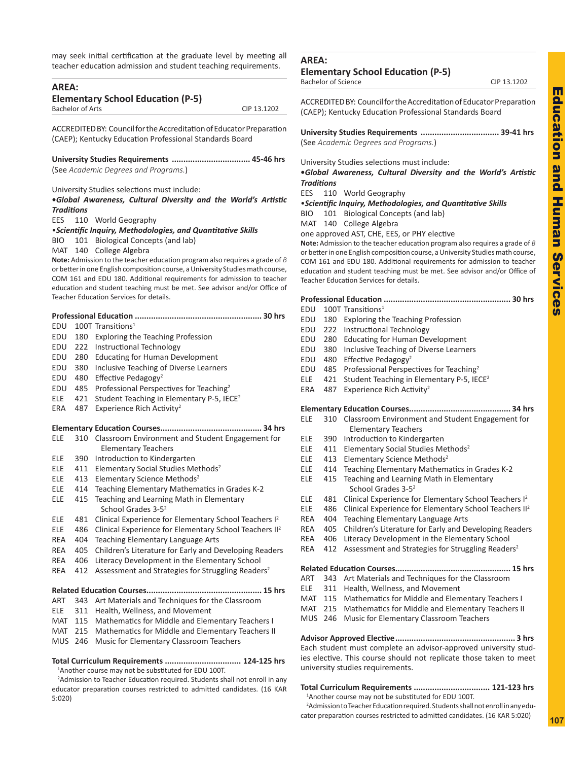may seek initial certification at the graduate level by meeting all teacher education admission and student teaching requirements.

## AREA: Elementary School Education (P-5)

Bachelor of Arts CIP 13.1202

ACCREDITED BY: Council for the Accreditation of Educator Preparation (CAEP); Kentucky Education Professional Standards Board

**University Studies Requirements ................................. 45-46 hrs**
(See *Academic Degrees and Programs.*)

University Studies selections must include:

***•Global Awareness, Cultural Diversity and the World's Artistic Traditions***

EES 110 World Geography

***•Scientific Inquiry, Methodologies, and Quantitative Skills***

BIO 101 Biological Concepts (and lab)
MAT 140 College Algebra

**Note:** Admission to the teacher education program also requires a grade of *B* or better in one English composition course, a University Studies math course, COM 161 and EDU 180. Additional requirements for admission to teacher education and student teaching must be met. See advisor and/or Office of Teacher Education Services for details.

**Professional Education ...................................................... 30 hrs**

EDU 100T Transitions[1]
EDU 180 Exploring the Teaching Profession
EDU 222 Instructional Technology
EDU 280 Educating for Human Development
EDU 380 Inclusive Teaching of Diverse Learners
EDU 480 Effective Pedagogy[2]
EDU 485 Professional Perspectives for Teaching[2]
ELE 421 Student Teaching in Elementary P-5, IECE[2]
ERA 487 Experience Rich Activity[2]

**Elementary Education Courses........................................... 34 hrs**

ELE 310 Classroom Environment and Student Engagement for Elementary Teachers
ELE 390 Introduction to Kindergarten
ELE 411 Elementary Social Studies Methods[2]
ELE 413 Elementary Science Methods[2]
ELE 414 Teaching Elementary Mathematics in Grades K-2
ELE 415 Teaching and Learning Math in Elementary School Grades 3-5[2]
ELE 481 Clinical Experience for Elementary School Teachers I[2]
ELE 486 Clinical Experience for Elementary School Teachers II[2]
REA 404 Teaching Elementary Language Arts
REA 405 Children's Literature for Early and Developing Readers
REA 406 Literacy Development in the Elementary School
REA 412 Assessment and Strategies for Struggling Readers[2]

**Related Education Courses................................................. 15 hrs**

ART 343 Art Materials and Techniques for the Classroom
ELE 311 Health, Wellness, and Movement
MAT 115 Mathematics for Middle and Elementary Teachers I
MAT 215 Mathematics for Middle and Elementary Teachers II
MUS 246 Music for Elementary Classroom Teachers

**Total Curriculum Requirements ................................ 124-125 hrs**

[1]Another course may not be substituted for EDU 100T.
[2]Admission to Teacher Education required. Students shall not enroll in any educator preparation courses restricted to admitted candidates. (16 KAR 5:020)

## AREA: Elementary School Education (P-5)

Bachelor of Science CIP 13.1202

ACCREDITED BY: Council for the Accreditation of Educator Preparation (CAEP); Kentucky Education Professional Standards Board

**University Studies Requirements ................................. 39-41 hrs**
(See *Academic Degrees and Programs.*)

University Studies selections must include:

***•Global Awareness, Cultural Diversity and the World's Artistic Traditions***

EES 110 World Geography

***•Scientific Inquiry, Methodologies, and Quantitative Skills***

BIO 101 Biological Concepts (and lab)
MAT 140 College Algebra
one approved AST, CHE, EES, or PHY elective

**Note:** Admission to the teacher education program also requires a grade of *B* or better in one English composition course, a University Studies math course, COM 161 and EDU 180. Additional requirements for admission to teacher education and student teaching must be met. See advisor and/or Office of Teacher Education Services for details.

**Professional Education ...................................................... 30 hrs**

EDU 100T Transitions[1]
EDU 180 Exploring the Teaching Profession
EDU 222 Instructional Technology
EDU 280 Educating for Human Development
EDU 380 Inclusive Teaching of Diverse Learners
EDU 480 Effective Pedagogy[2]
EDU 485 Professional Perspectives for Teaching[2]
ELE 421 Student Teaching in Elementary P-5, IECE[2]
ERA 487 Experience Rich Activity[2]

**Elementary Education Courses........................................... 34 hrs**

ELE 310 Classroom Environment and Student Engagement for Elementary Teachers
ELE 390 Introduction to Kindergarten
ELE 411 Elementary Social Studies Methods[2]
ELE 413 Elementary Science Methods[2]
ELE 414 Teaching Elementary Mathematics in Grades K-2
ELE 415 Teaching and Learning Math in Elementary School Grades 3-5[2]
ELE 481 Clinical Experience for Elementary School Teachers I[2]
ELE 486 Clinical Experience for Elementary School Teachers II[2]
REA 404 Teaching Elementary Language Arts
REA 405 Children's Literature for Early and Developing Readers
REA 406 Literacy Development in the Elementary School
REA 412 Assessment and Strategies for Struggling Readers[2]

**Related Education Courses................................................. 15 hrs**

ART 343 Art Materials and Techniques for the Classroom
ELE 311 Health, Wellness, and Movement
MAT 115 Mathematics for Middle and Elementary Teachers I
MAT 215 Mathematics for Middle and Elementary Teachers II
MUS 246 Music for Elementary Classroom Teachers

**Advisor Approved Elective................................................... 3 hrs**

Each student must complete an advisor-approved university studies elective. This course should not replicate those taken to meet university studies requirements.

**Total Curriculum Requirements ................................ 121-123 hrs**

[1]Another course may not be substituted for EDU 100T.
[2]Admission to Teacher Education required. Students shall not enroll in any educator preparation courses restricted to admitted candidates. (16 KAR 5:020)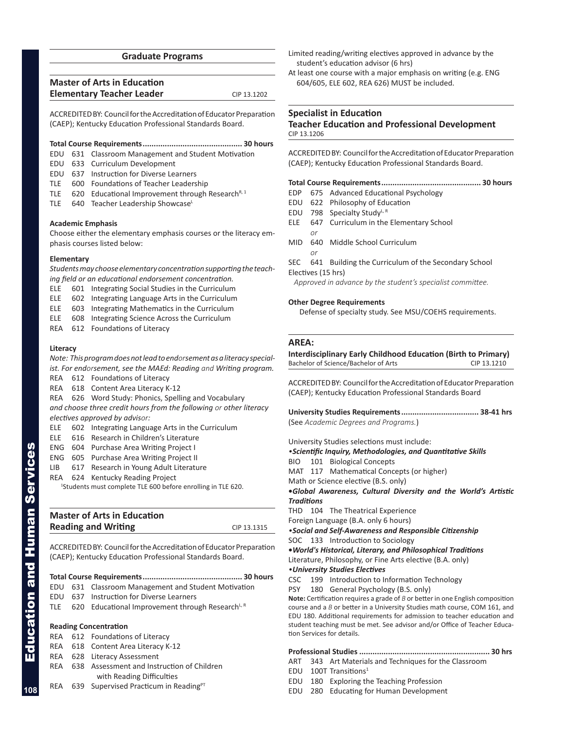## Graduate Programs

### Master of Arts in Education Elementary Teacher Leader

CIP 13.1202

ACCREDITED BY: Council for the Accreditation of Educator Preparation (CAEP); Kentucky Education Professional Standards Board.

**Total Course Requirements............................................ 30 hours**

EDU 631 Classroom Management and Student Motivation
EDU 633 Curriculum Development
EDU 637 Instruction for Diverse Learners
TLE 600 Foundations of Teacher Leadership
TLE 620 Educational Improvement through Research[R, 1]
TLE 640 Teacher Leadership Showcase[L]

**Academic Emphasis**

Choose either the elementary emphasis courses or the literacy emphasis courses listed below:

**Elementary**

*Students may choose elementary concentration supporting the teaching field or an educational endorsement concentration.*

ELE 601 Integrating Social Studies in the Curriculum
ELE 602 Integrating Language Arts in the Curriculum
ELE 603 Integrating Mathematics in the Curriculum
ELE 608 Integrating Science Across the Curriculum
REA 612 Foundations of Literacy

**Literacy**

*Note: This program does not lead to endorsement as a literacy specialist. For endorsement, see the MAEd: Reading and Writing program.*

REA 612 Foundations of Literacy
REA 618 Content Area Literacy K-12
REA 626 Word Study: Phonics, Spelling and Vocabulary

*and choose three credit hours from the following or other literacy electives approved by advisor:*

ELE 602 Integrating Language Arts in the Curriculum
ELE 616 Research in Children's Literature
ENG 604 Purchase Area Writing Project I
ENG 605 Purchase Area Writing Project II
LIB 617 Research in Young Adult Literature
REA 624 Kentucky Reading Project

[1]Students must complete TLE 600 before enrolling in TLE 620.

### Master of Arts in Education Reading and Writing

CIP 13.1315

ACCREDITED BY: Council for the Accreditation of Educator Preparation (CAEP); Kentucky Education Professional Standards Board.

**Total Course Requirements............................................ 30 hours**

EDU 631 Classroom Management and Student Motivation
EDU 637 Instruction for Diverse Learners
TLE 620 Educational Improvement through Research[L, R]

**Reading Concentration**

REA 612 Foundations of Literacy
REA 618 Content Area Literacy K-12
REA 628 Literacy Assessment
REA 638 Assessment and Instruction of Children with Reading Difficulties
REA 639 Supervised Practicum in Reading[PT]

Limited reading/writing electives approved in advance by the student's education advisor (6 hrs)

At least one course with a major emphasis on writing (e.g. ENG 604/605, ELE 602, REA 626) MUST be included.

### Specialist in Education Teacher Education and Professional Development

CIP 13.1206

ACCREDITED BY: Council for the Accreditation of Educator Preparation (CAEP); Kentucky Education Professional Standards Board.

**Total Course Requirements............................................ 30 hours**

EDP 675 Advanced Educational Psychology
EDU 622 Philosophy of Education
EDU 798 Specialty Study[L, R]
ELE 647 Curriculum in the Elementary School
*or*
MID 640 Middle School Curriculum
*or*
SEC 641 Building the Curriculum of the Secondary School

Electives (15 hrs)
*Approved in advance by the student's specialist committee.*

**Other Degree Requirements**

Defense of specialty study. See MSU/COEHS requirements.

## AREA:

### Interdisciplinary Early Childhood Education (Birth to Primary)

Bachelor of Science/Bachelor of Arts CIP 13.1210

ACCREDITED BY: Council for the Accreditation of Educator Preparation (CAEP); Kentucky Education Professional Standards Board

**University Studies Requirements.................................. 38-41 hrs**

(See *Academic Degrees and Programs.*)

University Studies selections must include:

•***Scientific Inquiry, Methodologies, and Quantitative Skills***
BIO 101 Biological Concepts
MAT 117 Mathematical Concepts (or higher)
Math or Science elective (B.S. only)

•***Global Awareness, Cultural Diversity and the World's Artistic Traditions***
THD 104 The Theatrical Experience
Foreign Language (B.A. only 6 hours)

•***Social and Self-Awareness and Responsible Citizenship***
SOC 133 Introduction to Sociology

•***World's Historical, Literary, and Philosophical Traditions***
Literature, Philosophy, or Fine Arts elective (B.A. only)

•***University Studies Electives***
CSC 199 Introduction to Information Technology
PSY 180 General Psychology (B.S. only)

**Note:** Certification requires a grade of *B* or better in one English composition course and a *B* or better in a University Studies math course, COM 161, and EDU 180. Additional requirements for admission to teacher education and student teaching must be met. See advisor and/or Office of Teacher Education Services for details.

**Professional Studies .......................................................... 30 hrs**

ART 343 Art Materials and Techniques for the Classroom
EDU 100T Transitions[1]
EDU 180 Exploring the Teaching Profession
EDU 280 Educating for Human Development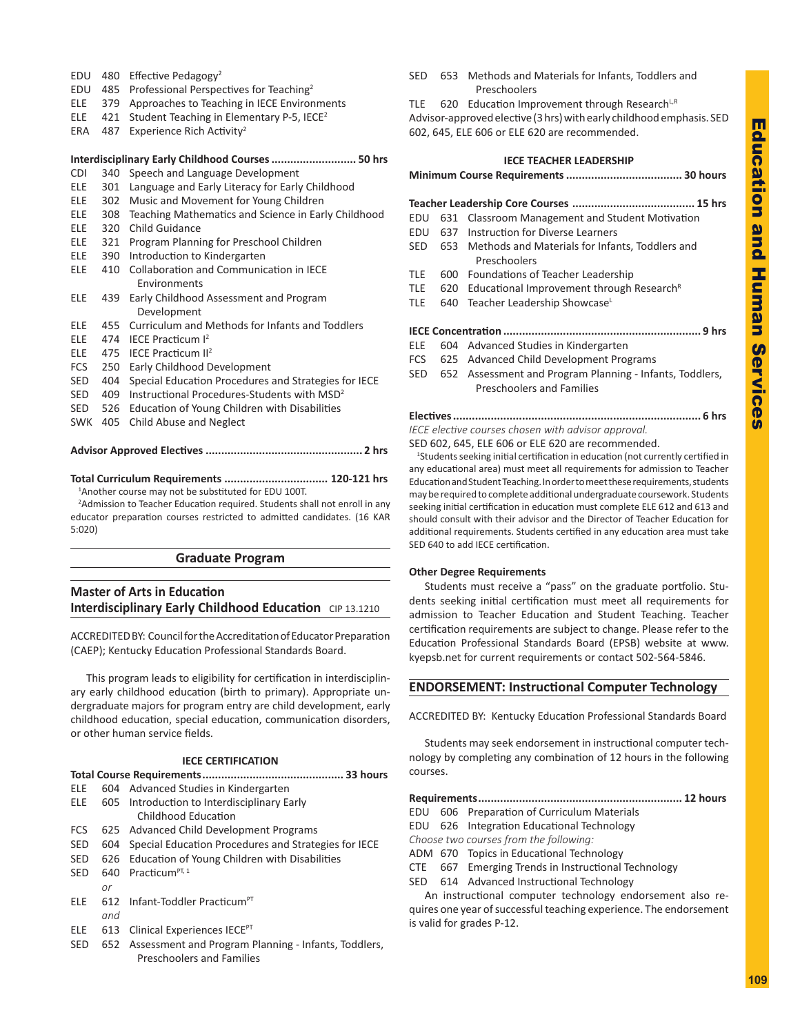EDU 480 Effective Pedagogy[2]
EDU 485 Professional Perspectives for Teaching[2]
ELE 379 Approaches to Teaching in IECE Environments
ELE 421 Student Teaching in Elementary P-5, IECE[2]
ERA 487 Experience Rich Activity[2]

**Interdisciplinary Early Childhood Courses .......................... 50 hrs**

CDI 340 Speech and Language Development
ELE 301 Language and Early Literacy for Early Childhood
ELE 302 Music and Movement for Young Children
ELE 308 Teaching Mathematics and Science in Early Childhood
ELE 320 Child Guidance
ELE 321 Program Planning for Preschool Children
ELE 390 Introduction to Kindergarten
ELE 410 Collaboration and Communication in IECE Environments
ELE 439 Early Childhood Assessment and Program Development
ELE 455 Curriculum and Methods for Infants and Toddlers
ELE 474 IECE Practicum I[2]
ELE 475 IECE Practicum II[2]
FCS 250 Early Childhood Development
SED 404 Special Education Procedures and Strategies for IECE
SED 409 Instructional Procedures-Students with MSD[2]
SED 526 Education of Young Children with Disabilities
SWK 405 Child Abuse and Neglect

**Advisor Approved Electives ................................................ 2 hrs**

**Total Curriculum Requirements ................................ 120-121 hrs**

[1]Another course may not be substituted for EDU 100T.

[2]Admission to Teacher Education required. Students shall not enroll in any educator preparation courses restricted to admitted candidates. (16 KAR 5:020)

## Graduate Program

### Master of Arts in Education
### Interdisciplinary Early Childhood Education CIP 13.1210

ACCREDITED BY: Council for the Accreditation of Educator Preparation (CAEP); Kentucky Education Professional Standards Board.

This program leads to eligibility for certification in interdisciplinary early childhood education (birth to primary). Appropriate undergraduate majors for program entry are child development, early childhood education, special education, communication disorders, or other human service fields.

#### IECE CERTIFICATION

**Total Course Requirements............................................ 33 hours**

ELE 604 Advanced Studies in Kindergarten
ELE 605 Introduction to Interdisciplinary Early Childhood Education
FCS 625 Advanced Child Development Programs
SED 604 Special Education Procedures and Strategies for IECE
SED 626 Education of Young Children with Disabilities
SED 640 Practicum[PT, 1]
*or*
ELE 612 Infant-Toddler Practicum[PT]
*and*
ELE 613 Clinical Experiences IECE[PT]
SED 652 Assessment and Program Planning - Infants, Toddlers, Preschoolers and Families
SED 653 Methods and Materials for Infants, Toddlers and Preschoolers
TLE 620 Education Improvement through Research[L,R]

Advisor-approved elective (3 hrs) with early childhood emphasis. SED 602, 645, ELE 606 or ELE 620 are recommended.

#### IECE TEACHER LEADERSHIP

**Minimum Course Requirements .................................... 30 hours**

**Teacher Leadership Core Courses ...................................... 15 hrs**

EDU 631 Classroom Management and Student Motivation
EDU 637 Instruction for Diverse Learners
SED 653 Methods and Materials for Infants, Toddlers and Preschoolers
TLE 600 Foundations of Teacher Leadership
TLE 620 Educational Improvement through Research[R]
TLE 640 Teacher Leadership Showcase[L]

**IECE Concentration ............................................................. 9 hrs**

ELE 604 Advanced Studies in Kindergarten
FCS 625 Advanced Child Development Programs
SED 652 Assessment and Program Planning - Infants, Toddlers, Preschoolers and Families

**Electives ............................................................................ 6 hrs**

*IECE elective courses chosen with advisor approval.*

SED 602, 645, ELE 606 or ELE 620 are recommended.

[1]Students seeking initial certification in education (not currently certified in any educational area) must meet all requirements for admission to Teacher Education and Student Teaching. In order to meet these requirements, students may be required to complete additional undergraduate coursework. Students seeking initial certification in education must complete ELE 612 and 613 and should consult with their advisor and the Director of Teacher Education for additional requirements. Students certified in any education area must take SED 640 to add IECE certification.

**Other Degree Requirements**

Students must receive a "pass" on the graduate portfolio. Students seeking initial certification must meet all requirements for admission to Teacher Education and Student Teaching. Teacher certification requirements are subject to change. Please refer to the Education Professional Standards Board (EPSB) website at www.kyepsb.net for current requirements or contact 502-564-5846.

## ENDORSEMENT: Instructional Computer Technology

ACCREDITED BY: Kentucky Education Professional Standards Board

Students may seek endorsement in instructional computer technology by completing any combination of 12 hours in the following courses.

**Requirements ................................................................ 12 hours**

EDU 606 Preparation of Curriculum Materials
EDU 626 Integration Educational Technology
*Choose two courses from the following:*
ADM 670 Topics in Educational Technology
CTE 667 Emerging Trends in Instructional Technology
SED 614 Advanced Instructional Technology

An instructional computer technology endorsement also requires one year of successful teaching experience. The endorsement is valid for grades P-12.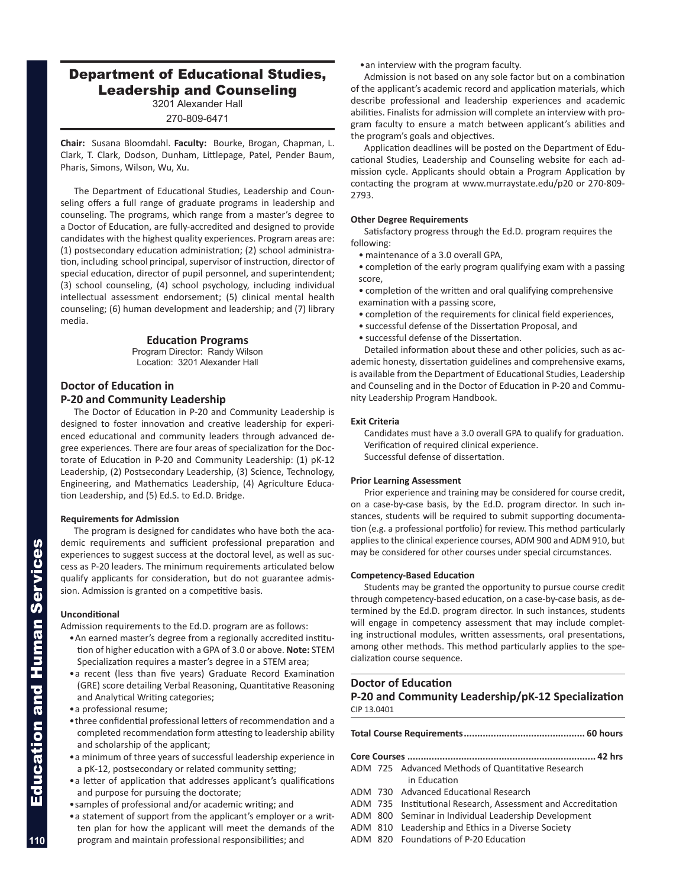# Department of Educational Studies, Leadership and Counseling

3201 Alexander Hall

270-809-6471

**Chair:** Susana Bloomdahl. **Faculty:** Bourke, Brogan, Chapman, L. Clark, T. Clark, Dodson, Dunham, Littlepage, Patel, Pender Baum, Pharis, Simons, Wilson, Wu, Xu.

The Department of Educational Studies, Leadership and Counseling offers a full range of graduate programs in leadership and counseling. The programs, which range from a master's degree to a Doctor of Education, are fully-accredited and designed to provide candidates with the highest quality experiences. Program areas are: (1) postsecondary education administration; (2) school administration, including school principal, supervisor of instruction, director of special education, director of pupil personnel, and superintendent; (3) school counseling, (4) school psychology, including individual intellectual assessment endorsement; (5) clinical mental health counseling; (6) human development and leadership; and (7) library media.

## Education Programs

Program Director: Randy Wilson

Location: 3201 Alexander Hall

### Doctor of Education in P-20 and Community Leadership

The Doctor of Education in P-20 and Community Leadership is designed to foster innovation and creative leadership for experienced educational and community leaders through advanced degree experiences. There are four areas of specialization for the Doctorate of Education in P-20 and Community Leadership: (1) pK-12 Leadership, (2) Postsecondary Leadership, (3) Science, Technology, Engineering, and Mathematics Leadership, (4) Agriculture Education Leadership, and (5) Ed.S. to Ed.D. Bridge.

**Requirements for Admission**

The program is designed for candidates who have both the academic requirements and sufficient professional preparation and experiences to suggest success at the doctoral level, as well as success as P-20 leaders. The minimum requirements articulated below qualify applicants for consideration, but do not guarantee admission. Admission is granted on a competitive basis.

**Unconditional**

Admission requirements to the Ed.D. program are as follows:

- An earned master's degree from a regionally accredited institution of higher education with a GPA of 3.0 or above. **Note:** STEM Specialization requires a master's degree in a STEM area;
- a recent (less than five years) Graduate Record Examination (GRE) score detailing Verbal Reasoning, Quantitative Reasoning and Analytical Writing categories;
- a professional resume;
- three confidential professional letters of recommendation and a completed recommendation form attesting to leadership ability and scholarship of the applicant;
- a minimum of three years of successful leadership experience in a pK-12, postsecondary or related community setting;
- a letter of application that addresses applicant's qualifications and purpose for pursuing the doctorate;
- samples of professional and/or academic writing; and
- a statement of support from the applicant's employer or a written plan for how the applicant will meet the demands of the program and maintain professional responsibilities; and
- an interview with the program faculty.

Admission is not based on any sole factor but on a combination of the applicant's academic record and application materials, which describe professional and leadership experiences and academic abilities. Finalists for admission will complete an interview with program faculty to ensure a match between applicant's abilities and the program's goals and objectives.

Application deadlines will be posted on the Department of Educational Studies, Leadership and Counseling website for each admission cycle. Applicants should obtain a Program Application by contacting the program at www.murraystate.edu/p20 or 270-809-2793.

**Other Degree Requirements**

Satisfactory progress through the Ed.D. program requires the following:

- maintenance of a 3.0 overall GPA,
- completion of the early program qualifying exam with a passing score,
- completion of the written and oral qualifying comprehensive examination with a passing score,
- completion of the requirements for clinical field experiences,
- successful defense of the Dissertation Proposal, and
- successful defense of the Dissertation.

Detailed information about these and other policies, such as academic honesty, dissertation guidelines and comprehensive exams, is available from the Department of Educational Studies, Leadership and Counseling and in the Doctor of Education in P-20 and Community Leadership Program Handbook.

**Exit Criteria**

Candidates must have a 3.0 overall GPA to qualify for graduation.
Verification of required clinical experience.
Successful defense of dissertation.

**Prior Learning Assessment**

Prior experience and training may be considered for course credit, on a case-by-case basis, by the Ed.D. program director. In such instances, students will be required to submit supporting documentation (e.g. a professional portfolio) for review. This method particularly applies to the clinical experience courses, ADM 900 and ADM 910, but may be considered for other courses under special circumstances.

**Competency-Based Education**

Students may be granted the opportunity to pursue course credit through competency-based education, on a case-by-case basis, as determined by the Ed.D. program director. In such instances, students will engage in competency assessment that may include completing instructional modules, written assessments, oral presentations, among other methods. This method particularly applies to the specialization course sequence.

### Doctor of Education
### P-20 and Community Leadership/pK-12 Specialization

CIP 13.0401

**Total Course Requirements............................................ 60 hours**

**Core Courses .................................................................... 42 hrs**

- ADM 725 Advanced Methods of Quantitative Research in Education
- ADM 730 Advanced Educational Research
- ADM 735 Institutional Research, Assessment and Accreditation
- ADM 800 Seminar in Individual Leadership Development
- ADM 810 Leadership and Ethics in a Diverse Society
- ADM 820 Foundations of P-20 Education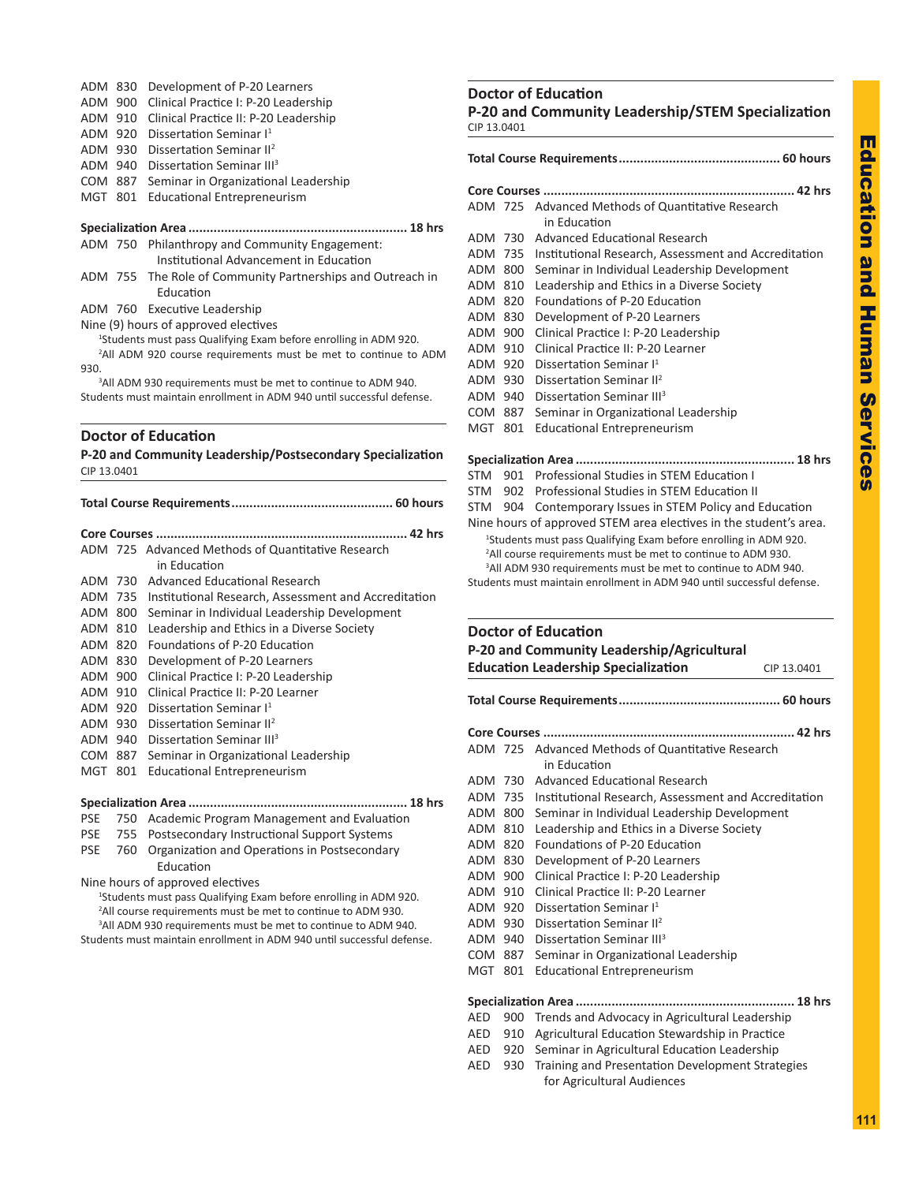ADM 830 Development of P-20 Learners
ADM 900 Clinical Practice I: P-20 Leadership
ADM 910 Clinical Practice II: P-20 Leadership
ADM 920 Dissertation Seminar I[1]
ADM 930 Dissertation Seminar II[2]
ADM 940 Dissertation Seminar III[3]
COM 887 Seminar in Organizational Leadership
MGT 801 Educational Entrepreneurism

**Specialization Area ............................................................ 18 hrs**

ADM 750 Philanthropy and Community Engagement: Institutional Advancement in Education
ADM 755 The Role of Community Partnerships and Outreach in Education
ADM 760 Executive Leadership
Nine (9) hours of approved electives

[1]Students must pass Qualifying Exam before enrolling in ADM 920.
[2]All ADM 920 course requirements must be met to continue to ADM 930.
[3]All ADM 930 requirements must be met to continue to ADM 940.
Students must maintain enrollment in ADM 940 until successful defense.

## Doctor of Education

### P-20 and Community Leadership/Postsecondary Specialization

CIP 13.0401

**Total Course Requirements ............................................ 60 hours**

**Core Courses ..................................................................... 42 hrs**

ADM 725 Advanced Methods of Quantitative Research in Education
ADM 730 Advanced Educational Research
ADM 735 Institutional Research, Assessment and Accreditation
ADM 800 Seminar in Individual Leadership Development
ADM 810 Leadership and Ethics in a Diverse Society
ADM 820 Foundations of P-20 Education
ADM 830 Development of P-20 Learners
ADM 900 Clinical Practice I: P-20 Leadership
ADM 910 Clinical Practice II: P-20 Learner
ADM 920 Dissertation Seminar I[1]
ADM 930 Dissertation Seminar II[2]
ADM 940 Dissertation Seminar III[3]
COM 887 Seminar in Organizational Leadership
MGT 801 Educational Entrepreneurism

**Specialization Area ............................................................ 18 hrs**

PSE 750 Academic Program Management and Evaluation
PSE 755 Postsecondary Instructional Support Systems
PSE 760 Organization and Operations in Postsecondary Education
Nine hours of approved electives

[1]Students must pass Qualifying Exam before enrolling in ADM 920.
[2]All course requirements must be met to continue to ADM 930.
[3]All ADM 930 requirements must be met to continue to ADM 940.
Students must maintain enrollment in ADM 940 until successful defense.

## Doctor of Education

### P-20 and Community Leadership/STEM Specialization

CIP 13.0401

**Total Course Requirements ............................................ 60 hours**

**Core Courses ..................................................................... 42 hrs**

ADM 725 Advanced Methods of Quantitative Research in Education
ADM 730 Advanced Educational Research
ADM 735 Institutional Research, Assessment and Accreditation
ADM 800 Seminar in Individual Leadership Development
ADM 810 Leadership and Ethics in a Diverse Society
ADM 820 Foundations of P-20 Education
ADM 830 Development of P-20 Learners
ADM 900 Clinical Practice I: P-20 Leadership
ADM 910 Clinical Practice II: P-20 Learner
ADM 920 Dissertation Seminar I[1]
ADM 930 Dissertation Seminar II[2]
ADM 940 Dissertation Seminar III[3]
COM 887 Seminar in Organizational Leadership
MGT 801 Educational Entrepreneurism

**Specialization Area ............................................................ 18 hrs**

STM 901 Professional Studies in STEM Education I
STM 902 Professional Studies in STEM Education II
STM 904 Contemporary Issues in STEM Policy and Education
Nine hours of approved STEM area electives in the student's area.

[1]Students must pass Qualifying Exam before enrolling in ADM 920.
[2]All course requirements must be met to continue to ADM 930.
[3]All ADM 930 requirements must be met to continue to ADM 940.
Students must maintain enrollment in ADM 940 until successful defense.

## Doctor of Education

### P-20 and Community Leadership/Agricultural Education Leadership Specialization

CIP 13.0401

**Total Course Requirements ............................................ 60 hours**

**Core Courses ..................................................................... 42 hrs**

ADM 725 Advanced Methods of Quantitative Research in Education
ADM 730 Advanced Educational Research
ADM 735 Institutional Research, Assessment and Accreditation
ADM 800 Seminar in Individual Leadership Development
ADM 810 Leadership and Ethics in a Diverse Society
ADM 820 Foundations of P-20 Education
ADM 830 Development of P-20 Learners
ADM 900 Clinical Practice I: P-20 Leadership
ADM 910 Clinical Practice II: P-20 Learner
ADM 920 Dissertation Seminar I[1]
ADM 930 Dissertation Seminar II[2]
ADM 940 Dissertation Seminar III[3]
COM 887 Seminar in Organizational Leadership
MGT 801 Educational Entrepreneurism

**Specialization Area ............................................................ 18 hrs**

AED 900 Trends and Advocacy in Agricultural Leadership
AED 910 Agricultural Education Stewardship in Practice
AED 920 Seminar in Agricultural Education Leadership
AED 930 Training and Presentation Development Strategies for Agricultural Audiences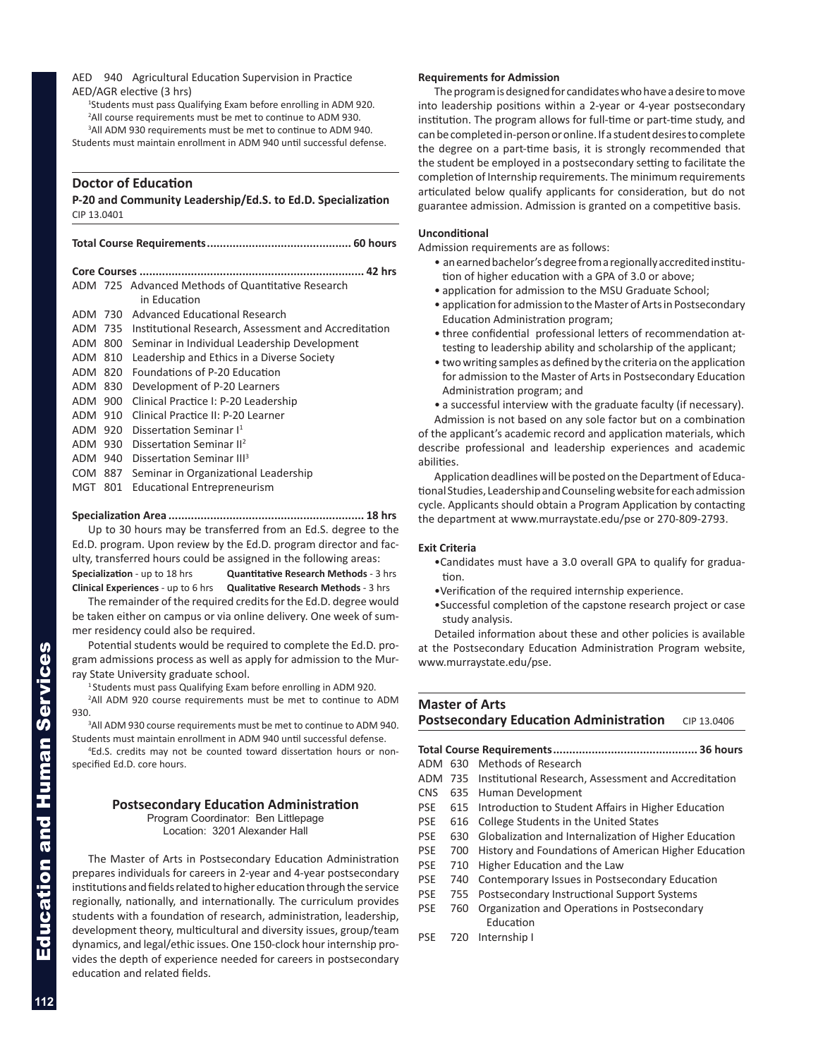AED 940 Agricultural Education Supervision in Practice
AED/AGR elective (3 hrs)

[1]Students must pass Qualifying Exam before enrolling in ADM 920.
[2]All course requirements must be met to continue to ADM 930.
[3]All ADM 930 requirements must be met to continue to ADM 940.
Students must maintain enrollment in ADM 940 until successful defense.

## Doctor of Education

**P-20 and Community Leadership/Ed.S. to Ed.D. Specialization**
CIP 13.0401

**Total Course Requirements............................................ 60 hours**

**Core Courses ..................................................................... 42 hrs**

- ADM 725 Advanced Methods of Quantitative Research in Education
- ADM 730 Advanced Educational Research
- ADM 735 Institutional Research, Assessment and Accreditation
- ADM 800 Seminar in Individual Leadership Development
- ADM 810 Leadership and Ethics in a Diverse Society
- ADM 820 Foundations of P-20 Education
- ADM 830 Development of P-20 Learners
- ADM 900 Clinical Practice I: P-20 Leadership
- ADM 910 Clinical Practice II: P-20 Learner
- ADM 920 Dissertation Seminar I[1]
- ADM 930 Dissertation Seminar II[2]
- ADM 940 Dissertation Seminar III[3]
- COM 887 Seminar in Organizational Leadership
- MGT 801 Educational Entrepreneurism

**Specialization Area ............................................................ 18 hrs**

Up to 30 hours may be transferred from an Ed.S. degree to the Ed.D. program. Upon review by the Ed.D. program director and faculty, transferred hours could be assigned in the following areas:

**Specialization** - up to 18 hrs **Quantitative Research Methods** - 3 hrs
**Clinical Experiences** - up to 6 hrs **Qualitative Research Methods** - 3 hrs

The remainder of the required credits for the Ed.D. degree would be taken either on campus or via online delivery. One week of summer residency could also be required.

Potential students would be required to complete the Ed.D. program admissions process as well as apply for admission to the Murray State University graduate school.

[1]Students must pass Qualifying Exam before enrolling in ADM 920.
[2]All ADM 920 course requirements must be met to continue to ADM 930.
[3]All ADM 930 course requirements must be met to continue to ADM 940. Students must maintain enrollment in ADM 940 until successful defense.
[4]Ed.S. credits may not be counted toward dissertation hours or non-specified Ed.D. core hours.

### Postsecondary Education Administration

Program Coordinator: Ben Littlepage
Location: 3201 Alexander Hall

The Master of Arts in Postsecondary Education Administration prepares individuals for careers in 2-year and 4-year postsecondary institutions and fields related to higher education through the service regionally, nationally, and internationally. The curriculum provides students with a foundation of research, administration, leadership, development theory, multicultural and diversity issues, group/team dynamics, and legal/ethic issues. One 150-clock hour internship provides the depth of experience needed for careers in postsecondary education and related fields.

**Requirements for Admission**

The program is designed for candidates who have a desire to move into leadership positions within a 2-year or 4-year postsecondary institution. The program allows for full-time or part-time study, and can be completed in-person or online. If a student desires to complete the degree on a part-time basis, it is strongly recommended that the student be employed in a postsecondary setting to facilitate the completion of Internship requirements. The minimum requirements articulated below qualify applicants for consideration, but do not guarantee admission. Admission is granted on a competitive basis.

**Unconditional**

Admission requirements are as follows:

- an earned bachelor's degree from a regionally accredited institution of higher education with a GPA of 3.0 or above;
- application for admission to the MSU Graduate School;
- application for admission to the Master of Arts in Postsecondary Education Administration program;
- three confidential professional letters of recommendation attesting to leadership ability and scholarship of the applicant;
- two writing samples as defined by the criteria on the application for admission to the Master of Arts in Postsecondary Education Administration program; and
- a successful interview with the graduate faculty (if necessary).

Admission is not based on any sole factor but on a combination of the applicant's academic record and application materials, which describe professional and leadership experiences and academic abilities.

Application deadlines will be posted on the Department of Educational Studies, Leadership and Counseling website for each admission cycle. Applicants should obtain a Program Application by contacting the department at www.murraystate.edu/pse or 270-809-2793.

**Exit Criteria**

- Candidates must have a 3.0 overall GPA to qualify for graduation.
- Verification of the required internship experience.
- Successful completion of the capstone research project or case study analysis.

Detailed information about these and other policies is available at the Postsecondary Education Administration Program website, www.murraystate.edu/pse.

## Master of Arts

**Postsecondary Education Administration** CIP 13.0406

**Total Course Requirements............................................ 36 hours**

- ADM 630 Methods of Research
- ADM 735 Institutional Research, Assessment and Accreditation
- CNS 635 Human Development
- PSE 615 Introduction to Student Affairs in Higher Education
- PSE 616 College Students in the United States
- PSE 630 Globalization and Internalization of Higher Education
- PSE 700 History and Foundations of American Higher Education
- PSE 710 Higher Education and the Law
- PSE 740 Contemporary Issues in Postsecondary Education
- PSE 755 Postsecondary Instructional Support Systems
- PSE 760 Organization and Operations in Postsecondary Education
- PSE 720 Internship I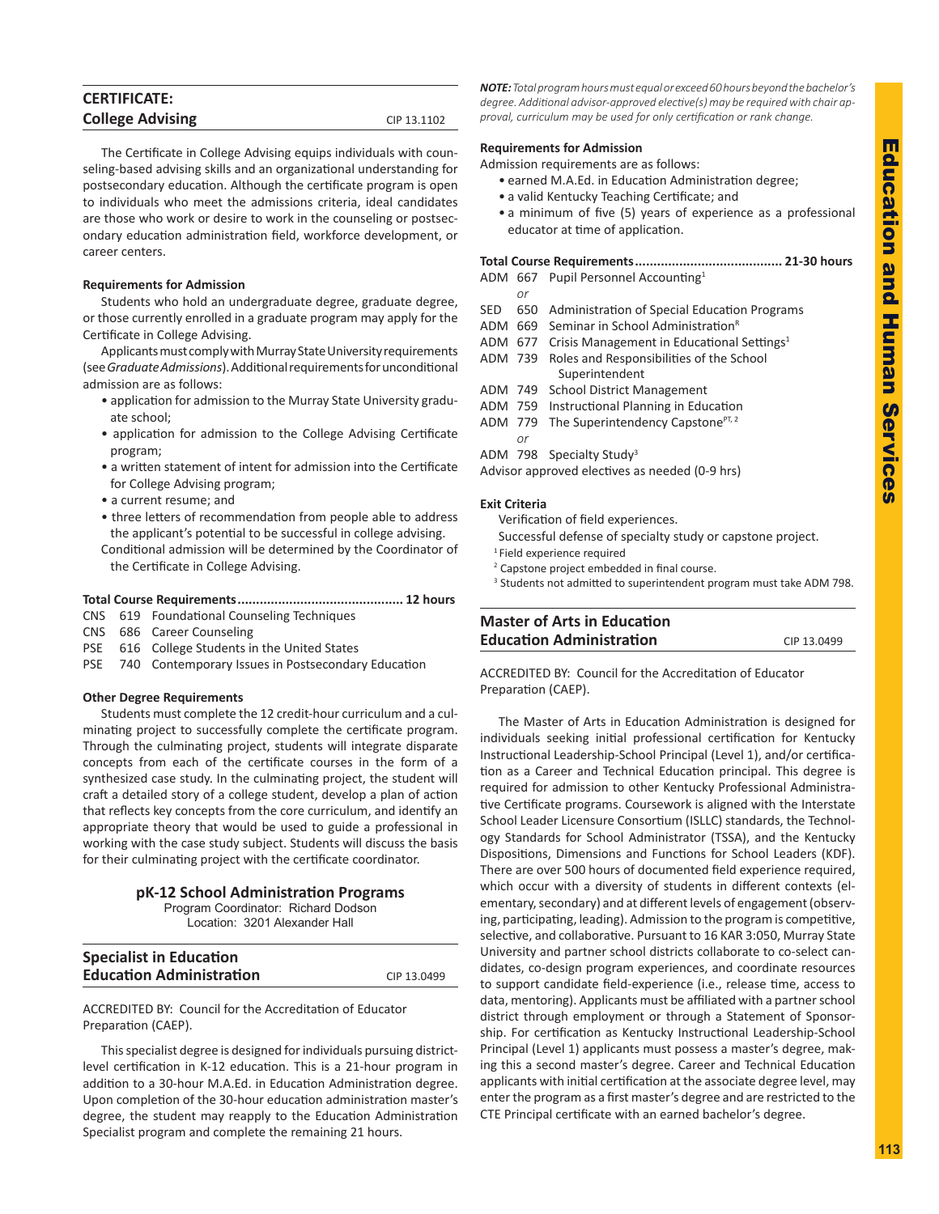## CERTIFICATE: College Advising

CIP 13.1102

The Certificate in College Advising equips individuals with counseling-based advising skills and an organizational understanding for postsecondary education. Although the certificate program is open to individuals who meet the admissions criteria, ideal candidates are those who work or desire to work in the counseling or postsecondary education administration field, workforce development, or career centers.

**Requirements for Admission**

Students who hold an undergraduate degree, graduate degree, or those currently enrolled in a graduate program may apply for the Certificate in College Advising.

Applicants must comply with Murray State University requirements (see *Graduate Admissions*). Additional requirements for unconditional admission are as follows:

- application for admission to the Murray State University graduate school;
- application for admission to the College Advising Certificate program;
- a written statement of intent for admission into the Certificate for College Advising program;
- a current resume; and
- three letters of recommendation from people able to address the applicant's potential to be successful in college advising.

Conditional admission will be determined by the Coordinator of the Certificate in College Advising.

**Total Course Requirements............................................ 12 hours**

CNS 619 Foundational Counseling Techniques
CNS 686 Career Counseling
PSE 616 College Students in the United States
PSE 740 Contemporary Issues in Postsecondary Education

**Other Degree Requirements**

Students must complete the 12 credit-hour curriculum and a culminating project to successfully complete the certificate program. Through the culminating project, students will integrate disparate concepts from each of the certificate courses in the form of a synthesized case study. In the culminating project, the student will craft a detailed story of a college student, develop a plan of action that reflects key concepts from the core curriculum, and identify an appropriate theory that would be used to guide a professional in working with the case study subject. Students will discuss the basis for their culminating project with the certificate coordinator.

## pK-12 School Administration Programs

Program Coordinator: Richard Dodson
Location: 3201 Alexander Hall

## Specialist in Education Education Administration

CIP 13.0499

ACCREDITED BY: Council for the Accreditation of Educator Preparation (CAEP).

This specialist degree is designed for individuals pursuing district-level certification in K-12 education. This is a 21-hour program in addition to a 30-hour M.A.Ed. in Education Administration degree. Upon completion of the 30-hour education administration master's degree, the student may reapply to the Education Administration Specialist program and complete the remaining 21 hours.

***NOTE:*** *Total program hours must equal or exceed 60 hours beyond the bachelor's degree. Additional advisor-approved elective(s) may be required with chair approval, curriculum may be used for only certification or rank change.*

**Requirements for Admission**

Admission requirements are as follows:

- earned M.A.Ed. in Education Administration degree;
- a valid Kentucky Teaching Certificate; and
- a minimum of five (5) years of experience as a professional educator at time of application.

**Total Course Requirements....................................... 21-30 hours**

ADM 667 Pupil Personnel Accounting[1]
*or*
SED 650 Administration of Special Education Programs
ADM 669 Seminar in School Administration[R]
ADM 677 Crisis Management in Educational Settings[1]
ADM 739 Roles and Responsibilities of the School Superintendent
ADM 749 School District Management
ADM 759 Instructional Planning in Education
ADM 779 The Superintendency Capstone[PT, 2]
*or*
ADM 798 Specialty Study[3]
Advisor approved electives as needed (0-9 hrs)

**Exit Criteria**

Verification of field experiences.
Successful defense of specialty study or capstone project.

[1] Field experience required
[2] Capstone project embedded in final course.
[3] Students not admitted to superintendent program must take ADM 798.

## Master of Arts in Education Education Administration

CIP 13.0499

ACCREDITED BY: Council for the Accreditation of Educator Preparation (CAEP).

The Master of Arts in Education Administration is designed for individuals seeking initial professional certification for Kentucky Instructional Leadership-School Principal (Level 1), and/or certification as a Career and Technical Education principal. This degree is required for admission to other Kentucky Professional Administrative Certificate programs. Coursework is aligned with the Interstate School Leader Licensure Consortium (ISLLC) standards, the Technology Standards for School Administrator (TSSA), and the Kentucky Dispositions, Dimensions and Functions for School Leaders (KDF). There are over 500 hours of documented field experience required, which occur with a diversity of students in different contexts (elementary, secondary) and at different levels of engagement (observing, participating, leading). Admission to the program is competitive, selective, and collaborative. Pursuant to 16 KAR 3:050, Murray State University and partner school districts collaborate to co-select candidates, co-design program experiences, and coordinate resources to support candidate field-experience (i.e., release time, access to data, mentoring). Applicants must be affiliated with a partner school district through employment or through a Statement of Sponsorship. For certification as Kentucky Instructional Leadership-School Principal (Level 1) applicants must possess a master's degree, making this a second master's degree. Career and Technical Education applicants with initial certification at the associate degree level, may enter the program as a first master's degree and are restricted to the CTE Principal certificate with an earned bachelor's degree.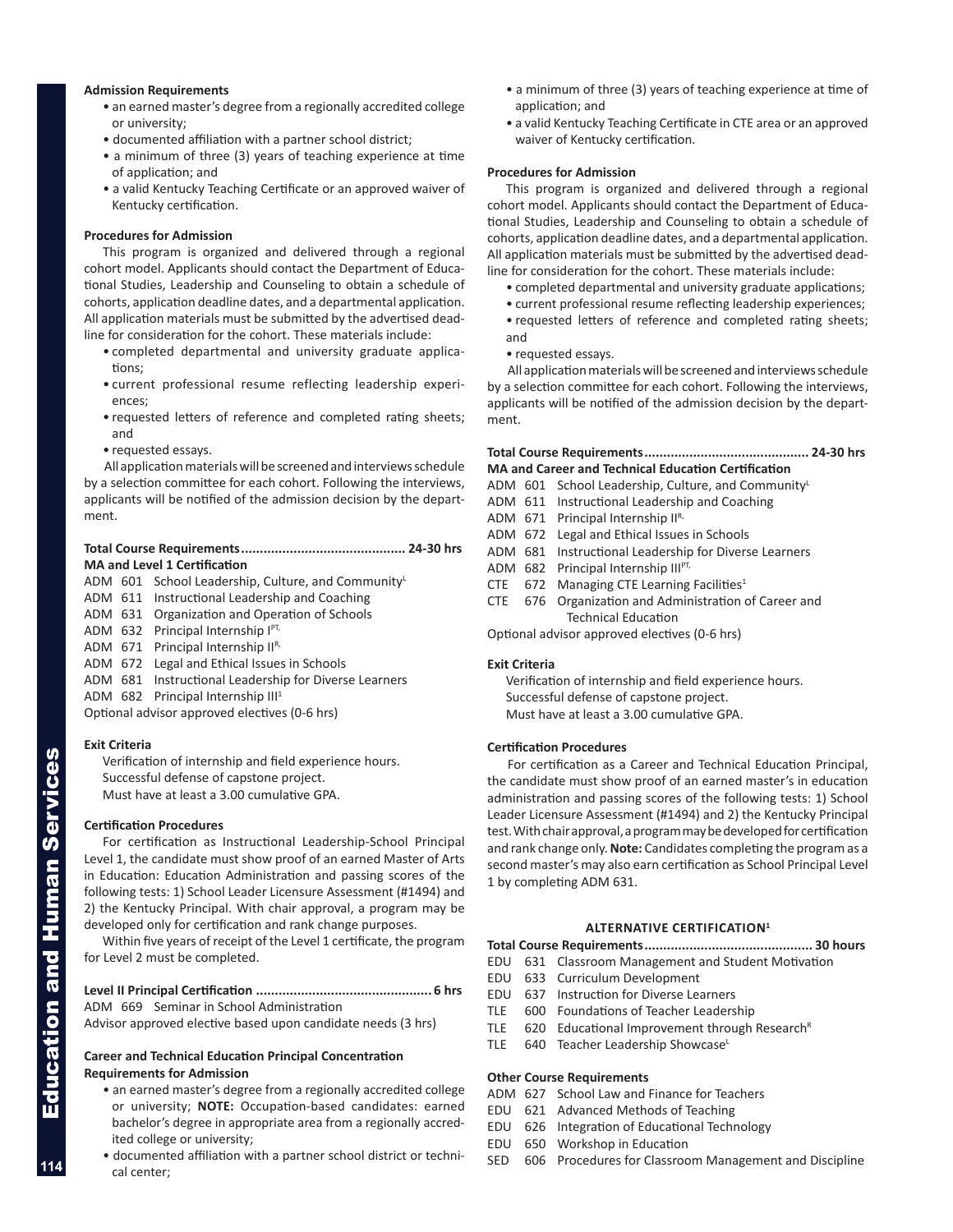**Admission Requirements**

- an earned master's degree from a regionally accredited college or university;
- documented affiliation with a partner school district;
- a minimum of three (3) years of teaching experience at time of application; and
- a valid Kentucky Teaching Certificate or an approved waiver of Kentucky certification.

**Procedures for Admission**

This program is organized and delivered through a regional cohort model. Applicants should contact the Department of Educational Studies, Leadership and Counseling to obtain a schedule of cohorts, application deadline dates, and a departmental application. All application materials must be submitted by the advertised deadline for consideration for the cohort. These materials include:

- completed departmental and university graduate applications;
- current professional resume reflecting leadership experiences;
- requested letters of reference and completed rating sheets; and
- requested essays.

All application materials will be screened and interviews schedule by a selection committee for each cohort. Following the interviews, applicants will be notified of the admission decision by the department.

**Total Course Requirements........................................... 24-30 hrs**

**MA and Level 1 Certification**

ADM 601 School Leadership, Culture, and Community[L]
ADM 611 Instructional Leadership and Coaching
ADM 631 Organization and Operation of Schools
ADM 632 Principal Internship I[PT,]
ADM 671 Principal Internship II[R,]
ADM 672 Legal and Ethical Issues in Schools
ADM 681 Instructional Leadership for Diverse Learners
ADM 682 Principal Internship III[1]
Optional advisor approved electives (0-6 hrs)

**Exit Criteria**

Verification of internship and field experience hours.
Successful defense of capstone project.
Must have at least a 3.00 cumulative GPA.

**Certification Procedures**

For certification as Instructional Leadership-School Principal Level 1, the candidate must show proof of an earned Master of Arts in Education: Education Administration and passing scores of the following tests: 1) School Leader Licensure Assessment (#1494) and 2) the Kentucky Principal. With chair approval, a program may be developed only for certification and rank change purposes.

Within five years of receipt of the Level 1 certificate, the program for Level 2 must be completed.

**Level II Principal Certification ............................................. 6 hrs**

ADM 669 Seminar in School Administration
Advisor approved elective based upon candidate needs (3 hrs)

**Career and Technical Education Principal Concentration Requirements for Admission**

- an earned master's degree from a regionally accredited college or university; **NOTE:** Occupation-based candidates: earned bachelor's degree in appropriate area from a regionally accredited college or university;
- documented affiliation with a partner school district or technical center;
- a minimum of three (3) years of teaching experience at time of application; and
- a valid Kentucky Teaching Certificate in CTE area or an approved waiver of Kentucky certification.

**Procedures for Admission**

This program is organized and delivered through a regional cohort model. Applicants should contact the Department of Educational Studies, Leadership and Counseling to obtain a schedule of cohorts, application deadline dates, and a departmental application. All application materials must be submitted by the advertised deadline for consideration for the cohort. These materials include:

- completed departmental and university graduate applications;
- current professional resume reflecting leadership experiences;
- requested letters of reference and completed rating sheets; and
- requested essays.

All application materials will be screened and interviews schedule by a selection committee for each cohort. Following the interviews, applicants will be notified of the admission decision by the department.

**Total Course Requirements........................................... 24-30 hrs**

**MA and Career and Technical Education Certification**

ADM 601 School Leadership, Culture, and Community[L]
ADM 611 Instructional Leadership and Coaching
ADM 671 Principal Internship II[R,]
ADM 672 Legal and Ethical Issues in Schools
ADM 681 Instructional Leadership for Diverse Learners
ADM 682 Principal Internship III[PT,]
CTE 672 Managing CTE Learning Facilities[1]
CTE 676 Organization and Administration of Career and Technical Education
Optional advisor approved electives (0-6 hrs)

**Exit Criteria**

Verification of internship and field experience hours.
Successful defense of capstone project.
Must have at least a 3.00 cumulative GPA.

**Certification Procedures**

For certification as a Career and Technical Education Principal, the candidate must show proof of an earned master's in education administration and passing scores of the following tests: 1) School Leader Licensure Assessment (#1494) and 2) the Kentucky Principal test. With chair approval, a program may be developed for certification and rank change only. **Note:** Candidates completing the program as a second master's may also earn certification as School Principal Level 1 by completing ADM 631.

**ALTERNATIVE CERTIFICATION[1]**

**Total Course Requirements............................................ 30 hours**

EDU 631 Classroom Management and Student Motivation
EDU 633 Curriculum Development
EDU 637 Instruction for Diverse Learners
TLE 600 Foundations of Teacher Leadership
TLE 620 Educational Improvement through Research[R]
TLE 640 Teacher Leadership Showcase[L]

**Other Course Requirements**

ADM 627 School Law and Finance for Teachers
EDU 621 Advanced Methods of Teaching
EDU 626 Integration of Educational Technology
EDU 650 Workshop in Education
SED 606 Procedures for Classroom Management and Discipline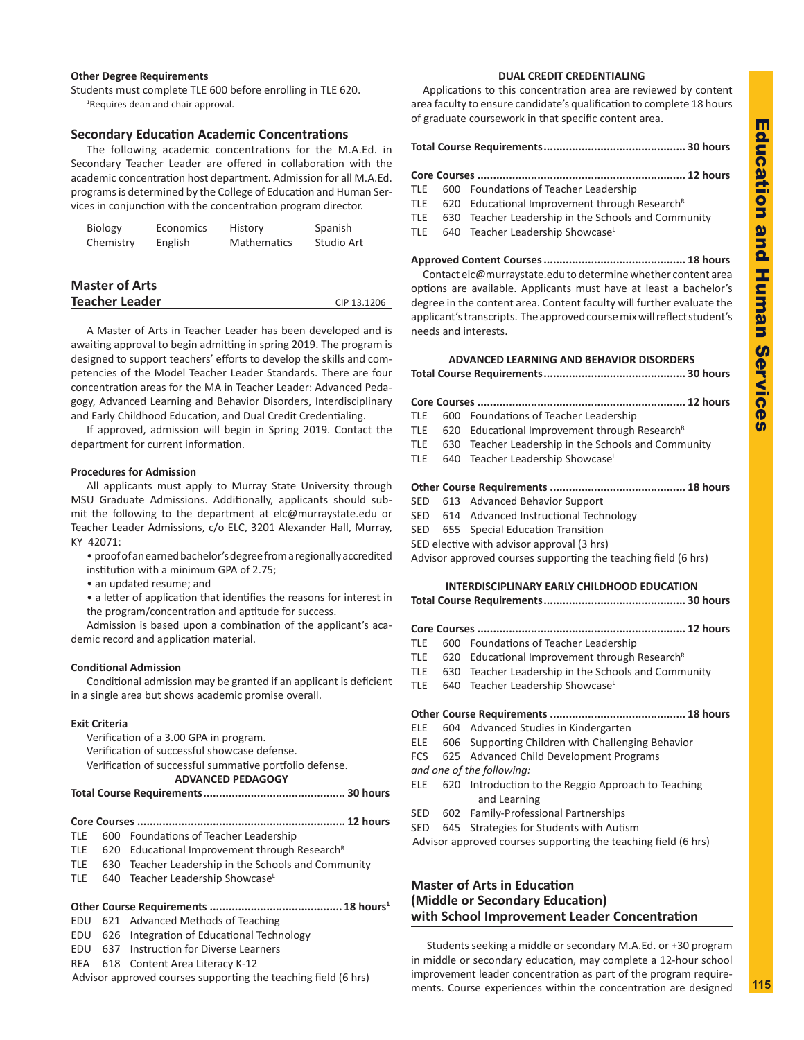**Other Degree Requirements**

Students must complete TLE 600 before enrolling in TLE 620.

[1]Requires dean and chair approval.

### Secondary Education Academic Concentrations

The following academic concentrations for the M.A.Ed. in Secondary Teacher Leader are offered in collaboration with the academic concentration host department. Admission for all M.A.Ed. programs is determined by the College of Education and Human Services in conjunction with the concentration program director.

| | | | |
|---|---|---|---|
| Biology | Economics | History | Spanish |
| Chemistry | English | Mathematics | Studio Art |

## Master of Arts Teacher Leader

CIP 13.1206

A Master of Arts in Teacher Leader has been developed and is awaiting approval to begin admitting in spring 2019. The program is designed to support teachers' efforts to develop the skills and competencies of the Model Teacher Leader Standards. There are four concentration areas for the MA in Teacher Leader: Advanced Pedagogy, Advanced Learning and Behavior Disorders, Interdisciplinary and Early Childhood Education, and Dual Credit Credentialing.

If approved, admission will begin in Spring 2019. Contact the department for current information.

**Procedures for Admission**

All applicants must apply to Murray State University through MSU Graduate Admissions. Additionally, applicants should submit the following to the department at elc@murraystate.edu or Teacher Leader Admissions, c/o ELC, 3201 Alexander Hall, Murray, KY 42071:

- proof of an earned bachelor's degree from a regionally accredited institution with a minimum GPA of 2.75;
- an updated resume; and
- a letter of application that identifies the reasons for interest in the program/concentration and aptitude for success.

Admission is based upon a combination of the applicant's academic record and application material.

**Conditional Admission**

Conditional admission may be granted if an applicant is deficient in a single area but shows academic promise overall.

**Exit Criteria**

Verification of a 3.00 GPA in program.
Verification of successful showcase defense.
Verification of successful summative portfolio defense.

**ADVANCED PEDAGOGY**

**Total Course Requirements............................................ 30 hours**

**Core Courses ................................................................ 12 hours**

TLE 600 Foundations of Teacher Leadership
TLE 620 Educational Improvement through Research[R]
TLE 630 Teacher Leadership in the Schools and Community
TLE 640 Teacher Leadership Showcase[L]

**Other Course Requirements ......................................... 18 hours[1]**

EDU 621 Advanced Methods of Teaching
EDU 626 Integration of Educational Technology
EDU 637 Instruction for Diverse Learners
REA 618 Content Area Literacy K-12
Advisor approved courses supporting the teaching field (6 hrs)

**DUAL CREDIT CREDENTIALING**

Applications to this concentration area are reviewed by content area faculty to ensure candidate's qualification to complete 18 hours of graduate coursework in that specific content area.

**Total Course Requirements............................................ 30 hours**

**Core Courses ................................................................ 12 hours**

TLE 600 Foundations of Teacher Leadership
TLE 620 Educational Improvement through Research[R]
TLE 630 Teacher Leadership in the Schools and Community
TLE 640 Teacher Leadership Showcase[L]

**Approved Content Courses ............................................ 18 hours**

Contact elc@murraystate.edu to determine whether content area options are available. Applicants must have at least a bachelor's degree in the content area. Content faculty will further evaluate the applicant's transcripts. The approved course mix will reflect student's needs and interests.

**ADVANCED LEARNING AND BEHAVIOR DISORDERS**

**Total Course Requirements............................................ 30 hours**

**Core Courses ................................................................ 12 hours**

TLE 600 Foundations of Teacher Leadership
TLE 620 Educational Improvement through Research[R]
TLE 630 Teacher Leadership in the Schools and Community
TLE 640 Teacher Leadership Showcase[L]

**Other Course Requirements .......................................... 18 hours**

SED 613 Advanced Behavior Support
SED 614 Advanced Instructional Technology
SED 655 Special Education Transition
SED elective with advisor approval (3 hrs)
Advisor approved courses supporting the teaching field (6 hrs)

**INTERDISCIPLINARY EARLY CHILDHOOD EDUCATION**

**Total Course Requirements............................................ 30 hours**

**Core Courses ................................................................ 12 hours**

TLE 600 Foundations of Teacher Leadership
TLE 620 Educational Improvement through Research[R]
TLE 630 Teacher Leadership in the Schools and Community
TLE 640 Teacher Leadership Showcase[L]

**Other Course Requirements .......................................... 18 hours**

ELE 604 Advanced Studies in Kindergarten
ELE 606 Supporting Children with Challenging Behavior
FCS 625 Advanced Child Development Programs
*and one of the following:*
ELE 620 Introduction to the Reggio Approach to Teaching and Learning
SED 602 Family-Professional Partnerships
SED 645 Strategies for Students with Autism
Advisor approved courses supporting the teaching field (6 hrs)

## Master of Arts in Education (Middle or Secondary Education) with School Improvement Leader Concentration

Students seeking a middle or secondary M.A.Ed. or +30 program in middle or secondary education, may complete a 12-hour school improvement leader concentration as part of the program requirements. Course experiences within the concentration are designed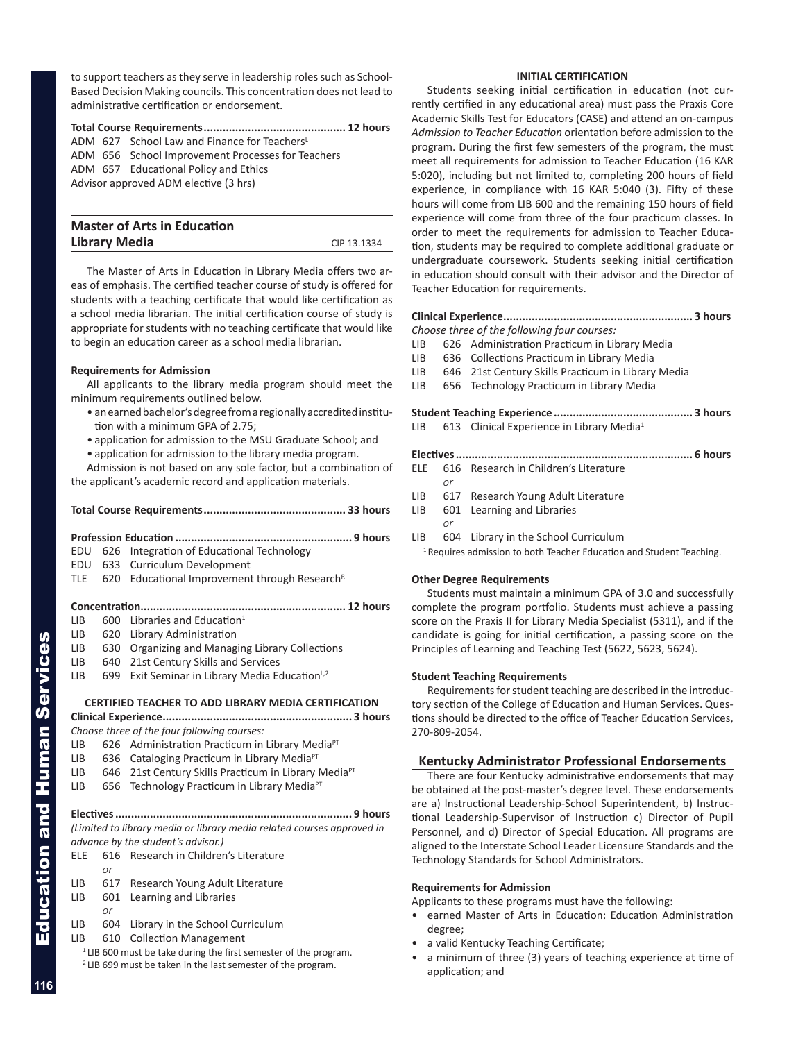to support teachers as they serve in leadership roles such as School-Based Decision Making councils. This concentration does not lead to administrative certification or endorsement.

**Total Course Requirements............................................ 12 hours**

ADM 627 School Law and Finance for Teachers[L]
ADM 656 School Improvement Processes for Teachers
ADM 657 Educational Policy and Ethics
Advisor approved ADM elective (3 hrs)

## Master of Arts in Education Library Media

CIP 13.1334

The Master of Arts in Education in Library Media offers two areas of emphasis. The certified teacher course of study is offered for students with a teaching certificate that would like certification as a school media librarian. The initial certification course of study is appropriate for students with no teaching certificate that would like to begin an education career as a school media librarian.

**Requirements for Admission**

All applicants to the library media program should meet the minimum requirements outlined below.

- an earned bachelor's degree from a regionally accredited institution with a minimum GPA of 2.75;
- application for admission to the MSU Graduate School; and
- application for admission to the library media program.

Admission is not based on any sole factor, but a combination of the applicant's academic record and application materials.

**Total Course Requirements............................................ 33 hours**

**Profession Education ....................................................... 9 hours**

EDU 626 Integration of Educational Technology
EDU 633 Curriculum Development
TLE 620 Educational Improvement through Research[R]

**Concentration................................................................ 12 hours**

LIB 600 Libraries and Education[1]
LIB 620 Library Administration
LIB 630 Organizing and Managing Library Collections
LIB 640 21st Century Skills and Services
LIB 699 Exit Seminar in Library Media Education[L,2]

**CERTIFIED TEACHER TO ADD LIBRARY MEDIA CERTIFICATION**

**Clinical Experience........................................................... 3 hours**

*Choose three of the four following courses:*

LIB 626 Administration Practicum in Library Media[PT]
LIB 636 Cataloging Practicum in Library Media[PT]
LIB 646 21st Century Skills Practicum in Library Media[PT]
LIB 656 Technology Practicum in Library Media[PT]

**Electives .......................................................................... 9 hours**

*(Limited to library media or library media related courses approved in advance by the student's advisor.)*

ELE 616 Research in Children's Literature
*or*
LIB 617 Research Young Adult Literature
LIB 601 Learning and Libraries
*or*
LIB 604 Library in the School Curriculum
LIB 610 Collection Management

[1] LIB 600 must be take during the first semester of the program.
[2] LIB 699 must be taken in the last semester of the program.

**INITIAL CERTIFICATION**

Students seeking initial certification in education (not currently certified in any educational area) must pass the Praxis Core Academic Skills Test for Educators (CASE) and attend an on-campus *Admission to Teacher Education* orientation before admission to the program. During the first few semesters of the program, the must meet all requirements for admission to Teacher Education (16 KAR 5:020), including but not limited to, completing 200 hours of field experience, in compliance with 16 KAR 5:040 (3). Fifty of these hours will come from LIB 600 and the remaining 150 hours of field experience will come from three of the four practicum classes. In order to meet the requirements for admission to Teacher Education, students may be required to complete additional graduate or undergraduate coursework. Students seeking initial certification in education should consult with their advisor and the Director of Teacher Education for requirements.

**Clinical Experience........................................................... 3 hours**

*Choose three of the following four courses:*

LIB 626 Administration Practicum in Library Media
LIB 636 Collections Practicum in Library Media
LIB 646 21st Century Skills Practicum in Library Media
LIB 656 Technology Practicum in Library Media

**Student Teaching Experience ........................................... 3 hours**

LIB 613 Clinical Experience in Library Media[1]

**Electives .......................................................................... 6 hours**

ELE 616 Research in Children's Literature
*or*
LIB 617 Research Young Adult Literature
LIB 601 Learning and Libraries
*or*
LIB 604 Library in the School Curriculum

[1] Requires admission to both Teacher Education and Student Teaching.

**Other Degree Requirements**

Students must maintain a minimum GPA of 3.0 and successfully complete the program portfolio. Students must achieve a passing score on the Praxis II for Library Media Specialist (5311), and if the candidate is going for initial certification, a passing score on the Principles of Learning and Teaching Test (5622, 5623, 5624).

**Student Teaching Requirements**

Requirements for student teaching are described in the introductory section of the College of Education and Human Services. Questions should be directed to the office of Teacher Education Services, 270-809-2054.

## Kentucky Administrator Professional Endorsements

There are four Kentucky administrative endorsements that may be obtained at the post-master's degree level. These endorsements are a) Instructional Leadership-School Superintendent, b) Instructional Leadership-Supervisor of Instruction c) Director of Pupil Personnel, and d) Director of Special Education. All programs are aligned to the Interstate School Leader Licensure Standards and the Technology Standards for School Administrators.

**Requirements for Admission**

Applicants to these programs must have the following:

- earned Master of Arts in Education: Education Administration degree;
- a valid Kentucky Teaching Certificate;
- a minimum of three (3) years of teaching experience at time of application; and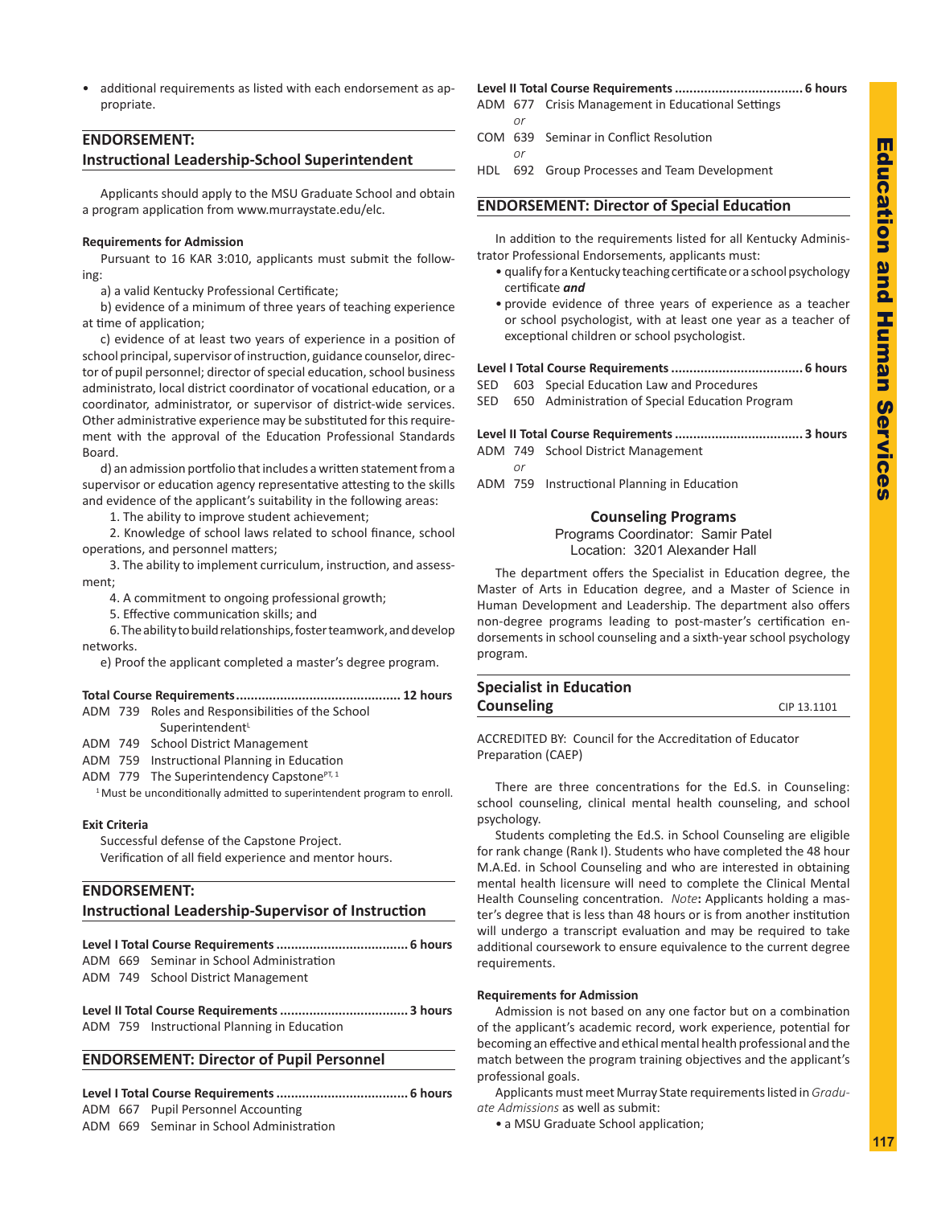- additional requirements as listed with each endorsement as appropriate.

## ENDORSEMENT: Instructional Leadership-School Superintendent

Applicants should apply to the MSU Graduate School and obtain a program application from www.murraystate.edu/elc.

**Requirements for Admission**

Pursuant to 16 KAR 3:010, applicants must submit the following:

a) a valid Kentucky Professional Certificate;

b) evidence of a minimum of three years of teaching experience at time of application;

c) evidence of at least two years of experience in a position of school principal, supervisor of instruction, guidance counselor, director of pupil personnel; director of special education, school business administrato, local district coordinator of vocational education, or a coordinator, administrator, or supervisor of district-wide services. Other administrative experience may be substituted for this requirement with the approval of the Education Professional Standards Board.

d) an admission portfolio that includes a written statement from a supervisor or education agency representative attesting to the skills and evidence of the applicant's suitability in the following areas:

1. The ability to improve student achievement;
2. Knowledge of school laws related to school finance, school operations, and personnel matters;
3. The ability to implement curriculum, instruction, and assessment;
4. A commitment to ongoing professional growth;
5. Effective communication skills; and
6. The ability to build relationships, foster teamwork, and develop networks.

e) Proof the applicant completed a master's degree program.

**Total Course Requirements............................................ 12 hours**

ADM 739 Roles and Responsibilities of the School Superintendent[L]
ADM 749 School District Management
ADM 759 Instructional Planning in Education
ADM 779 The Superintendency Capstone[PT, 1]

[1] Must be unconditionally admitted to superintendent program to enroll.

**Exit Criteria**

Successful defense of the Capstone Project.
Verification of all field experience and mentor hours.

## ENDORSEMENT: Instructional Leadership-Supervisor of Instruction

**Level I Total Course Requirements ................................... 6 hours**

ADM 669 Seminar in School Administration
ADM 749 School District Management

**Level II Total Course Requirements .................................. 3 hours**

ADM 759 Instructional Planning in Education

## ENDORSEMENT: Director of Pupil Personnel

**Level I Total Course Requirements ................................... 6 hours**

ADM 667 Pupil Personnel Accounting
ADM 669 Seminar in School Administration

**Level II Total Course Requirements .................................. 6 hours**

ADM 677 Crisis Management in Educational Settings
*or*
COM 639 Seminar in Conflict Resolution
*or*
HDL 692 Group Processes and Team Development

## ENDORSEMENT: Director of Special Education

In addition to the requirements listed for all Kentucky Administrator Professional Endorsements, applicants must:

- qualify for a Kentucky teaching certificate or a school psychology certificate ***and***
- provide evidence of three years of experience as a teacher or school psychologist, with at least one year as a teacher of exceptional children or school psychologist.

**Level I Total Course Requirements ................................... 6 hours**

SED 603 Special Education Law and Procedures
SED 650 Administration of Special Education Program

**Level II Total Course Requirements .................................. 3 hours**

ADM 749 School District Management
*or*
ADM 759 Instructional Planning in Education

## Counseling Programs

Programs Coordinator: Samir Patel
Location: 3201 Alexander Hall

The department offers the Specialist in Education degree, the Master of Arts in Education degree, and a Master of Science in Human Development and Leadership. The department also offers non-degree programs leading to post-master's certification endorsements in school counseling and a sixth-year school psychology program.

## Specialist in Education Counseling

CIP 13.1101

ACCREDITED BY: Council for the Accreditation of Educator Preparation (CAEP)

There are three concentrations for the Ed.S. in Counseling: school counseling, clinical mental health counseling, and school psychology.

Students completing the Ed.S. in School Counseling are eligible for rank change (Rank I). Students who have completed the 48 hour M.A.Ed. in School Counseling and who are interested in obtaining mental health licensure will need to complete the Clinical Mental Health Counseling concentration. *Note***:** Applicants holding a master's degree that is less than 48 hours or is from another institution will undergo a transcript evaluation and may be required to take additional coursework to ensure equivalence to the current degree requirements.

**Requirements for Admission**

Admission is not based on any one factor but on a combination of the applicant's academic record, work experience, potential for becoming an effective and ethical mental health professional and the match between the program training objectives and the applicant's professional goals.

Applicants must meet Murray State requirements listed in *Graduate Admissions* as well as submit:

- a MSU Graduate School application;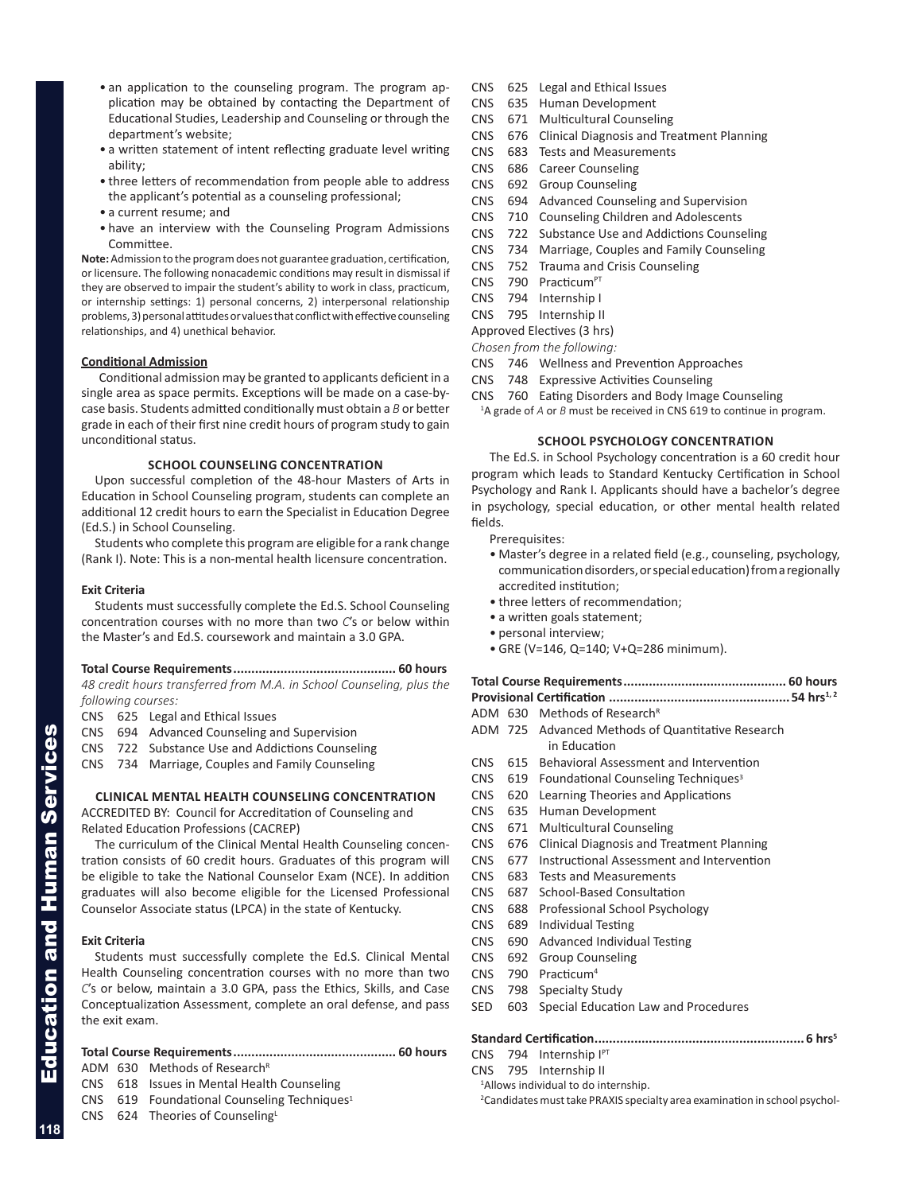- an application to the counseling program. The program application may be obtained by contacting the Department of Educational Studies, Leadership and Counseling or through the department's website;
- a written statement of intent reflecting graduate level writing ability;
- three letters of recommendation from people able to address the applicant's potential as a counseling professional;
- a current resume; and
- have an interview with the Counseling Program Admissions Committee.

**Note:** Admission to the program does not guarantee graduation, certification, or licensure. The following nonacademic conditions may result in dismissal if they are observed to impair the student's ability to work in class, practicum, or internship settings: 1) personal concerns, 2) interpersonal relationship problems, 3) personal attitudes or values that conflict with effective counseling relationships, and 4) unethical behavior.

**Conditional Admission**

Conditional admission may be granted to applicants deficient in a single area as space permits. Exceptions will be made on a case-by-case basis. Students admitted conditionally must obtain a *B* or better grade in each of their first nine credit hours of program study to gain unconditional status.

### SCHOOL COUNSELING CONCENTRATION

Upon successful completion of the 48-hour Masters of Arts in Education in School Counseling program, students can complete an additional 12 credit hours to earn the Specialist in Education Degree (Ed.S.) in School Counseling.

Students who complete this program are eligible for a rank change (Rank I). Note: This is a non-mental health licensure concentration.

**Exit Criteria**

Students must successfully complete the Ed.S. School Counseling concentration courses with no more than two *C*'s or below within the Master's and Ed.S. coursework and maintain a 3.0 GPA.

**Total Course Requirements............................................ 60 hours**

*48 credit hours transferred from M.A. in School Counseling, plus the following courses:*

CNS 625 Legal and Ethical Issues
CNS 694 Advanced Counseling and Supervision
CNS 722 Substance Use and Addictions Counseling
CNS 734 Marriage, Couples and Family Counseling

### CLINICAL MENTAL HEALTH COUNSELING CONCENTRATION

ACCREDITED BY: Council for Accreditation of Counseling and Related Education Professions (CACREP)

The curriculum of the Clinical Mental Health Counseling concentration consists of 60 credit hours. Graduates of this program will be eligible to take the National Counselor Exam (NCE). In addition graduates will also become eligible for the Licensed Professional Counselor Associate status (LPCA) in the state of Kentucky.

**Exit Criteria**

Students must successfully complete the Ed.S. Clinical Mental Health Counseling concentration courses with no more than two *C*'s or below, maintain a 3.0 GPA, pass the Ethics, Skills, and Case Conceptualization Assessment, complete an oral defense, and pass the exit exam.

**Total Course Requirements............................................ 60 hours**

ADM 630 Methods of Research[R]
CNS 618 Issues in Mental Health Counseling
CNS 619 Foundational Counseling Techniques[1]
CNS 624 Theories of Counseling[L]
CNS 625 Legal and Ethical Issues
CNS 635 Human Development
CNS 671 Multicultural Counseling
CNS 676 Clinical Diagnosis and Treatment Planning
CNS 683 Tests and Measurements
CNS 686 Career Counseling
CNS 692 Group Counseling
CNS 694 Advanced Counseling and Supervision
CNS 710 Counseling Children and Adolescents
CNS 722 Substance Use and Addictions Counseling
CNS 734 Marriage, Couples and Family Counseling
CNS 752 Trauma and Crisis Counseling
CNS 790 Practicum[PT]
CNS 794 Internship I
CNS 795 Internship II

Approved Electives (3 hrs)

*Chosen from the following:*

CNS 746 Wellness and Prevention Approaches
CNS 748 Expressive Activities Counseling
CNS 760 Eating Disorders and Body Image Counseling

[1]A grade of *A* or *B* must be received in CNS 619 to continue in program.

### SCHOOL PSYCHOLOGY CONCENTRATION

The Ed.S. in School Psychology concentration is a 60 credit hour program which leads to Standard Kentucky Certification in School Psychology and Rank I. Applicants should have a bachelor's degree in psychology, special education, or other mental health related fields.

Prerequisites:

- Master's degree in a related field (e.g., counseling, psychology, communication disorders, or special education) from a regionally accredited institution;
- three letters of recommendation;
- a written goals statement;
- personal interview;
- GRE (V=146, Q=140; V+Q=286 minimum).

**Total Course Requirements............................................ 60 hours**

**Provisional Certification ................................................. 54 hrs[1, 2]**

ADM 630 Methods of Research[R]
ADM 725 Advanced Methods of Quantitative Research in Education
CNS 615 Behavioral Assessment and Intervention
CNS 619 Foundational Counseling Techniques[3]
CNS 620 Learning Theories and Applications
CNS 635 Human Development
CNS 671 Multicultural Counseling
CNS 676 Clinical Diagnosis and Treatment Planning
CNS 677 Instructional Assessment and Intervention
CNS 683 Tests and Measurements
CNS 687 School-Based Consultation
CNS 688 Professional School Psychology
CNS 689 Individual Testing
CNS 690 Advanced Individual Testing
CNS 692 Group Counseling
CNS 790 Practicum[4]
CNS 798 Specialty Study
SED 603 Special Education Law and Procedures

**Standard Certification......................................................... 6 hrs[5]**

CNS 794 Internship I[PT]
CNS 795 Internship II

[1]Allows individual to do internship.
[2]Candidates must take PRAXIS specialty area examination in school psychol-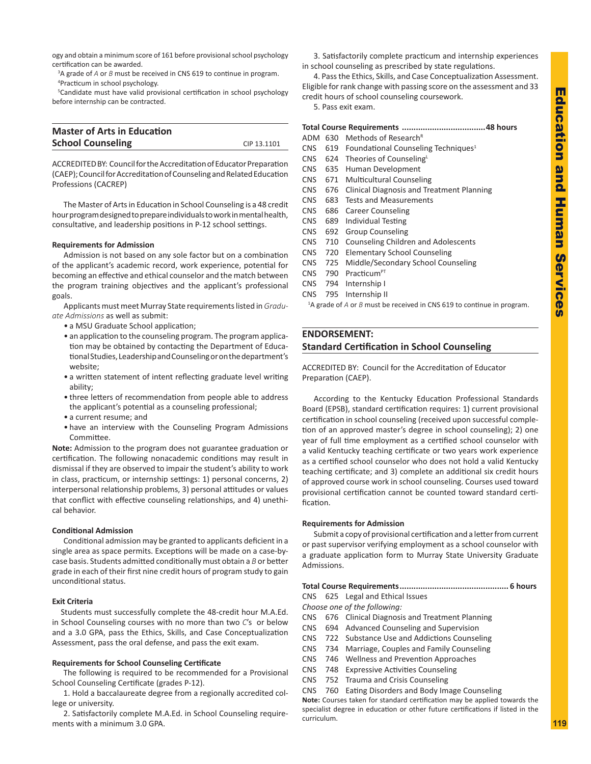ogy and obtain a minimum score of 161 before provisional school psychology certification can be awarded.

[3]A grade of *A* or *B* must be received in CNS 619 to continue in program.

[4]Practicum in school psychology.

[5]Candidate must have valid provisional certification in school psychology before internship can be contracted.

## Master of Arts in Education School Counseling

CIP 13.1101

ACCREDITED BY: Council for the Accreditation of Educator Preparation (CAEP); Council for Accreditation of Counseling and Related Education Professions (CACREP)

The Master of Arts in Education in School Counseling is a 48 credit hour program designed to prepare individuals to work in mental health, consultative, and leadership positions in P-12 school settings.

### Requirements for Admission

Admission is not based on any sole factor but on a combination of the applicant's academic record, work experience, potential for becoming an effective and ethical counselor and the match between the program training objectives and the applicant's professional goals.

Applicants must meet Murray State requirements listed in *Graduate Admissions* as well as submit:

- a MSU Graduate School application;
- an application to the counseling program. The program application may be obtained by contacting the Department of Educational Studies, Leadership and Counseling or on the department's website;
- a written statement of intent reflecting graduate level writing ability;
- three letters of recommendation from people able to address the applicant's potential as a counseling professional;
- a current resume; and
- have an interview with the Counseling Program Admissions Committee.

**Note:** Admission to the program does not guarantee graduation or certification. The following nonacademic conditions may result in dismissal if they are observed to impair the student's ability to work in class, practicum, or internship settings: 1) personal concerns, 2) interpersonal relationship problems, 3) personal attitudes or values that conflict with effective counseling relationships, and 4) unethical behavior.

### Conditional Admission

Conditional admission may be granted to applicants deficient in a single area as space permits. Exceptions will be made on a case-by-case basis. Students admitted conditionally must obtain a *B* or better grade in each of their first nine credit hours of program study to gain unconditional status.

### Exit Criteria

Students must successfully complete the 48-credit hour M.A.Ed. in School Counseling courses with no more than two *C*'s or below and a 3.0 GPA, pass the Ethics, Skills, and Case Conceptualization Assessment, pass the oral defense, and pass the exit exam.

### Requirements for School Counseling Certificate

The following is required to be recommended for a Provisional School Counseling Certificate (grades P-12).

1. Hold a baccalaureate degree from a regionally accredited college or university.
2. Satisfactorily complete M.A.Ed. in School Counseling requirements with a minimum 3.0 GPA.
3. Satisfactorily complete practicum and internship experiences in school counseling as prescribed by state regulations.
4. Pass the Ethics, Skills, and Case Conceptualization Assessment. Eligible for rank change with passing score on the assessment and 33 credit hours of school counseling coursework.
5. Pass exit exam.

**Total Course Requirements ...................................48 hours**

ADM 630 Methods of Research[R]
CNS 619 Foundational Counseling Techniques[1]
CNS 624 Theories of Counseling[L]
CNS 635 Human Development
CNS 671 Multicultural Counseling
CNS 676 Clinical Diagnosis and Treatment Planning
CNS 683 Tests and Measurements
CNS 686 Career Counseling
CNS 689 Individual Testing
CNS 692 Group Counseling
CNS 710 Counseling Children and Adolescents
CNS 720 Elementary School Counseling
CNS 725 Middle/Secondary School Counseling
CNS 790 Practicum[PT]
CNS 794 Internship I
CNS 795 Internship II

[1]A grade of *A* or *B* must be received in CNS 619 to continue in program.

## ENDORSEMENT: Standard Certification in School Counseling

ACCREDITED BY: Council for the Accreditation of Educator Preparation (CAEP).

According to the Kentucky Education Professional Standards Board (EPSB), standard certification requires: 1) current provisional certification in school counseling (received upon successful completion of an approved master's degree in school counseling); 2) one year of full time employment as a certified school counselor with a valid Kentucky teaching certificate or two years work experience as a certified school counselor who does not hold a valid Kentucky teaching certificate; and 3) complete an additional six credit hours of approved course work in school counseling. Courses used toward provisional certification cannot be counted toward standard certification.

### Requirements for Admission

Submit a copy of provisional certification and a letter from current or past supervisor verifying employment as a school counselor with a graduate application form to Murray State University Graduate Admissions.

**Total Course Requirements............................................. 6 hours**

CNS 625 Legal and Ethical Issues

*Choose one of the following:*

CNS 676 Clinical Diagnosis and Treatment Planning
CNS 694 Advanced Counseling and Supervision
CNS 722 Substance Use and Addictions Counseling
CNS 734 Marriage, Couples and Family Counseling
CNS 746 Wellness and Prevention Approaches
CNS 748 Expressive Activities Counseling
CNS 752 Trauma and Crisis Counseling
CNS 760 Eating Disorders and Body Image Counseling

**Note:** Courses taken for standard certification may be applied towards the specialist degree in education or other future certifications if listed in the curriculum.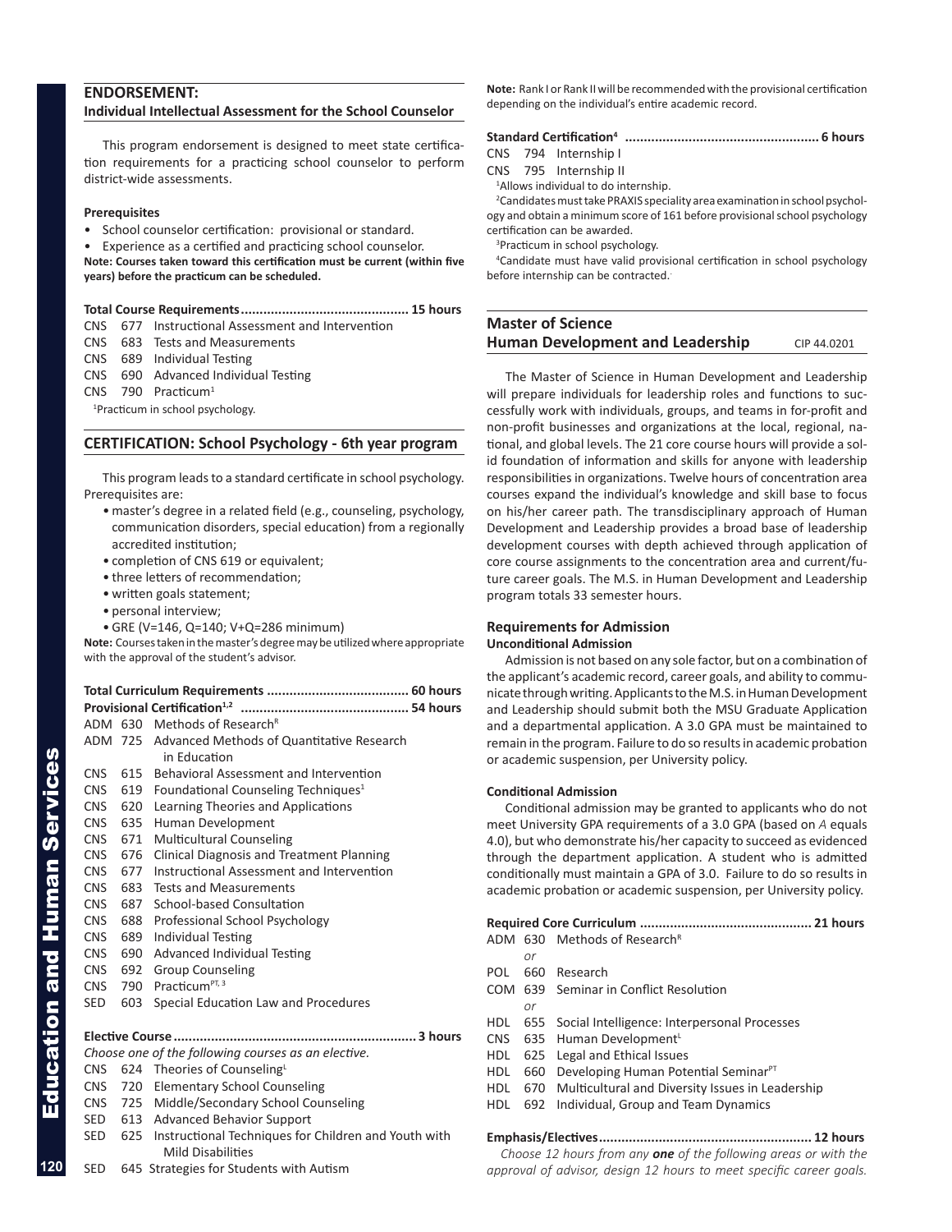## ENDORSEMENT:
### Individual Intellectual Assessment for the School Counselor

This program endorsement is designed to meet state certification requirements for a practicing school counselor to perform district-wide assessments.

**Prerequisites**

- School counselor certification: provisional or standard.
- Experience as a certified and practicing school counselor.

**Note: Courses taken toward this certification must be current (within five years) before the practicum can be scheduled.**

**Total Course Requirements............................................ 15 hours**

CNS 677 Instructional Assessment and Intervention
CNS 683 Tests and Measurements
CNS 689 Individual Testing
CNS 690 Advanced Individual Testing
CNS 790 Practicum[1]

[1]Practicum in school psychology.

## CERTIFICATION: School Psychology - 6th year program

This program leads to a standard certificate in school psychology. Prerequisites are:

- master's degree in a related field (e.g., counseling, psychology, communication disorders, special education) from a regionally accredited institution;
- completion of CNS 619 or equivalent;
- three letters of recommendation;
- written goals statement;
- personal interview;
- GRE (V=146, Q=140; V+Q=286 minimum)

**Note:** Courses taken in the master's degree may be utilized where appropriate with the approval of the student's advisor.

**Total Curriculum Requirements ..................................... 60 hours**
**Provisional Certification[1,2] ............................................ 54 hours**

ADM 630 Methods of Research[R]
ADM 725 Advanced Methods of Quantitative Research in Education
CNS 615 Behavioral Assessment and Intervention
CNS 619 Foundational Counseling Techniques[1]
CNS 620 Learning Theories and Applications
CNS 635 Human Development
CNS 671 Multicultural Counseling
CNS 676 Clinical Diagnosis and Treatment Planning
CNS 677 Instructional Assessment and Intervention
CNS 683 Tests and Measurements
CNS 687 School-based Consultation
CNS 688 Professional School Psychology
CNS 689 Individual Testing
CNS 690 Advanced Individual Testing
CNS 692 Group Counseling
CNS 790 Practicum[PT, 3]
SED 603 Special Education Law and Procedures

**Elective Course................................................................ 3 hours**

*Choose one of the following courses as an elective.*

CNS 624 Theories of Counseling[L]
CNS 720 Elementary School Counseling
CNS 725 Middle/Secondary School Counseling
SED 613 Advanced Behavior Support
SED 625 Instructional Techniques for Children and Youth with Mild Disabilities
SED 645 Strategies for Students with Autism

**Note:** Rank I or Rank II will be recommended with the provisional certification depending on the individual's entire academic record.

**Standard Certification[4] ................................................... 6 hours**

CNS 794 Internship I
CNS 795 Internship II

[1]Allows individual to do internship.
[2]Candidates must take PRAXIS speciality area examination in school psychology and obtain a minimum score of 161 before provisional school psychology certification can be awarded.
[3]Practicum in school psychology.
[4]Candidate must have valid provisional certification in school psychology before internship can be contracted.

## Master of Science
## Human Development and Leadership — CIP 44.0201

The Master of Science in Human Development and Leadership will prepare individuals for leadership roles and functions to successfully work with individuals, groups, and teams in for-profit and non-profit businesses and organizations at the local, regional, national, and global levels. The 21 core course hours will provide a solid foundation of information and skills for anyone with leadership responsibilities in organizations. Twelve hours of concentration area courses expand the individual's knowledge and skill base to focus on his/her career path. The transdisciplinary approach of Human Development and Leadership provides a broad base of leadership development courses with depth achieved through application of core course assignments to the concentration area and current/future career goals. The M.S. in Human Development and Leadership program totals 33 semester hours.

### Requirements for Admission
**Unconditional Admission**

Admission is not based on any sole factor, but on a combination of the applicant's academic record, career goals, and ability to communicate through writing. Applicants to the M.S. in Human Development and Leadership should submit both the MSU Graduate Application and a departmental application. A 3.0 GPA must be maintained to remain in the program. Failure to do so results in academic probation or academic suspension, per University policy.

**Conditional Admission**

Conditional admission may be granted to applicants who do not meet University GPA requirements of a 3.0 GPA (based on *A* equals 4.0), but who demonstrate his/her capacity to succeed as evidenced through the department application. A student who is admitted conditionally must maintain a GPA of 3.0. Failure to do so results in academic probation or academic suspension, per University policy.

**Required Core Curriculum ............................................. 21 hours**

ADM 630 Methods of Research[R]
*or*
POL 660 Research
COM 639 Seminar in Conflict Resolution
*or*
HDL 655 Social Intelligence: Interpersonal Processes
CNS 635 Human Development[L]
HDL 625 Legal and Ethical Issues
HDL 660 Developing Human Potential Seminar[PT]
HDL 670 Multicultural and Diversity Issues in Leadership
HDL 692 Individual, Group and Team Dynamics

**Emphasis/Electives........................................................ 12 hours**

*Choose 12 hours from any **one** of the following areas or with the approval of advisor, design 12 hours to meet specific career goals.*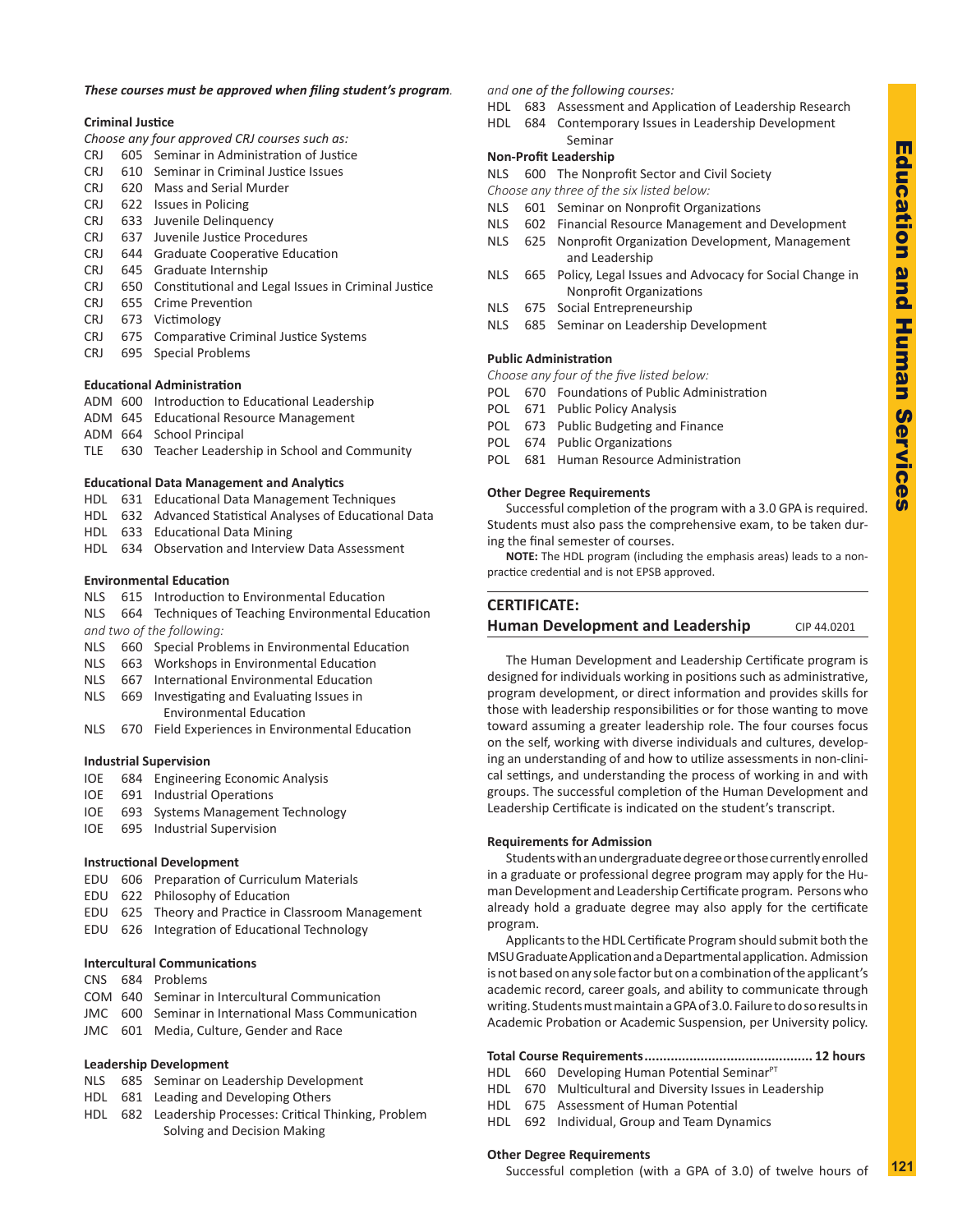***These courses must be approved when filing student's program.***

**Criminal Justice**

*Choose any four approved CRJ courses such as:*

CRJ 605 Seminar in Administration of Justice
CRJ 610 Seminar in Criminal Justice Issues
CRJ 620 Mass and Serial Murder
CRJ 622 Issues in Policing
CRJ 633 Juvenile Delinquency
CRJ 637 Juvenile Justice Procedures
CRJ 644 Graduate Cooperative Education
CRJ 645 Graduate Internship
CRJ 650 Constitutional and Legal Issues in Criminal Justice
CRJ 655 Crime Prevention
CRJ 673 Victimology
CRJ 675 Comparative Criminal Justice Systems
CRJ 695 Special Problems

**Educational Administration**

ADM 600 Introduction to Educational Leadership
ADM 645 Educational Resource Management
ADM 664 School Principal
TLE 630 Teacher Leadership in School and Community

**Educational Data Management and Analytics**

HDL 631 Educational Data Management Techniques
HDL 632 Advanced Statistical Analyses of Educational Data
HDL 633 Educational Data Mining
HDL 634 Observation and Interview Data Assessment

**Environmental Education**

NLS 615 Introduction to Environmental Education
NLS 664 Techniques of Teaching Environmental Education

*and two of the following:*

NLS 660 Special Problems in Environmental Education
NLS 663 Workshops in Environmental Education
NLS 667 International Environmental Education
NLS 669 Investigating and Evaluating Issues in Environmental Education
NLS 670 Field Experiences in Environmental Education

**Industrial Supervision**

IOE 684 Engineering Economic Analysis
IOE 691 Industrial Operations
IOE 693 Systems Management Technology
IOE 695 Industrial Supervision

**Instructional Development**

EDU 606 Preparation of Curriculum Materials
EDU 622 Philosophy of Education
EDU 625 Theory and Practice in Classroom Management
EDU 626 Integration of Educational Technology

**Intercultural Communications**

CNS 684 Problems
COM 640 Seminar in Intercultural Communication
JMC 600 Seminar in International Mass Communication
JMC 601 Media, Culture, Gender and Race

**Leadership Development**

NLS 685 Seminar on Leadership Development
HDL 681 Leading and Developing Others
HDL 682 Leadership Processes: Critical Thinking, Problem Solving and Decision Making

*and one of the following courses:*

HDL 683 Assessment and Application of Leadership Research
HDL 684 Contemporary Issues in Leadership Development Seminar

**Non-Profit Leadership**

NLS 600 The Nonprofit Sector and Civil Society

*Choose any three of the six listed below:*

NLS 601 Seminar on Nonprofit Organizations
NLS 602 Financial Resource Management and Development
NLS 625 Nonprofit Organization Development, Management and Leadership
NLS 665 Policy, Legal Issues and Advocacy for Social Change in Nonprofit Organizations
NLS 675 Social Entrepreneurship
NLS 685 Seminar on Leadership Development

**Public Administration**

*Choose any four of the five listed below:*

POL 670 Foundations of Public Administration
POL 671 Public Policy Analysis
POL 673 Public Budgeting and Finance
POL 674 Public Organizations
POL 681 Human Resource Administration

**Other Degree Requirements**

Successful completion of the program with a 3.0 GPA is required. Students must also pass the comprehensive exam, to be taken during the final semester of courses.

**NOTE:** The HDL program (including the emphasis areas) leads to a non-practice credential and is not EPSB approved.

## CERTIFICATE: Human Development and Leadership

CIP 44.0201

The Human Development and Leadership Certificate program is designed for individuals working in positions such as administrative, program development, or direct information and provides skills for those with leadership responsibilities or for those wanting to move toward assuming a greater leadership role. The four courses focus on the self, working with diverse individuals and cultures, developing an understanding of and how to utilize assessments in non-clinical settings, and understanding the process of working in and with groups. The successful completion of the Human Development and Leadership Certificate is indicated on the student's transcript.

**Requirements for Admission**

Students with an undergraduate degree or those currently enrolled in a graduate or professional degree program may apply for the Human Development and Leadership Certificate program. Persons who already hold a graduate degree may also apply for the certificate program.

Applicants to the HDL Certificate Program should submit both the MSU Graduate Application and a Departmental application. Admission is not based on any sole factor but on a combination of the applicant's academic record, career goals, and ability to communicate through writing. Students must maintain a GPA of 3.0. Failure to do so results in Academic Probation or Academic Suspension, per University policy.

**Total Course Requirements............................................ 12 hours**

HDL 660 Developing Human Potential Seminar[PT]
HDL 670 Multicultural and Diversity Issues in Leadership
HDL 675 Assessment of Human Potential
HDL 692 Individual, Group and Team Dynamics

**Other Degree Requirements**

Successful completion (with a GPA of 3.0) of twelve hours of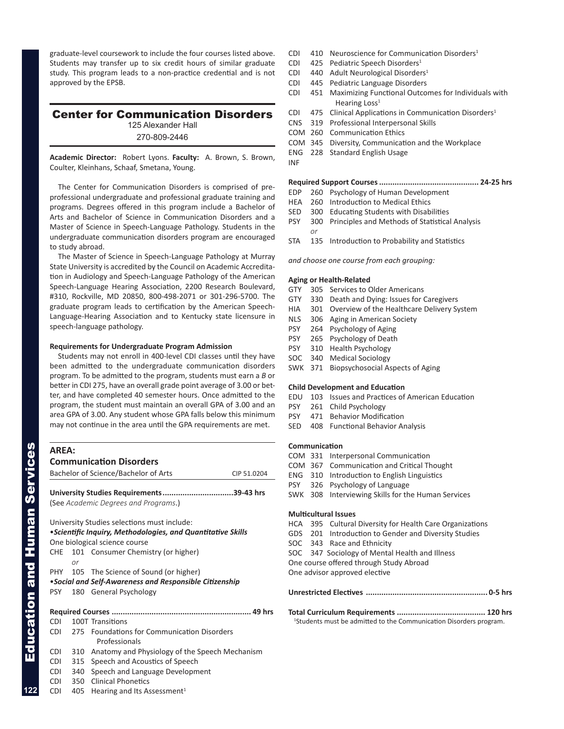graduate-level coursework to include the four courses listed above. Students may transfer up to six credit hours of similar graduate study. This program leads to a non-practice credential and is not approved by the EPSB.

## Center for Communication Disorders

125 Alexander Hall

270-809-2446

**Academic Director:** Robert Lyons. **Faculty:** A. Brown, S. Brown, Coulter, Kleinhans, Schaaf, Smetana, Young.

The Center for Communication Disorders is comprised of pre-professional undergraduate and professional graduate training and programs. Degrees offered in this program include a Bachelor of Arts and Bachelor of Science in Communication Disorders and a Master of Science in Speech-Language Pathology. Students in the undergraduate communication disorders program are encouraged to study abroad.

The Master of Science in Speech-Language Pathology at Murray State University is accredited by the Council on Academic Accreditation in Audiology and Speech-Language Pathology of the American Speech-Language Hearing Association, 2200 Research Boulevard, #310, Rockville, MD 20850, 800-498-2071 or 301-296-5700. The graduate program leads to certification by the American Speech-Language-Hearing Association and to Kentucky state licensure in speech-language pathology.

**Requirements for Undergraduate Program Admission**

Students may not enroll in 400-level CDI classes until they have been admitted to the undergraduate communication disorders program. To be admitted to the program, students must earn a *B* or better in CDI 275, have an overall grade point average of 3.00 or better, and have completed 40 semester hours. Once admitted to the program, the student must maintain an overall GPA of 3.00 and an area GPA of 3.00. Any student whose GPA falls below this minimum may not continue in the area until the GPA requirements are met.

### AREA:
### Communication Disorders

Bachelor of Science/Bachelor of Arts — CIP 51.0204

**University Studies Requirements................................39-43 hrs**
(See *Academic Degrees and Programs*.)

University Studies selections must include:

•***Scientific Inquiry, Methodologies, and Quantitative Skills***

One biological science course

CHE 101 Consumer Chemistry (or higher)
*or*
PHY 105 The Science of Sound (or higher)

•***Social and Self-Awareness and Responsible Citizenship***

PSY 180 General Psychology

**Required Courses .............................................................. 49 hrs**

CDI 100T Transitions
CDI 275 Foundations for Communication Disorders Professionals
CDI 310 Anatomy and Physiology of the Speech Mechanism
CDI 315 Speech and Acoustics of Speech
CDI 340 Speech and Language Development
CDI 350 Clinical Phonetics
CDI 405 Hearing and Its Assessment[1]
CDI 410 Neuroscience for Communication Disorders[1]
CDI 425 Pediatric Speech Disorders[1]
CDI 440 Adult Neurological Disorders[1]
CDI 445 Pediatric Language Disorders
CDI 451 Maximizing Functional Outcomes for Individuals with Hearing Loss[1]
CDI 475 Clinical Applications in Communication Disorders[1]
CNS 319 Professional Interpersonal Skills
COM 260 Communication Ethics
COM 345 Diversity, Communication and the Workplace
ENG 228 Standard English Usage
INF

**Required Support Courses ............................................ 24-25 hrs**

EDP 260 Psychology of Human Development
HEA 260 Introduction to Medical Ethics
SED 300 Educating Students with Disabilities
PSY 300 Principles and Methods of Statistical Analysis
*or*
STA 135 Introduction to Probability and Statistics

*and choose one course from each grouping:*

**Aging or Health-Related**

GTY 305 Services to Older Americans
GTY 330 Death and Dying: Issues for Caregivers
HIA 301 Overview of the Healthcare Delivery System
NLS 306 Aging in American Society
PSY 264 Psychology of Aging
PSY 265 Psychology of Death
PSY 310 Health Psychology
SOC 340 Medical Sociology
SWK 371 Biopsychosocial Aspects of Aging

**Child Development and Education**

EDU 103 Issues and Practices of American Education
PSY 261 Child Psychology
PSY 471 Behavior Modification
SED 408 Functional Behavior Analysis

**Communication**

COM 331 Interpersonal Communication
COM 367 Communication and Critical Thought
ENG 310 Introduction to English Linguistics
PSY 326 Psychology of Language
SWK 308 Interviewing Skills for the Human Services

**Multicultural Issues**

HCA 395 Cultural Diversity for Health Care Organizations
GDS 201 Introduction to Gender and Diversity Studies
SOC 343 Race and Ethnicity
SOC 347 Sociology of Mental Health and Illness
One course offered through Study Abroad
One advisor approved elective

**Unrestricted Electives ...................................................... 0-5 hrs**

**Total Curriculum Requirements ....................................... 120 hrs**

[1]Students must be admitted to the Communication Disorders program.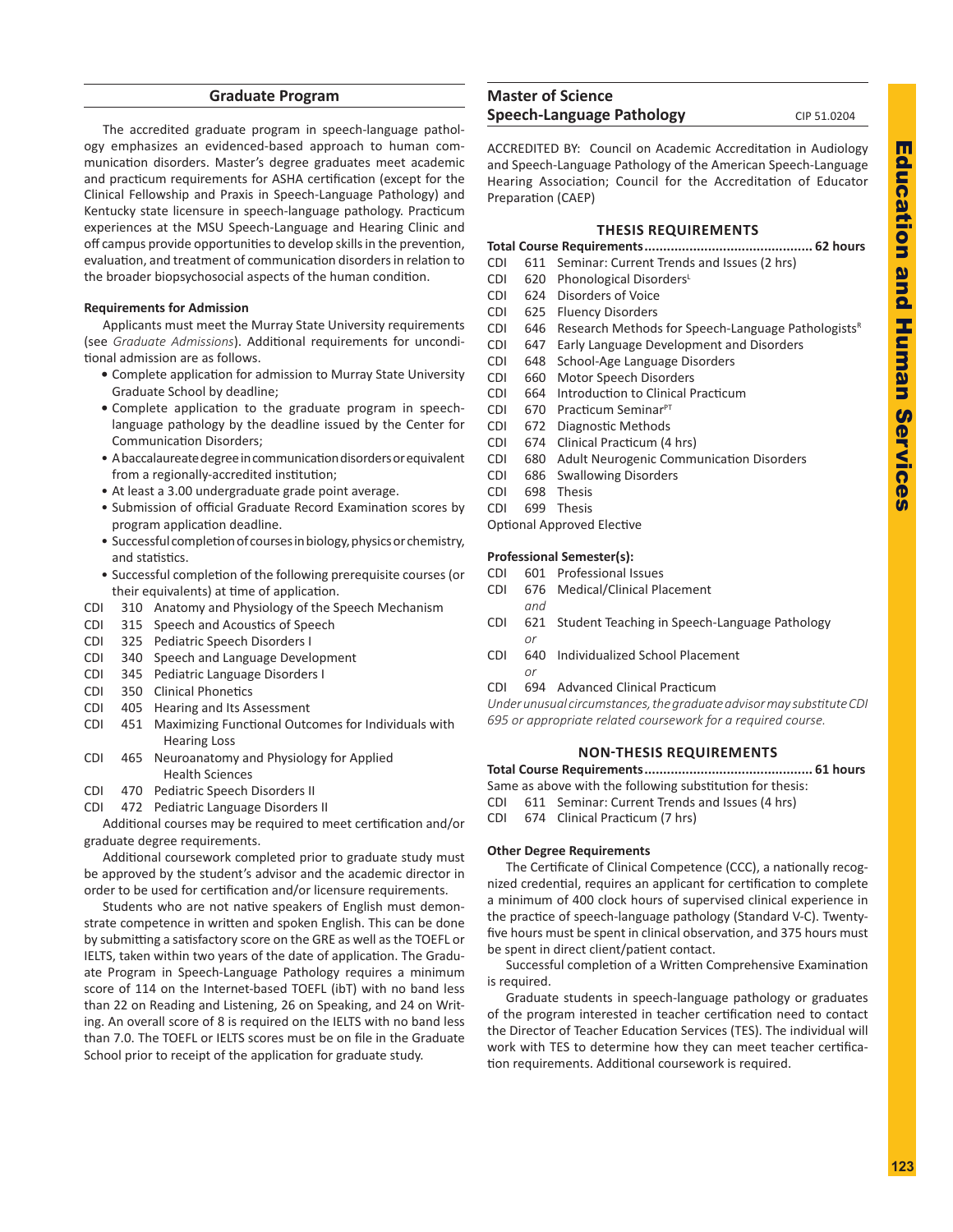## Graduate Program

The accredited graduate program in speech-language pathology emphasizes an evidenced-based approach to human communication disorders. Master's degree graduates meet academic and practicum requirements for ASHA certification (except for the Clinical Fellowship and Praxis in Speech-Language Pathology) and Kentucky state licensure in speech-language pathology. Practicum experiences at the MSU Speech-Language and Hearing Clinic and off campus provide opportunities to develop skills in the prevention, evaluation, and treatment of communication disorders in relation to the broader biopsychosocial aspects of the human condition.

**Requirements for Admission**

Applicants must meet the Murray State University requirements (see *Graduate Admissions*). Additional requirements for unconditional admission are as follows.

- Complete application for admission to Murray State University Graduate School by deadline;
- Complete application to the graduate program in speech-language pathology by the deadline issued by the Center for Communication Disorders;
- A baccalaureate degree in communication disorders or equivalent from a regionally-accredited institution;
- At least a 3.00 undergraduate grade point average.
- Submission of official Graduate Record Examination scores by program application deadline.
- Successful completion of courses in biology, physics or chemistry, and statistics.
- Successful completion of the following prerequisite courses (or their equivalents) at time of application.

CDI 310 Anatomy and Physiology of the Speech Mechanism
CDI 315 Speech and Acoustics of Speech
CDI 325 Pediatric Speech Disorders I
CDI 340 Speech and Language Development
CDI 345 Pediatric Language Disorders I
CDI 350 Clinical Phonetics
CDI 405 Hearing and Its Assessment
CDI 451 Maximizing Functional Outcomes for Individuals with Hearing Loss
CDI 465 Neuroanatomy and Physiology for Applied Health Sciences
CDI 470 Pediatric Speech Disorders II
CDI 472 Pediatric Language Disorders II

Additional courses may be required to meet certification and/or graduate degree requirements.

Additional coursework completed prior to graduate study must be approved by the student's advisor and the academic director in order to be used for certification and/or licensure requirements.

Students who are not native speakers of English must demonstrate competence in written and spoken English. This can be done by submitting a satisfactory score on the GRE as well as the TOEFL or IELTS, taken within two years of the date of application. The Graduate Program in Speech-Language Pathology requires a minimum score of 114 on the Internet-based TOEFL (ibT) with no band less than 22 on Reading and Listening, 26 on Speaking, and 24 on Writing. An overall score of 8 is required on the IELTS with no band less than 7.0. The TOEFL or IELTS scores must be on file in the Graduate School prior to receipt of the application for graduate study.

## Master of Science Speech-Language Pathology

CIP 51.0204

ACCREDITED BY: Council on Academic Accreditation in Audiology and Speech-Language Pathology of the American Speech-Language Hearing Association; Council for the Accreditation of Educator Preparation (CAEP)

### THESIS REQUIREMENTS

**Total Course Requirements............................................ 62 hours**

CDI 611 Seminar: Current Trends and Issues (2 hrs)
CDI 620 Phonological Disorders[L]
CDI 624 Disorders of Voice
CDI 625 Fluency Disorders
CDI 646 Research Methods for Speech-Language Pathologists[R]
CDI 647 Early Language Development and Disorders
CDI 648 School-Age Language Disorders
CDI 660 Motor Speech Disorders
CDI 664 Introduction to Clinical Practicum
CDI 670 Practicum Seminar[PT]
CDI 672 Diagnostic Methods
CDI 674 Clinical Practicum (4 hrs)
CDI 680 Adult Neurogenic Communication Disorders
CDI 686 Swallowing Disorders
CDI 698 Thesis
CDI 699 Thesis
Optional Approved Elective

**Professional Semester(s):**

CDI 601 Professional Issues
CDI 676 Medical/Clinical Placement
*and*
CDI 621 Student Teaching in Speech-Language Pathology
*or*
CDI 640 Individualized School Placement
*or*
CDI 694 Advanced Clinical Practicum

*Under unusual circumstances, the graduate advisor may substitute CDI 695 or appropriate related coursework for a required course.*

### NON-THESIS REQUIREMENTS

**Total Course Requirements............................................ 61 hours**

Same as above with the following substitution for thesis:
CDI 611 Seminar: Current Trends and Issues (4 hrs)
CDI 674 Clinical Practicum (7 hrs)

**Other Degree Requirements**

The Certificate of Clinical Competence (CCC), a nationally recognized credential, requires an applicant for certification to complete a minimum of 400 clock hours of supervised clinical experience in the practice of speech-language pathology (Standard V-C). Twenty-five hours must be spent in clinical observation, and 375 hours must be spent in direct client/patient contact.

Successful completion of a Written Comprehensive Examination is required.

Graduate students in speech-language pathology or graduates of the program interested in teacher certification need to contact the Director of Teacher Education Services (TES). The individual will work with TES to determine how they can meet teacher certification requirements. Additional coursework is required.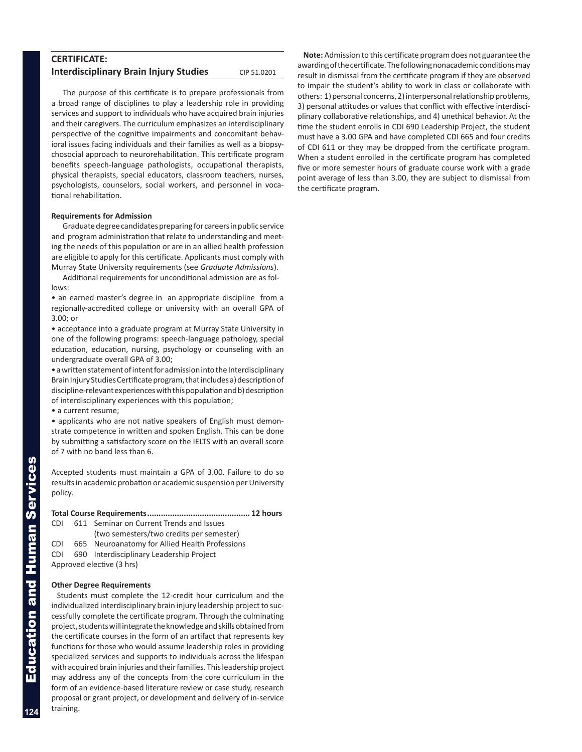## CERTIFICATE: Interdisciplinary Brain Injury Studies

CIP 51.0201

The purpose of this certificate is to prepare professionals from a broad range of disciplines to play a leadership role in providing services and support to individuals who have acquired brain injuries and their caregivers. The curriculum emphasizes an interdisciplinary perspective of the cognitive impairments and concomitant behavioral issues facing individuals and their families as well as a biopsychosocial approach to neurorehabilitation. This certificate program benefits speech-language pathologists, occupational therapists, physical therapists, special educators, classroom teachers, nurses, psychologists, counselors, social workers, and personnel in vocational rehabilitation.

**Requirements for Admission**

Graduate degree candidates preparing for careers in public service and program administration that relate to understanding and meeting the needs of this population or are in an allied health profession are eligible to apply for this certificate. Applicants must comply with Murray State University requirements (see *Graduate Admissions*).

Additional requirements for unconditional admission are as follows:

- an earned master's degree in an appropriate discipline from a regionally-accredited college or university with an overall GPA of 3.00; or
- acceptance into a graduate program at Murray State University in one of the following programs: speech-language pathology, special education, education, nursing, psychology or counseling with an undergraduate overall GPA of 3.00;
- a written statement of intent for admission into the Interdisciplinary Brain Injury Studies Certificate program, that includes a) description of discipline-relevant experiences with this population and b) description of interdisciplinary experiences with this population;
- a current resume;
- applicants who are not native speakers of English must demonstrate competence in written and spoken English. This can be done by submitting a satisfactory score on the IELTS with an overall score of 7 with no band less than 6.

Accepted students must maintain a GPA of 3.00. Failure to do so results in academic probation or academic suspension per University policy.

**Total Course Requirements............................................ 12 hours**

CDI 611 Seminar on Current Trends and Issues (two semesters/two credits per semester)
CDI 665 Neuroanatomy for Allied Health Professions
CDI 690 Interdisciplinary Leadership Project
Approved elective (3 hrs)

**Other Degree Requirements**

Students must complete the 12-credit hour curriculum and the individualized interdisciplinary brain injury leadership project to successfully complete the certificate program. Through the culminating project, students will integrate the knowledge and skills obtained from the certificate courses in the form of an artifact that represents key functions for those who would assume leadership roles in providing specialized services and supports to individuals across the lifespan with acquired brain injuries and their families. This leadership project may address any of the concepts from the core curriculum in the form of an evidence-based literature review or case study, research proposal or grant project, or development and delivery of in-service training.

**Note:** Admission to this certificate program does not guarantee the awarding of the certificate. The following nonacademic conditions may result in dismissal from the certificate program if they are observed to impair the student's ability to work in class or collaborate with others: 1) personal concerns, 2) interpersonal relationship problems, 3) personal attitudes or values that conflict with effective interdisciplinary collaborative relationships, and 4) unethical behavior. At the time the student enrolls in CDI 690 Leadership Project, the student must have a 3.00 GPA and have completed CDI 665 and four credits of CDI 611 or they may be dropped from the certificate program. When a student enrolled in the certificate program has completed five or more semester hours of graduate course work with a grade point average of less than 3.00, they are subject to dismissal from the certificate program.